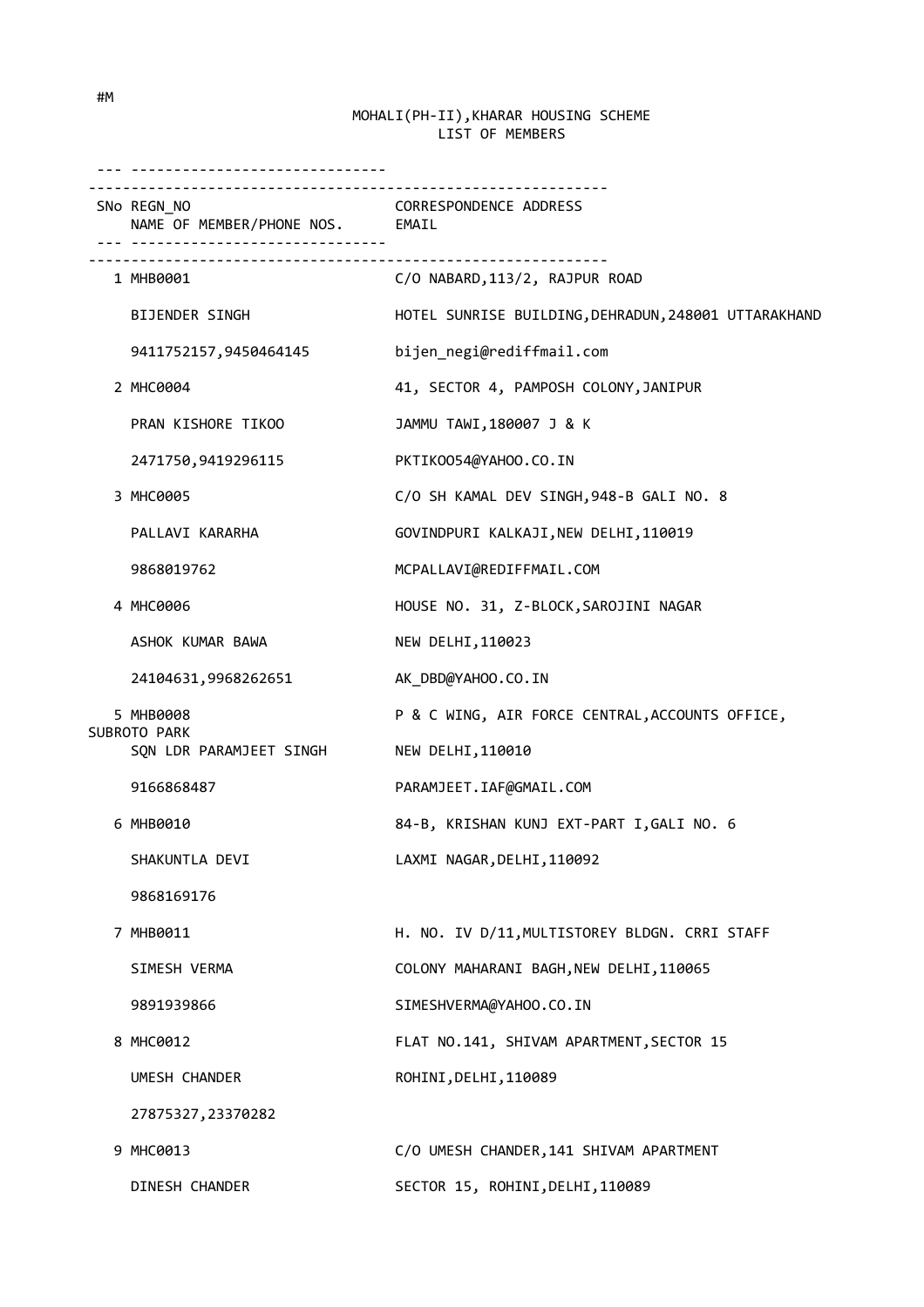#M

# MOHALI(PH-II),KHARAR HOUSING SCHEME
## LIST OF MEMBERS

| SNo | REGN_NO / NAME OF MEMBER/PHONE NOS. | CORRESPONDENCE ADDRESS / EMAIL |
|---|---|---|
| 1 | MHB0001 | C/O NABARD,113/2, RAJPUR ROAD |
| | BIJENDER SINGH | HOTEL SUNRISE BUILDING,DEHRADUN,248001 UTTARAKHAND |
| | 9411752157,9450464145 | bijen_negi@rediffmail.com |
| 2 | MHC0004 | 41, SECTOR 4, PAMPOSH COLONY,JANIPUR |
| | PRAN KISHORE TIKOO | JAMMU TAWI,180007 J & K |
| | 2471750,9419296115 | PKTIKOO54@YAHOO.CO.IN |
| 3 | MHC0005 | C/O SH KAMAL DEV SINGH,948-B GALI NO. 8 |
| | PALLAVI KARARHA | GOVINDPURI KALKAJI,NEW DELHI,110019 |
| | 9868019762 | MCPALLAVI@REDIFFMAIL.COM |
| 4 | MHC0006 | HOUSE NO. 31, Z-BLOCK,SAROJINI NAGAR |
| | ASHOK KUMAR BAWA | NEW DELHI,110023 |
| | 24104631,9968262651 | AK_DBD@YAHOO.CO.IN |
| 5 | MHB0008 | P & C WING, AIR FORCE CENTRAL,ACCOUNTS OFFICE, SUBROTO PARK |
| | SQN LDR PARAMJEET SINGH | NEW DELHI,110010 |
| | 9166868487 | PARAMJEET.IAF@GMAIL.COM |
| 6 | MHB0010 | 84-B, KRISHAN KUNJ EXT-PART I,GALI NO. 6 |
| | SHAKUNTLA DEVI | LAXMI NAGAR,DELHI,110092 |
| | 9868169176 | |
| 7 | MHB0011 | H. NO. IV D/11,MULTISTOREY BLDGN. CRRI STAFF |
| | SIMESH VERMA | COLONY MAHARANI BAGH,NEW DELHI,110065 |
| | 9891939866 | SIMESHVERMA@YAHOO.CO.IN |
| 8 | MHC0012 | FLAT NO.141, SHIVAM APARTMENT,SECTOR 15 |
| | UMESH CHANDER | ROHINI,DELHI,110089 |
| | 27875327,23370282 | |
| 9 | MHC0013 | C/O UMESH CHANDER,141 SHIVAM APARTMENT |
| | DINESH CHANDER | SECTOR 15, ROHINI,DELHI,110089 |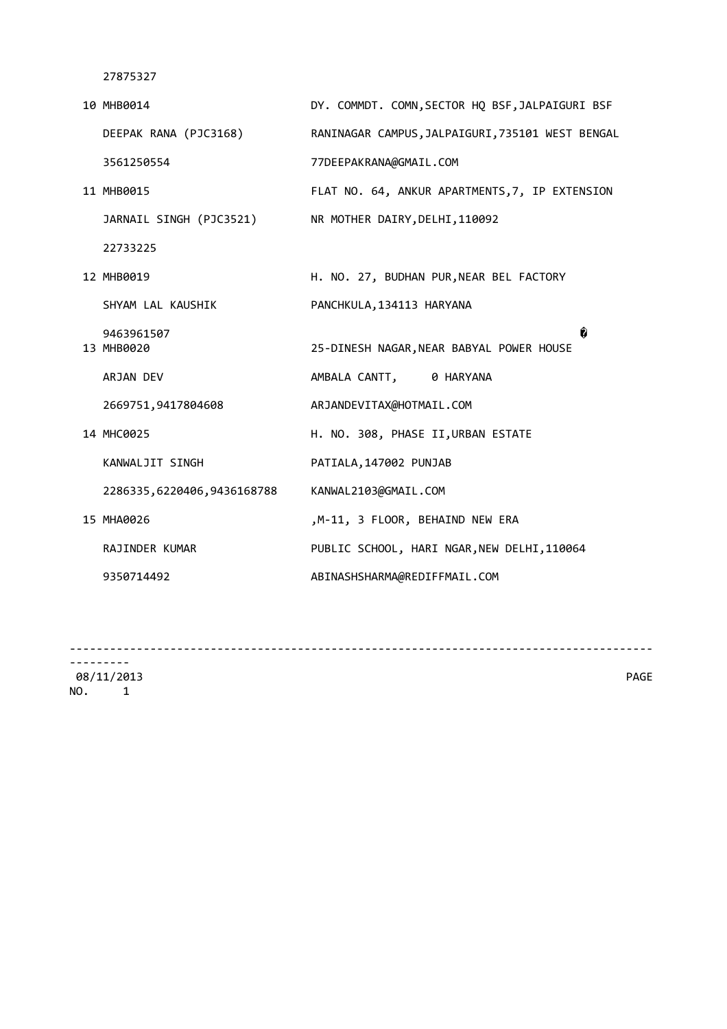27875327

| | | |
|---|---|---|
| 10 | MHB0014 | DY. COMMDT. COMN,SECTOR HQ BSF,JALPAIGURI BSF |
| | DEEPAK RANA (PJC3168) | RANINAGAR CAMPUS,JALPAIGURI,735101 WEST BENGAL |
| | 3561250554 | 77DEEPAKRANA@GMAIL.COM |
| 11 | MHB0015 | FLAT NO. 64, ANKUR APARTMENTS,7, IP EXTENSION |
| | JARNAIL SINGH (PJC3521) | NR MOTHER DAIRY,DELHI,110092 |
| | 22733225 | |
| 12 | MHB0019 | H. NO. 27, BUDHAN PUR,NEAR BEL FACTORY |
| | SHYAM LAL KAUSHIK | PANCHKULA,134113 HARYANA |
| | 9463961507 | |
| 13 | MHB0020 | 25-DINESH NAGAR,NEAR BABYAL POWER HOUSE |
| | ARJAN DEV | AMBALA CANTT, 0 HARYANA |
| | 2669751,9417804608 | ARJANDEVITAX@HOTMAIL.COM |
| 14 | MHC0025 | H. NO. 308, PHASE II,URBAN ESTATE |
| | KANWALJIT SINGH | PATIALA,147002 PUNJAB |
| | 2286335,6220406,9436168788 | KANWAL2103@GMAIL.COM |
| 15 | MHA0026 | ,M-11, 3 FLOOR, BEHAIND NEW ERA |
| | RAJINDER KUMAR | PUBLIC SCHOOL, HARI NGAR,NEW DELHI,110064 |
| | 9350714492 | ABINASHSHARMA@REDIFFMAIL.COM |

08/11/2013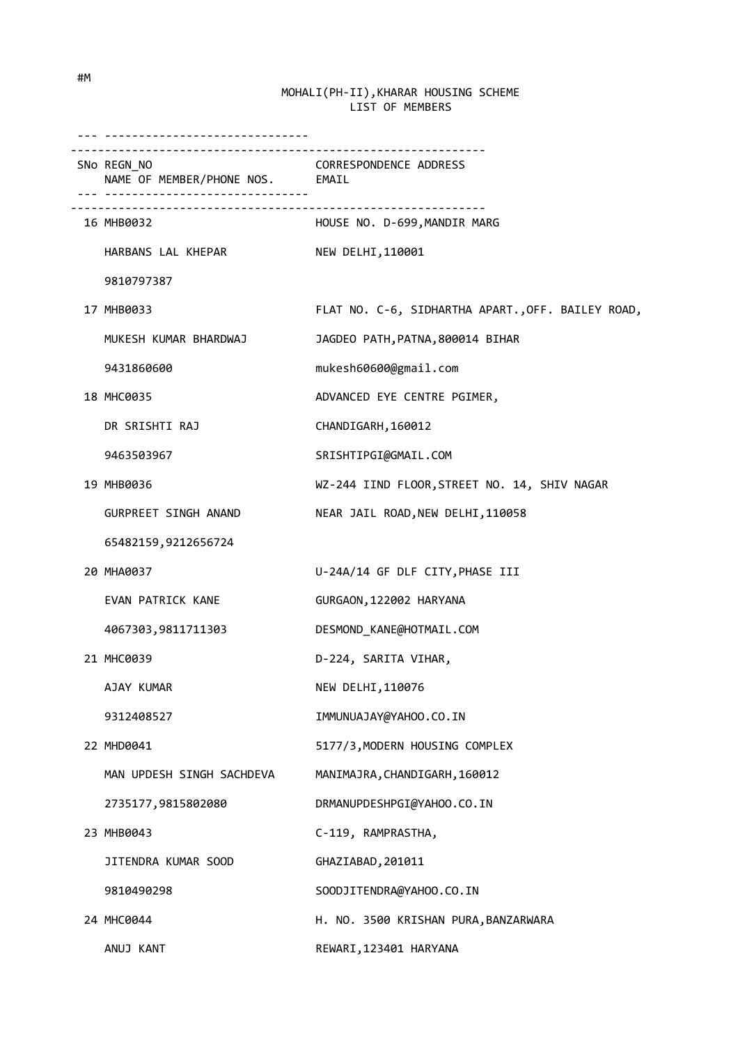#M

MOHALI(PH-II),KHARAR HOUSING SCHEME
LIST OF MEMBERS

| SNo | REGN_NO / NAME OF MEMBER/PHONE NOS. | CORRESPONDENCE ADDRESS / EMAIL |
| --- | --- | --- |
| 16 | MHB0032 | HOUSE NO. D-699,MANDIR MARG |
| | HARBANS LAL KHEPAR | NEW DELHI,110001 |
| | 9810797387 | |
| 17 | MHB0033 | FLAT NO. C-6, SIDHARTHA APART.,OFF. BAILEY ROAD, |
| | MUKESH KUMAR BHARDWAJ | JAGDEO PATH,PATNA,800014 BIHAR |
| | 9431860600 | mukesh60600@gmail.com |
| 18 | MHC0035 | ADVANCED EYE CENTRE PGIMER, |
| | DR SRISHTI RAJ | CHANDIGARH,160012 |
| | 9463503967 | SRISHTIPGI@GMAIL.COM |
| 19 | MHB0036 | WZ-244 IIND FLOOR,STREET NO. 14, SHIV NAGAR |
| | GURPREET SINGH ANAND | NEAR JAIL ROAD,NEW DELHI,110058 |
| | 65482159,9212656724 | |
| 20 | MHA0037 | U-24A/14 GF DLF CITY,PHASE III |
| | EVAN PATRICK KANE | GURGAON,122002 HARYANA |
| | 4067303,9811711303 | DESMOND_KANE@HOTMAIL.COM |
| 21 | MHC0039 | D-224, SARITA VIHAR, |
| | AJAY KUMAR | NEW DELHI,110076 |
| | 9312408527 | IMMUNUAJAY@YAHOO.CO.IN |
| 22 | MHD0041 | 5177/3,MODERN HOUSING COMPLEX |
| | MAN UPDESH SINGH SACHDEVA | MANIMAJRA,CHANDIGARH,160012 |
| | 2735177,9815802080 | DRMANUPDESHPGI@YAHOO.CO.IN |
| 23 | MHB0043 | C-119, RAMPRASTHA, |
| | JITENDRA KUMAR SOOD | GHAZIABAD,201011 |
| | 9810490298 | SOODJITENDRA@YAHOO.CO.IN |
| 24 | MHC0044 | H. NO. 3500 KRISHAN PURA,BANZARWARA |
| | ANUJ KANT | REWARI,123401 HARYANA |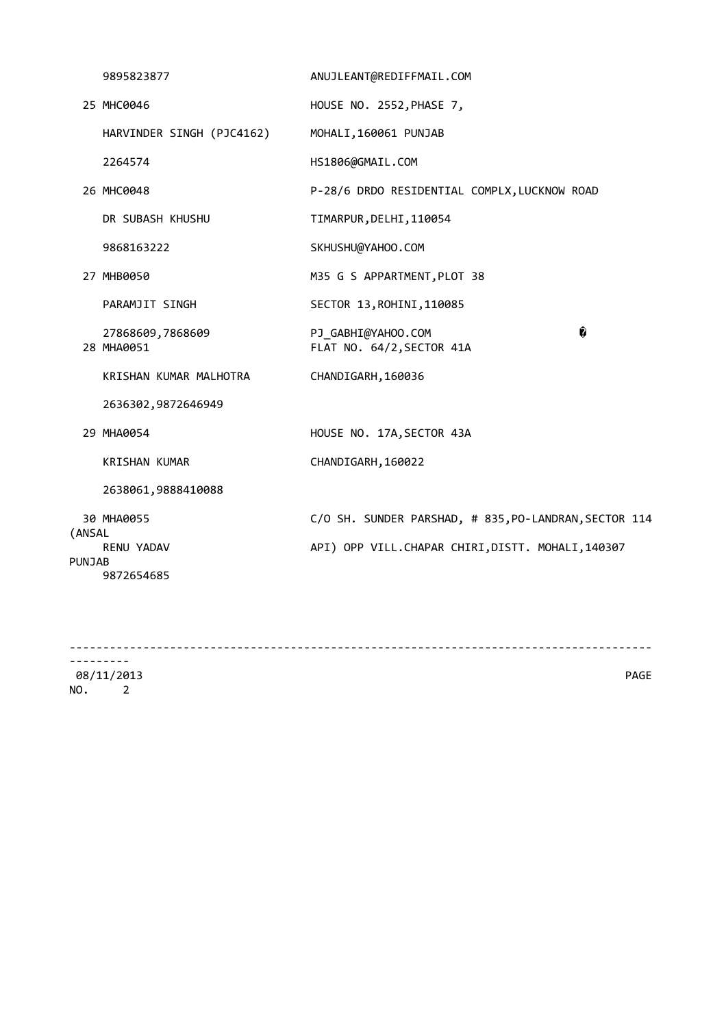| | |
|---|---|
| 9895823877 | ANUJLEANT@REDIFFMAIL.COM |
| 25 MHC0046 | HOUSE NO. 2552,PHASE 7, |
| HARVINDER SINGH (PJC4162) | MOHALI,160061 PUNJAB |
| 2264574 | HS1806@GMAIL.COM |
| 26 MHC0048 | P-28/6 DRDO RESIDENTIAL COMPLX,LUCKNOW ROAD |
| DR SUBASH KHUSHU | TIMARPUR,DELHI,110054 |
| 9868163222 | SKHUSHU@YAHOO.COM |
| 27 MHB0050 | M35 G S APPARTMENT,PLOT 38 |
| PARAMJIT SINGH | SECTOR 13,ROHINI,110085 |
| 27868609,7868609 | PJ_GABHI@YAHOO.COM |
| 28 MHA0051 | FLAT NO. 64/2,SECTOR 41A |
| KRISHAN KUMAR MALHOTRA | CHANDIGARH,160036 |
| 2636302,9872646949 | |
| 29 MHA0054 | HOUSE NO. 17A,SECTOR 43A |
| KRISHAN KUMAR | CHANDIGARH,160022 |
| 2638061,9888410088 | |
| 30 MHA0055 | C/O SH. SUNDER PARSHAD, # 835,PO-LANDRAN,SECTOR 114 (ANSAL |
| RENU YADAV | API) OPP VILL.CHAPAR CHIRI,DISTT. MOHALI,140307 PUNJAB |
| 9872654685 | |

08/11/2013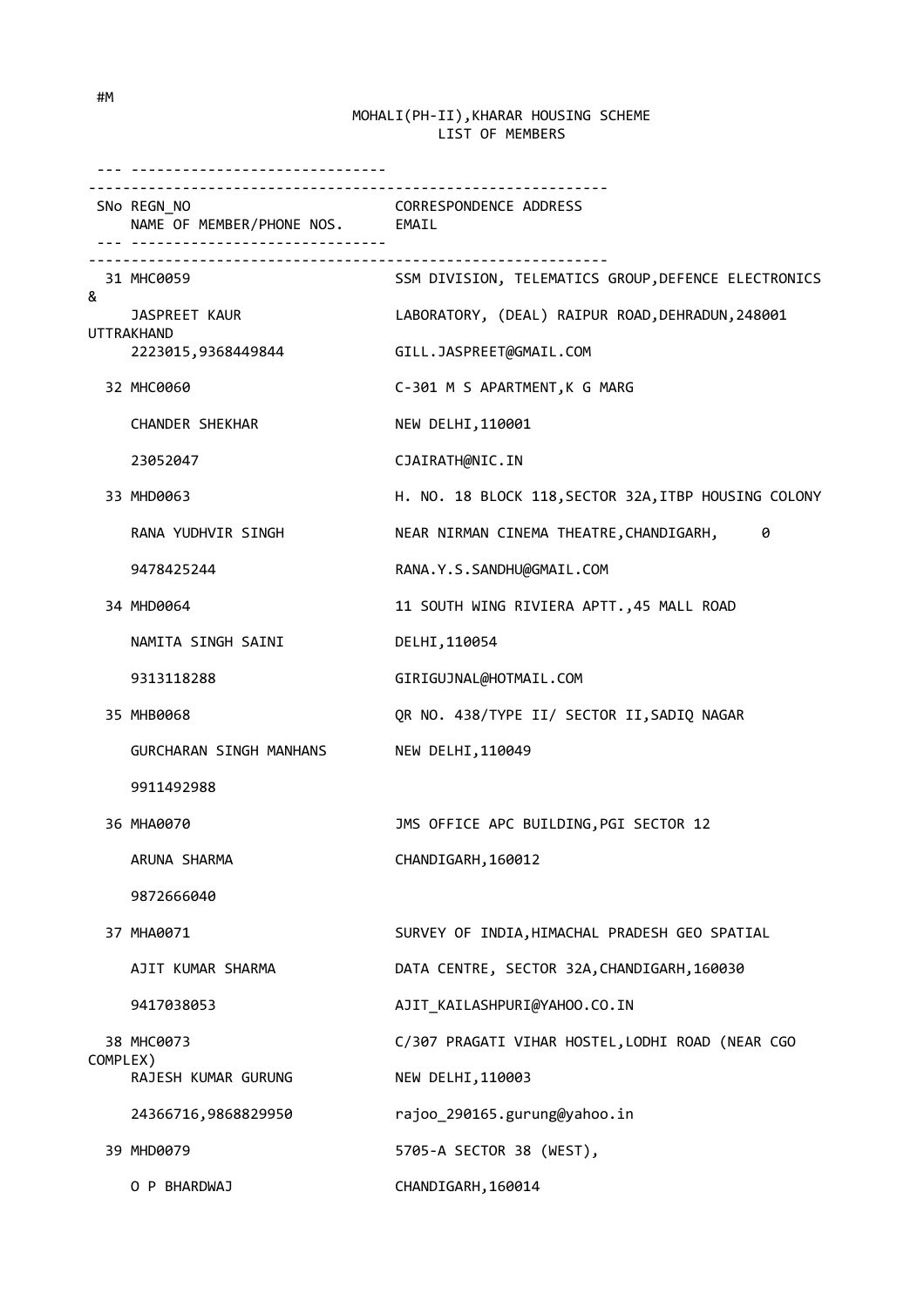#M

MOHALI(PH-II),KHARAR HOUSING SCHEME
LIST OF MEMBERS

| SNo | REGN_NO / NAME OF MEMBER/PHONE NOS. | CORRESPONDENCE ADDRESS / EMAIL |
|---|---|---|
| 31 | MHC0059<br>JASPREET KAUR<br>2223015,9368449844 | SSM DIVISION, TELEMATICS GROUP,DEFENCE ELECTRONICS &<br>LABORATORY, (DEAL) RAIPUR ROAD,DEHRADUN,248001 UTTRAKHAND<br>GILL.JASPREET@GMAIL.COM |
| 32 | MHC0060<br>CHANDER SHEKHAR<br>23052047 | C-301 M S APARTMENT,K G MARG<br>NEW DELHI,110001<br>CJAIRATH@NIC.IN |
| 33 | MHD0063<br>RANA YUDHVIR SINGH<br>9478425244 | H. NO. 18 BLOCK 118,SECTOR 32A,ITBP HOUSING COLONY<br>NEAR NIRMAN CINEMA THEATRE,CHANDIGARH, 0<br>RANA.Y.S.SANDHU@GMAIL.COM |
| 34 | MHD0064<br>NAMITA SINGH SAINI<br>9313118288 | 11 SOUTH WING RIVIERA APTT.,45 MALL ROAD<br>DELHI,110054<br>GIRIGUJNAL@HOTMAIL.COM |
| 35 | MHB0068<br>GURCHARAN SINGH MANHANS<br>9911492988 | QR NO. 438/TYPE II/ SECTOR II,SADIQ NAGAR<br>NEW DELHI,110049 |
| 36 | MHA0070<br>ARUNA SHARMA<br>9872666040 | JMS OFFICE APC BUILDING,PGI SECTOR 12<br>CHANDIGARH,160012 |
| 37 | MHA0071<br>AJIT KUMAR SHARMA<br>9417038053 | SURVEY OF INDIA,HIMACHAL PRADESH GEO SPATIAL<br>DATA CENTRE, SECTOR 32A,CHANDIGARH,160030<br>AJIT_KAILASHPURI@YAHOO.CO.IN |
| 38 | MHC0073<br>RAJESH KUMAR GURUNG<br>24366716,9868829950 | C/307 PRAGATI VIHAR HOSTEL,LODHI ROAD (NEAR CGO COMPLEX)<br>NEW DELHI,110003<br>rajoo_290165.gurung@yahoo.in |
| 39 | MHD0079<br>O P BHARDWAJ | 5705-A SECTOR 38 (WEST),<br>CHANDIGARH,160014 |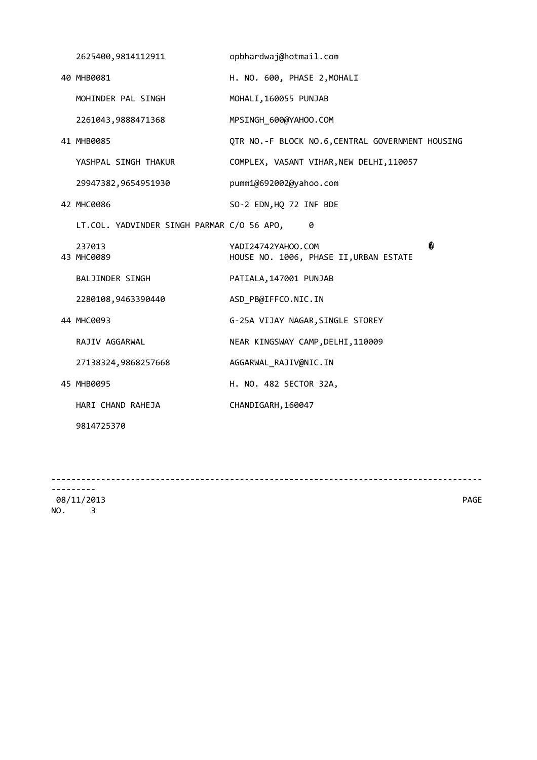| | |
|---|---|
| 2625400,9814112911 | opbhardwaj@hotmail.com |
| 40 MHB0081 | H. NO. 600, PHASE 2,MOHALI |
| MOHINDER PAL SINGH | MOHALI,160055 PUNJAB |
| 2261043,9888471368 | MPSINGH_600@YAHOO.COM |
| 41 MHB0085 | QTR NO.-F BLOCK NO.6,CENTRAL GOVERNMENT HOUSING |
| YASHPAL SINGH THAKUR | COMPLEX, VASANT VIHAR,NEW DELHI,110057 |
| 29947382,9654951930 | pummi@692002@yahoo.com |
| 42 MHC0086 | SO-2 EDN,HQ 72 INF BDE |
| LT.COL. YADVINDER SINGH PARMAR | C/O 56 APO, 0 |
| 237013 | YADI24742YAHOO.COM � |
| 43 MHC0089 | HOUSE NO. 1006, PHASE II,URBAN ESTATE |
| BALJINDER SINGH | PATIALA,147001 PUNJAB |
| 2280108,9463390440 | ASD_PB@IFFCO.NIC.IN |
| 44 MHC0093 | G-25A VIJAY NAGAR,SINGLE STOREY |
| RAJIV AGGARWAL | NEAR KINGSWAY CAMP,DELHI,110009 |
| 27138324,9868257668 | AGGARWAL_RAJIV@NIC.IN |
| 45 MHB0095 | H. NO. 482 SECTOR 32A, |
| HARI CHAND RAHEJA | CHANDIGARH,160047 |
| 9814725370 | |

08/11/2013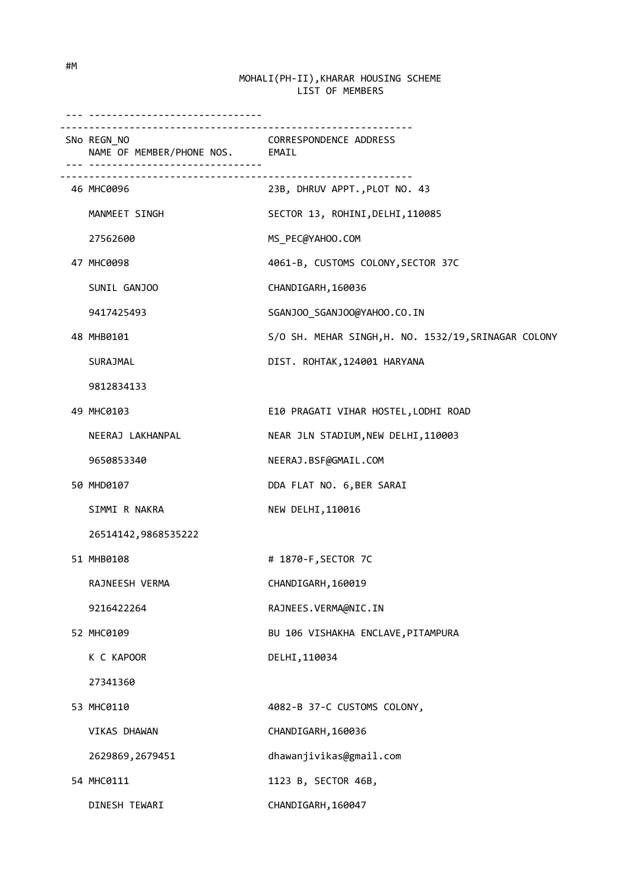#M

MOHALI(PH-II),KHARAR HOUSING SCHEME
LIST OF MEMBERS

| SNo | REGN_NO / NAME OF MEMBER/PHONE NOS. | CORRESPONDENCE ADDRESS / EMAIL |
|---|---|---|
| 46 | MHC0096 | 23B, DHRUV APPT.,PLOT NO. 43 |
| | MANMEET SINGH | SECTOR 13, ROHINI,DELHI,110085 |
| | 27562600 | MS_PEC@YAHOO.COM |
| 47 | MHC0098 | 4061-B, CUSTOMS COLONY,SECTOR 37C |
| | SUNIL GANJOO | CHANDIGARH,160036 |
| | 9417425493 | SGANJOO_SGANJOO@YAHOO.CO.IN |
| 48 | MHB0101 | S/O SH. MEHAR SINGH,H. NO. 1532/19,SRINAGAR COLONY |
| | SURAJMAL | DIST. ROHTAK,124001 HARYANA |
| | 9812834133 | |
| 49 | MHC0103 | E10 PRAGATI VIHAR HOSTEL,LODHI ROAD |
| | NEERAJ LAKHANPAL | NEAR JLN STADIUM,NEW DELHI,110003 |
| | 9650853340 | NEERAJ.BSF@GMAIL.COM |
| 50 | MHD0107 | DDA FLAT NO. 6,BER SARAI |
| | SIMMI R NAKRA | NEW DELHI,110016 |
| | 26514142,9868535222 | |
| 51 | MHB0108 | # 1870-F,SECTOR 7C |
| | RAJNEESH VERMA | CHANDIGARH,160019 |
| | 9216422264 | RAJNEES.VERMA@NIC.IN |
| 52 | MHC0109 | BU 106 VISHAKHA ENCLAVE,PITAMPURA |
| | K C KAPOOR | DELHI,110034 |
| | 27341360 | |
| 53 | MHC0110 | 4082-B 37-C CUSTOMS COLONY, |
| | VIKAS DHAWAN | CHANDIGARH,160036 |
| | 2629869,2679451 | dhawanjivikas@gmail.com |
| 54 | MHC0111 | 1123 B, SECTOR 46B, |
| | DINESH TEWARI | CHANDIGARH,160047 |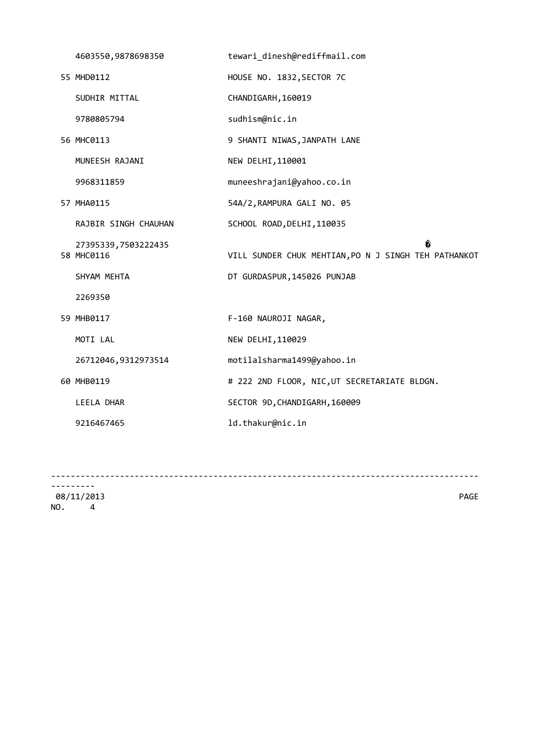| | |
|---|---|
| 4603550,9878698350 | tewari_dinesh@rediffmail.com |
| 55 MHD0112 | HOUSE NO. 1832,SECTOR 7C |
| SUDHIR MITTAL | CHANDIGARH,160019 |
| 9780805794 | sudhism@nic.in |
| 56 MHC0113 | 9 SHANTI NIWAS,JANPATH LANE |
| MUNEESH RAJANI | NEW DELHI,110001 |
| 9968311859 | muneeshrajani@yahoo.co.in |
| 57 MHA0115 | 54A/2,RAMPURA GALI NO. 05 |
| RAJBIR SINGH CHAUHAN | SCHOOL ROAD,DELHI,110035 |
| 27395339,7503222435 | � |
| 58 MHC0116 | VILL SUNDER CHUK MEHTIAN,PO N J SINGH TEH PATHANKOT |
| SHYAM MEHTA | DT GURDASPUR,145026 PUNJAB |
| 2269350 | |
| 59 MHB0117 | F-160 NAUROJI NAGAR, |
| MOTI LAL | NEW DELHI,110029 |
| 26712046,9312973514 | motilalsharma1499@yahoo.in |
| 60 MHB0119 | # 222 2ND FLOOR, NIC,UT SECRETARIATE BLDGN. |
| LEELA DHAR | SECTOR 9D,CHANDIGARH,160009 |
| 9216467465 | ld.thakur@nic.in |

----------------------------------------------------------------------------------------------

08/11/2013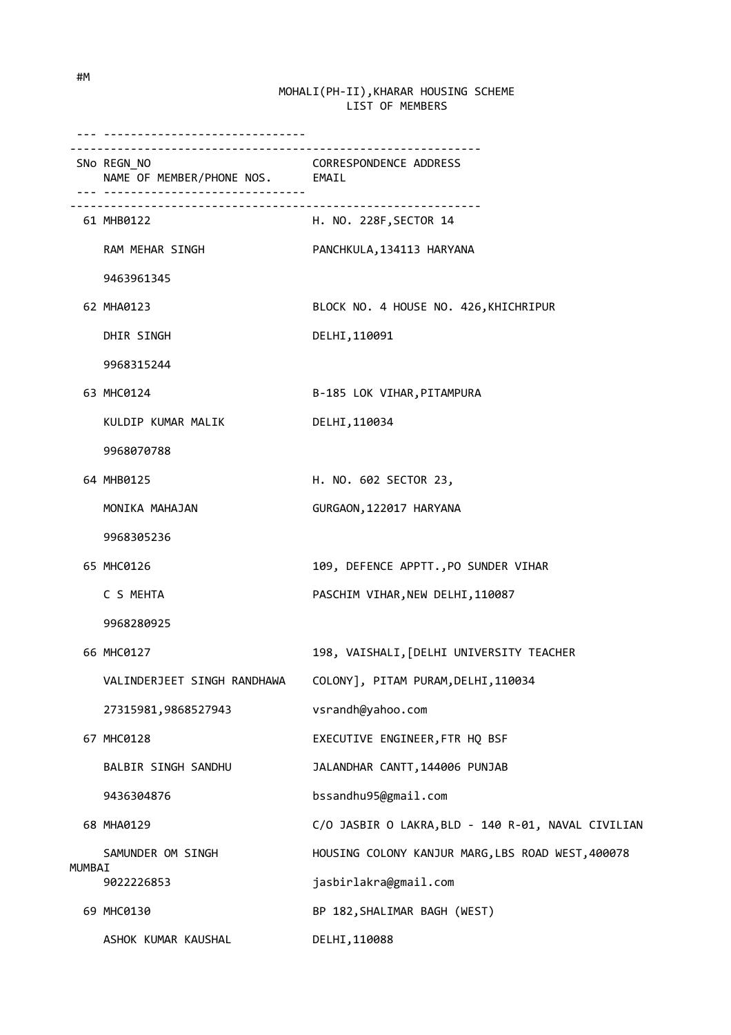#M

MOHALI(PH-II),KHARAR HOUSING SCHEME
LIST OF MEMBERS

| SNo | REGN_NO / NAME OF MEMBER/PHONE NOS. | CORRESPONDENCE ADDRESS / EMAIL |
|---|---|---|
| 61 | MHB0122 | H. NO. 228F,SECTOR 14 |
| | RAM MEHAR SINGH | PANCHKULA,134113 HARYANA |
| | 9463961345 | |
| 62 | MHA0123 | BLOCK NO. 4 HOUSE NO. 426,KHICHRIPUR |
| | DHIR SINGH | DELHI,110091 |
| | 9968315244 | |
| 63 | MHC0124 | B-185 LOK VIHAR,PITAMPURA |
| | KULDIP KUMAR MALIK | DELHI,110034 |
| | 9968070788 | |
| 64 | MHB0125 | H. NO. 602 SECTOR 23, |
| | MONIKA MAHAJAN | GURGAON,122017 HARYANA |
| | 9968305236 | |
| 65 | MHC0126 | 109, DEFENCE APPTT.,PO SUNDER VIHAR |
| | C S MEHTA | PASCHIM VIHAR,NEW DELHI,110087 |
| | 9968280925 | |
| 66 | MHC0127 | 198, VAISHALI,[DELHI UNIVERSITY TEACHER |
| | VALINDERJEET SINGH RANDHAWA | COLONY], PITAM PURAM,DELHI,110034 |
| | 27315981,9868527943 | vsrandh@yahoo.com |
| 67 | MHC0128 | EXECUTIVE ENGINEER,FTR HQ BSF |
| | BALBIR SINGH SANDHU | JALANDHAR CANTT,144006 PUNJAB |
| | 9436304876 | bssandhu95@gmail.com |
| 68 | MHA0129 | C/O JASBIR O LAKRA,BLD - 140 R-01, NAVAL CIVILIAN |
| | SAMUNDER OM SINGH | HOUSING COLONY KANJUR MARG,LBS ROAD WEST,400078 MUMBAI |
| | 9022226853 | jasbirlakra@gmail.com |
| 69 | MHC0130 | BP 182,SHALIMAR BAGH (WEST) |
| | ASHOK KUMAR KAUSHAL | DELHI,110088 |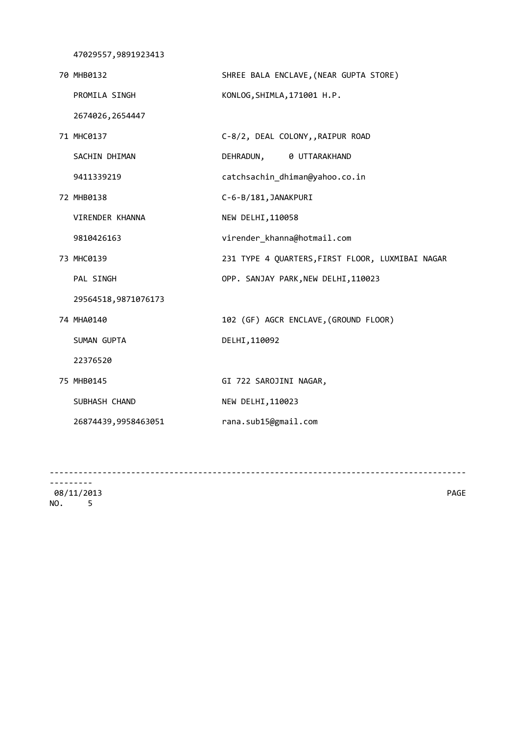47029557,9891923413

| | | |
|---|---|---|
| 70 | MHB0132 | SHREE BALA ENCLAVE,(NEAR GUPTA STORE) |
| | PROMILA SINGH | KONLOG,SHIMLA,171001 H.P. |
| | 2674026,2654447 | |
| 71 | MHC0137 | C-8/2, DEAL COLONY,,RAIPUR ROAD |
| | SACHIN DHIMAN | DEHRADUN,     0 UTTARAKHAND |
| | 9411339219 | catchsachin_dhiman@yahoo.co.in |
| 72 | MHB0138 | C-6-B/181,JANAKPURI |
| | VIRENDER KHANNA | NEW DELHI,110058 |
| | 9810426163 | virender_khanna@hotmail.com |
| 73 | MHC0139 | 231 TYPE 4 QUARTERS,FIRST FLOOR, LUXMIBAI NAGAR |
| | PAL SINGH | OPP. SANJAY PARK,NEW DELHI,110023 |
| | 29564518,9871076173 | |
| 74 | MHA0140 | 102 (GF) AGCR ENCLAVE,(GROUND FLOOR) |
| | SUMAN GUPTA | DELHI,110092 |
| | 22376520 | |
| 75 | MHB0145 | GI 722 SAROJINI NAGAR, |
| | SUBHASH CHAND | NEW DELHI,110023 |
| | 26874439,9958463051 | rana.sub15@gmail.com |

08/11/2013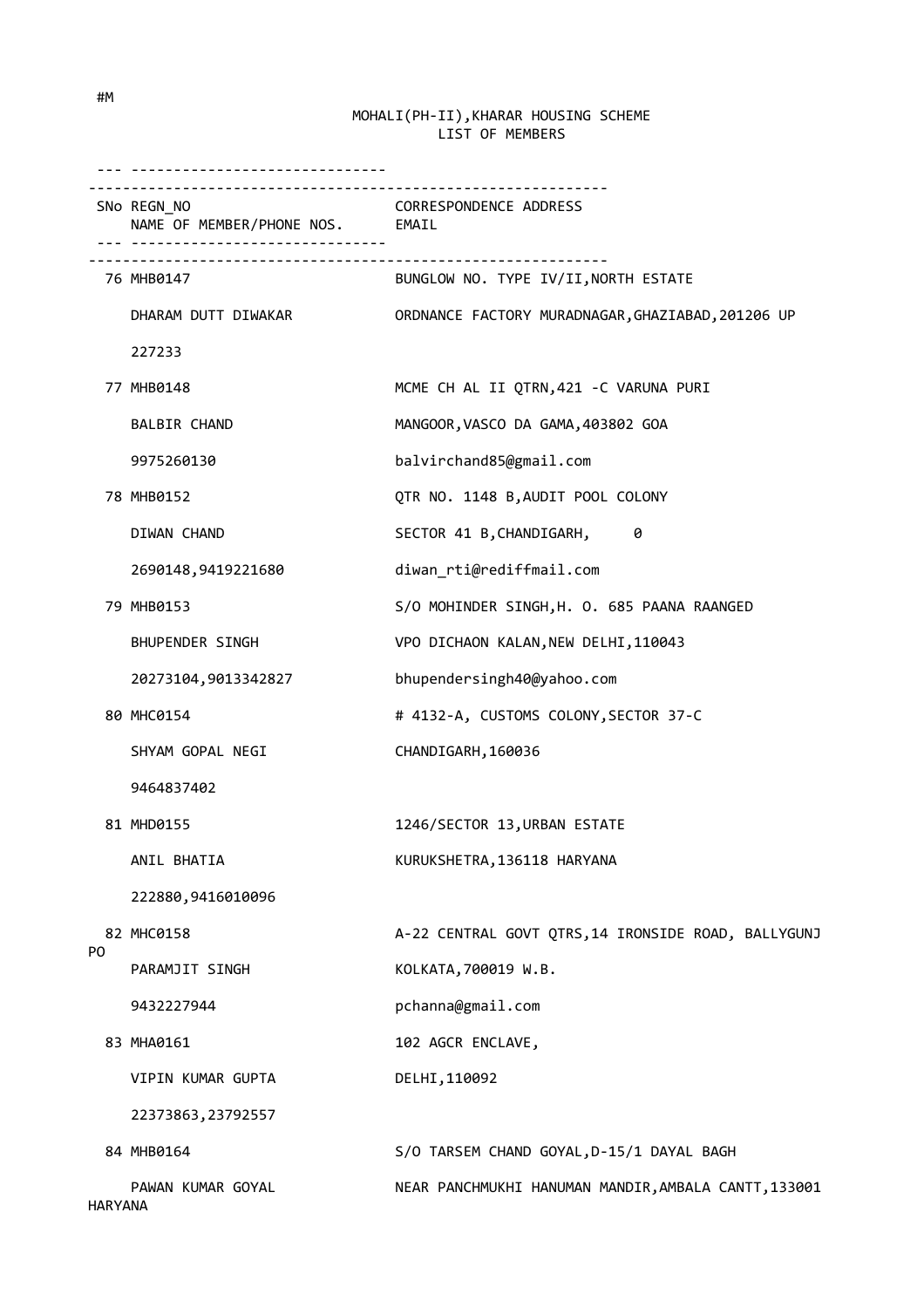#M

MOHALI(PH-II),KHARAR HOUSING SCHEME
LIST OF MEMBERS

| SNo | REGN_NO / NAME OF MEMBER/PHONE NOS. | CORRESPONDENCE ADDRESS / EMAIL |
|---|---|---|
| 76 | MHB0147 | BUNGLOW NO. TYPE IV/II,NORTH ESTATE |
| | DHARAM DUTT DIWAKAR | ORDNANCE FACTORY MURADNAGAR,GHAZIABAD,201206 UP |
| | 227233 | |
| 77 | MHB0148 | MCME CH AL II QTRN,421 -C VARUNA PURI |
| | BALBIR CHAND | MANGOOR,VASCO DA GAMA,403802 GOA |
| | 9975260130 | balvirchand85@gmail.com |
| 78 | MHB0152 | QTR NO. 1148 B,AUDIT POOL COLONY |
| | DIWAN CHAND | SECTOR 41 B,CHANDIGARH, 0 |
| | 2690148,9419221680 | diwan_rti@rediffmail.com |
| 79 | MHB0153 | S/O MOHINDER SINGH,H. O. 685 PAANA RAANGED |
| | BHUPENDER SINGH | VPO DICHAON KALAN,NEW DELHI,110043 |
| | 20273104,9013342827 | bhupendersingh40@yahoo.com |
| 80 | MHC0154 | # 4132-A, CUSTOMS COLONY,SECTOR 37-C |
| | SHYAM GOPAL NEGI | CHANDIGARH,160036 |
| | 9464837402 | |
| 81 | MHD0155 | 1246/SECTOR 13,URBAN ESTATE |
| | ANIL BHATIA | KURUKSHETRA,136118 HARYANA |
| | 222880,9416010096 | |
| 82 | MHC0158 | A-22 CENTRAL GOVT QTRS,14 IRONSIDE ROAD, BALLYGUNJ PO |
| | PARAMJIT SINGH | KOLKATA,700019 W.B. |
| | 9432227944 | pchanna@gmail.com |
| 83 | MHA0161 | 102 AGCR ENCLAVE, |
| | VIPIN KUMAR GUPTA | DELHI,110092 |
| | 22373863,23792557 | |
| 84 | MHB0164 | S/O TARSEM CHAND GOYAL,D-15/1 DAYAL BAGH |
| | PAWAN KUMAR GOYAL | NEAR PANCHMUKHI HANUMAN MANDIR,AMBALA CANTT,133001 HARYANA |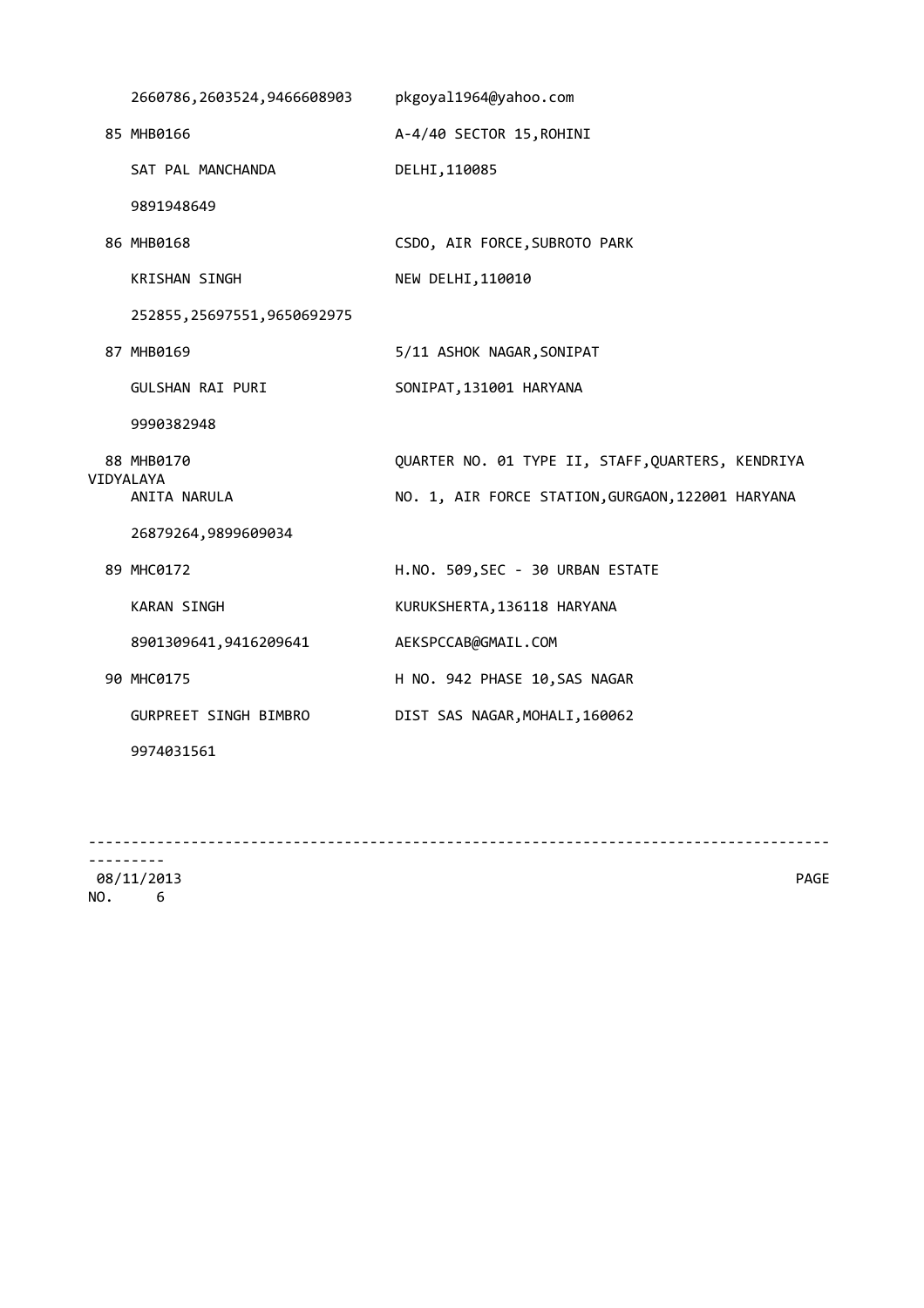2660786,2603524,9466608903 pkgoyal1964@yahoo.com

| No. | Code / Name / Phone | Address |
|---|---|---|
| 85 | MHB0166 | A-4/40 SECTOR 15,ROHINI |
| | SAT PAL MANCHANDA | DELHI,110085 |
| | 9891948649 | |
| 86 | MHB0168 | CSDO, AIR FORCE,SUBROTO PARK |
| | KRISHAN SINGH | NEW DELHI,110010 |
| | 252855,25697551,9650692975 | |
| 87 | MHB0169 | 5/11 ASHOK NAGAR,SONIPAT |
| | GULSHAN RAI PURI | SONIPAT,131001 HARYANA |
| | 9990382948 | |
| 88 | MHB0170 | QUARTER NO. 01 TYPE II, STAFF,QUARTERS, KENDRIYA VIDYALAYA |
| | ANITA NARULA | NO. 1, AIR FORCE STATION,GURGAON,122001 HARYANA |
| | 26879264,9899609034 | |
| 89 | MHC0172 | H.NO. 509,SEC - 30 URBAN ESTATE |
| | KARAN SINGH | KURUKSHERTA,136118 HARYANA |
| | 8901309641,9416209641 | AEKSPCCAB@GMAIL.COM |
| 90 | MHC0175 | H NO. 942 PHASE 10,SAS NAGAR |
| | GURPREET SINGH BIMBRO | DIST SAS NAGAR,MOHALI,160062 |
| | 9974031561 | |

08/11/2013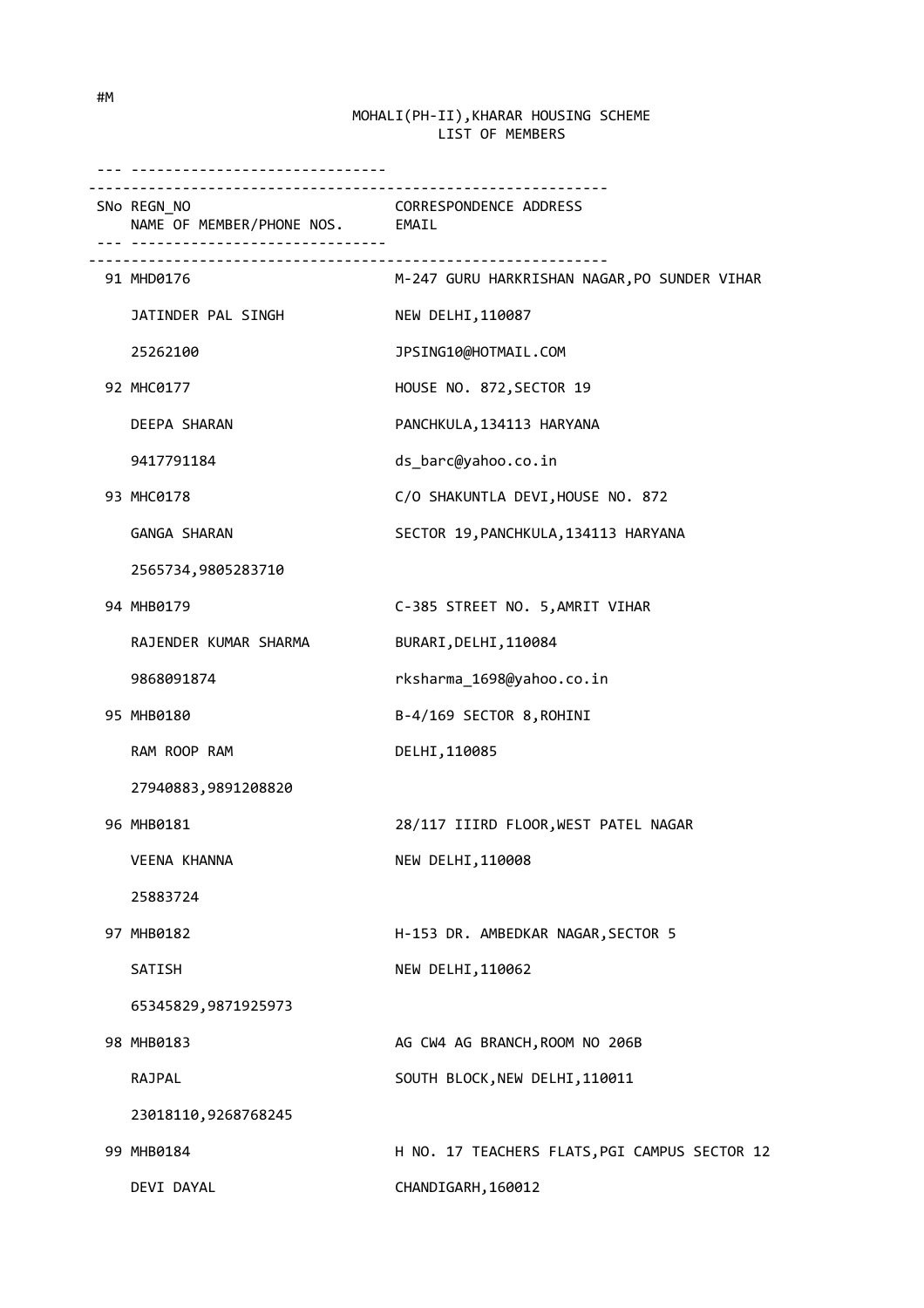#M

MOHALI(PH-II),KHARAR HOUSING SCHEME
LIST OF MEMBERS

| SNo | REGN_NO / NAME OF MEMBER/PHONE NOS. | CORRESPONDENCE ADDRESS / EMAIL |
|---|---|---|
| 91 | MHD0176 | M-247 GURU HARKRISHAN NAGAR,PO SUNDER VIHAR |
| | JATINDER PAL SINGH | NEW DELHI,110087 |
| | 25262100 | JPSING10@HOTMAIL.COM |
| 92 | MHC0177 | HOUSE NO. 872,SECTOR 19 |
| | DEEPA SHARAN | PANCHKULA,134113 HARYANA |
| | 9417791184 | ds_barc@yahoo.co.in |
| 93 | MHC0178 | C/O SHAKUNTLA DEVI,HOUSE NO. 872 |
| | GANGA SHARAN | SECTOR 19,PANCHKULA,134113 HARYANA |
| | 2565734,9805283710 | |
| 94 | MHB0179 | C-385 STREET NO. 5,AMRIT VIHAR |
| | RAJENDER KUMAR SHARMA | BURARI,DELHI,110084 |
| | 9868091874 | rksharma_1698@yahoo.co.in |
| 95 | MHB0180 | B-4/169 SECTOR 8,ROHINI |
| | RAM ROOP RAM | DELHI,110085 |
| | 27940883,9891208820 | |
| 96 | MHB0181 | 28/117 IIIRD FLOOR,WEST PATEL NAGAR |
| | VEENA KHANNA | NEW DELHI,110008 |
| | 25883724 | |
| 97 | MHB0182 | H-153 DR. AMBEDKAR NAGAR,SECTOR 5 |
| | SATISH | NEW DELHI,110062 |
| | 65345829,9871925973 | |
| 98 | MHB0183 | AG CW4 AG BRANCH,ROOM NO 206B |
| | RAJPAL | SOUTH BLOCK,NEW DELHI,110011 |
| | 23018110,9268768245 | |
| 99 | MHB0184 | H NO. 17 TEACHERS FLATS,PGI CAMPUS SECTOR 12 |
| | DEVI DAYAL | CHANDIGARH,160012 |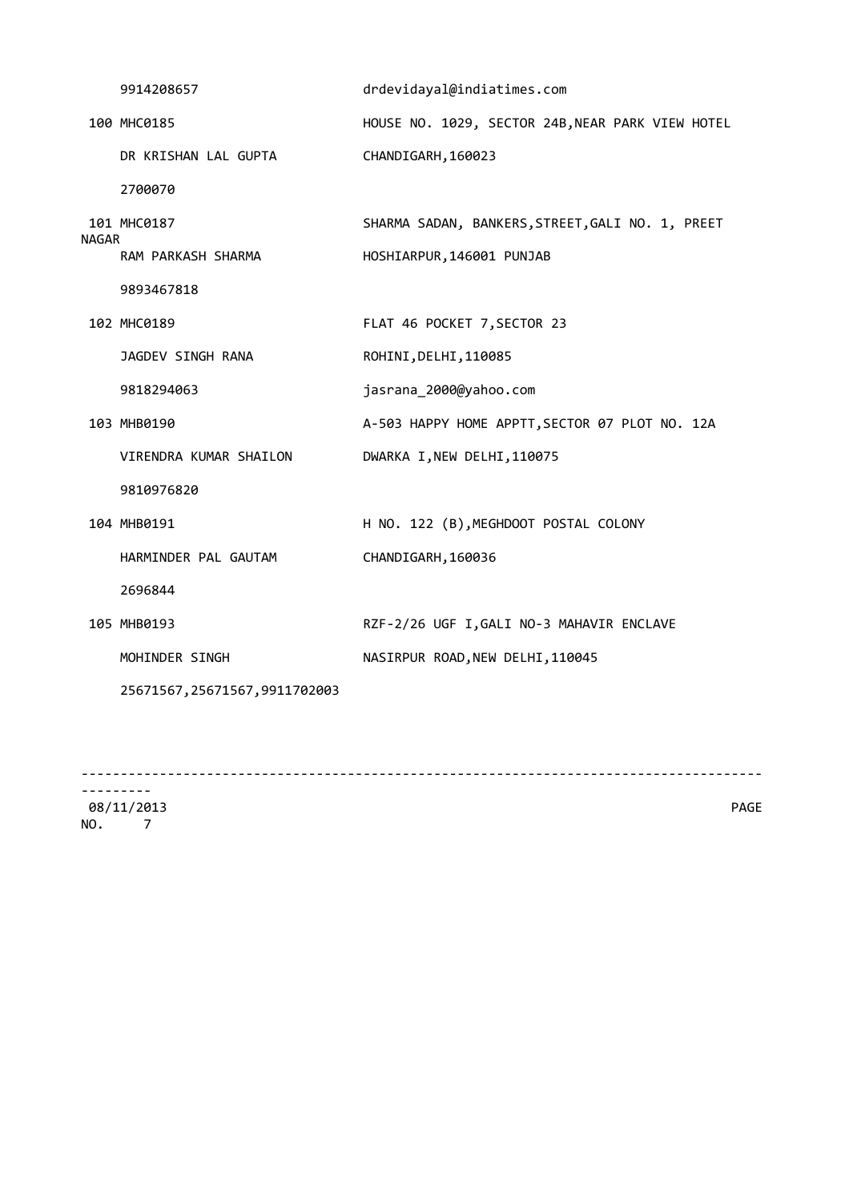| | |
|---|---|
| 9914208657 | drdevidayal@indiatimes.com |
| 100 MHC0185 | HOUSE NO. 1029, SECTOR 24B,NEAR PARK VIEW HOTEL |
| DR KRISHAN LAL GUPTA | CHANDIGARH,160023 |
| 2700070 | |
| 101 MHC0187 | SHARMA SADAN, BANKERS,STREET,GALI NO. 1, PREET NAGAR |
| RAM PARKASH SHARMA | HOSHIARPUR,146001 PUNJAB |
| 9893467818 | |
| 102 MHC0189 | FLAT 46 POCKET 7,SECTOR 23 |
| JAGDEV SINGH RANA | ROHINI,DELHI,110085 |
| 9818294063 | jasrana_2000@yahoo.com |
| 103 MHB0190 | A-503 HAPPY HOME APPTT,SECTOR 07 PLOT NO. 12A |
| VIRENDRA KUMAR SHAILON | DWARKA I,NEW DELHI,110075 |
| 9810976820 | |
| 104 MHB0191 | H NO. 122 (B),MEGHDOOT POSTAL COLONY |
| HARMINDER PAL GAUTAM | CHANDIGARH,160036 |
| 2696844 | |
| 105 MHB0193 | RZF-2/26 UGF I,GALI NO-3 MAHAVIR ENCLAVE |
| MOHINDER SINGH | NASIRPUR ROAD,NEW DELHI,110045 |
| 25671567,25671567,9911702003 | |

08/11/2013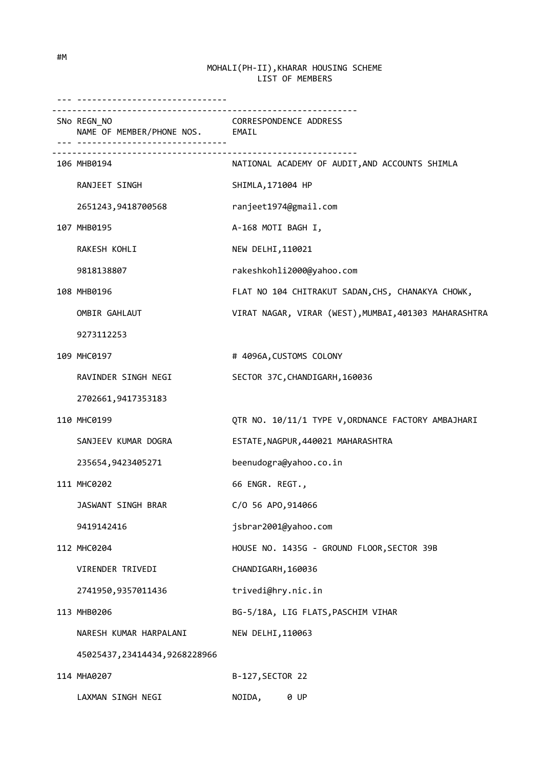#M

MOHALI(PH-II),KHARAR HOUSING SCHEME
LIST OF MEMBERS

| SNo | REGN_NO / NAME OF MEMBER/PHONE NOS. | CORRESPONDENCE ADDRESS / EMAIL |
|---|---|---|
| 106 | MHB0194 | NATIONAL ACADEMY OF AUDIT,AND ACCOUNTS SHIMLA |
| | RANJEET SINGH | SHIMLA,171004 HP |
| | 2651243,9418700568 | ranjeet1974@gmail.com |
| 107 | MHB0195 | A-168 MOTI BAGH I, |
| | RAKESH KOHLI | NEW DELHI,110021 |
| | 9818138807 | rakeshkohli2000@yahoo.com |
| 108 | MHB0196 | FLAT NO 104 CHITRAKUT SADAN,CHS, CHANAKYA CHOWK, |
| | OMBIR GAHLAUT | VIRAT NAGAR, VIRAR (WEST),MUMBAI,401303 MAHARASHTRA |
| | 9273112253 | |
| 109 | MHC0197 | # 4096A,CUSTOMS COLONY |
| | RAVINDER SINGH NEGI | SECTOR 37C,CHANDIGARH,160036 |
| | 2702661,9417353183 | |
| 110 | MHC0199 | QTR NO. 10/11/1 TYPE V,ORDNANCE FACTORY AMBAJHARI |
| | SANJEEV KUMAR DOGRA | ESTATE,NAGPUR,440021 MAHARASHTRA |
| | 235654,9423405271 | beenudogra@yahoo.co.in |
| 111 | MHC0202 | 66 ENGR. REGT., |
| | JASWANT SINGH BRAR | C/O 56 APO,914066 |
| | 9419142416 | jsbrar2001@yahoo.com |
| 112 | MHC0204 | HOUSE NO. 1435G - GROUND FLOOR,SECTOR 39B |
| | VIRENDER TRIVEDI | CHANDIGARH,160036 |
| | 2741950,9357011436 | trivedi@hry.nic.in |
| 113 | MHB0206 | BG-5/18A, LIG FLATS,PASCHIM VIHAR |
| | NARESH KUMAR HARPALANI | NEW DELHI,110063 |
| | 45025437,23414434,9268228966 | |
| 114 | MHA0207 | B-127,SECTOR 22 |
| | LAXMAN SINGH NEGI | NOIDA, 0 UP |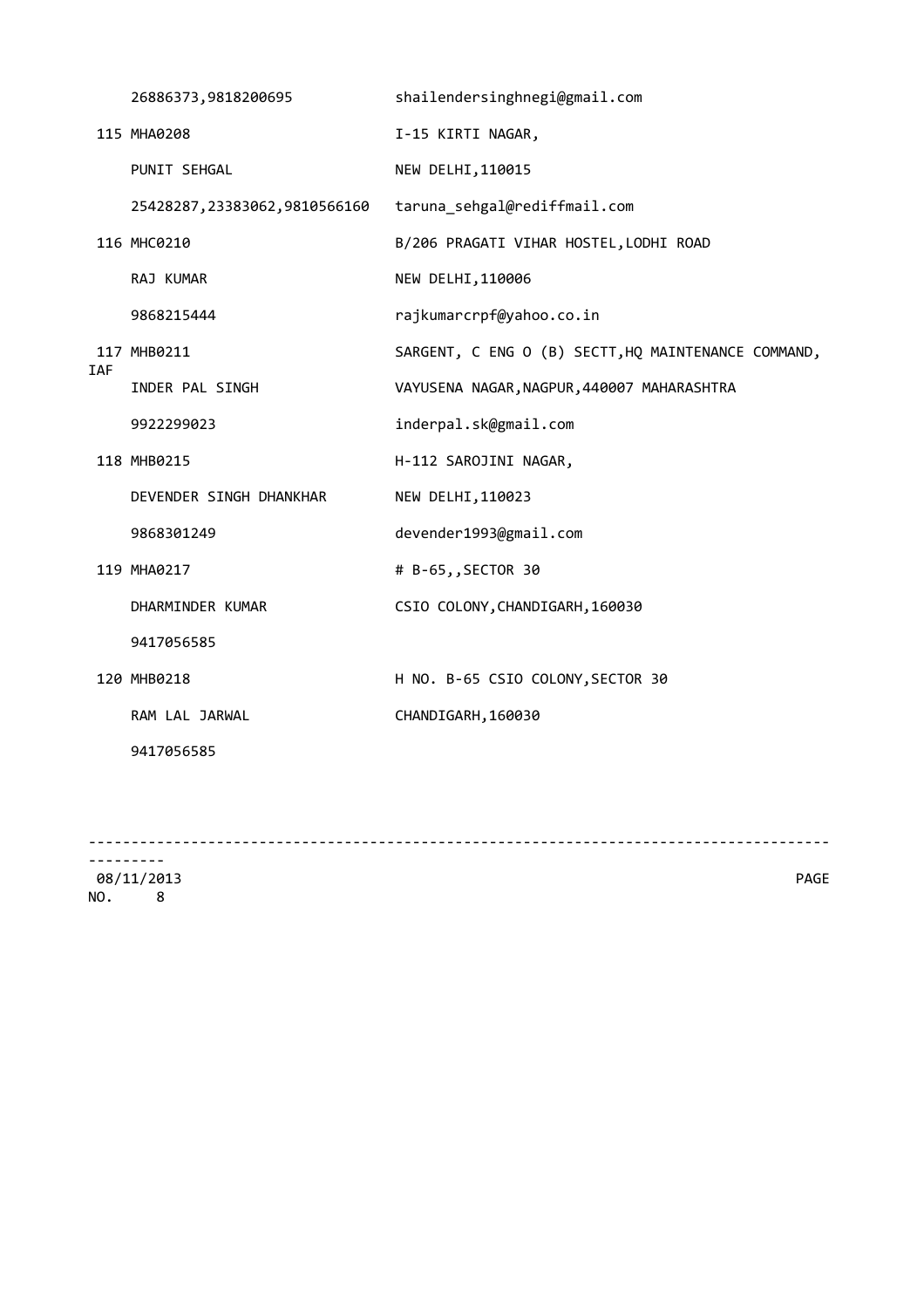| | |
|---|---|
| 26886373,9818200695 | shailendersinghnegi@gmail.com |
| 115 MHA0208 | I-15 KIRTI NAGAR, |
| PUNIT SEHGAL | NEW DELHI,110015 |
| 25428287,23383062,9810566160 | taruna_sehgal@rediffmail.com |
| 116 MHC0210 | B/206 PRAGATI VIHAR HOSTEL,LODHI ROAD |
| RAJ KUMAR | NEW DELHI,110006 |
| 9868215444 | rajkumarcrpf@yahoo.co.in |
| 117 MHB0211 | SARGENT, C ENG O (B) SECTT,HQ MAINTENANCE COMMAND, IAF |
| INDER PAL SINGH | VAYUSENA NAGAR,NAGPUR,440007 MAHARASHTRA |
| 9922299023 | inderpal.sk@gmail.com |
| 118 MHB0215 | H-112 SAROJINI NAGAR, |
| DEVENDER SINGH DHANKHAR | NEW DELHI,110023 |
| 9868301249 | devender1993@gmail.com |
| 119 MHA0217 | # B-65,,SECTOR 30 |
| DHARMINDER KUMAR | CSIO COLONY,CHANDIGARH,160030 |
| 9417056585 | |
| 120 MHB0218 | H NO. B-65 CSIO COLONY,SECTOR 30 |
| RAM LAL JARWAL | CHANDIGARH,160030 |
| 9417056585 | |

08/11/2013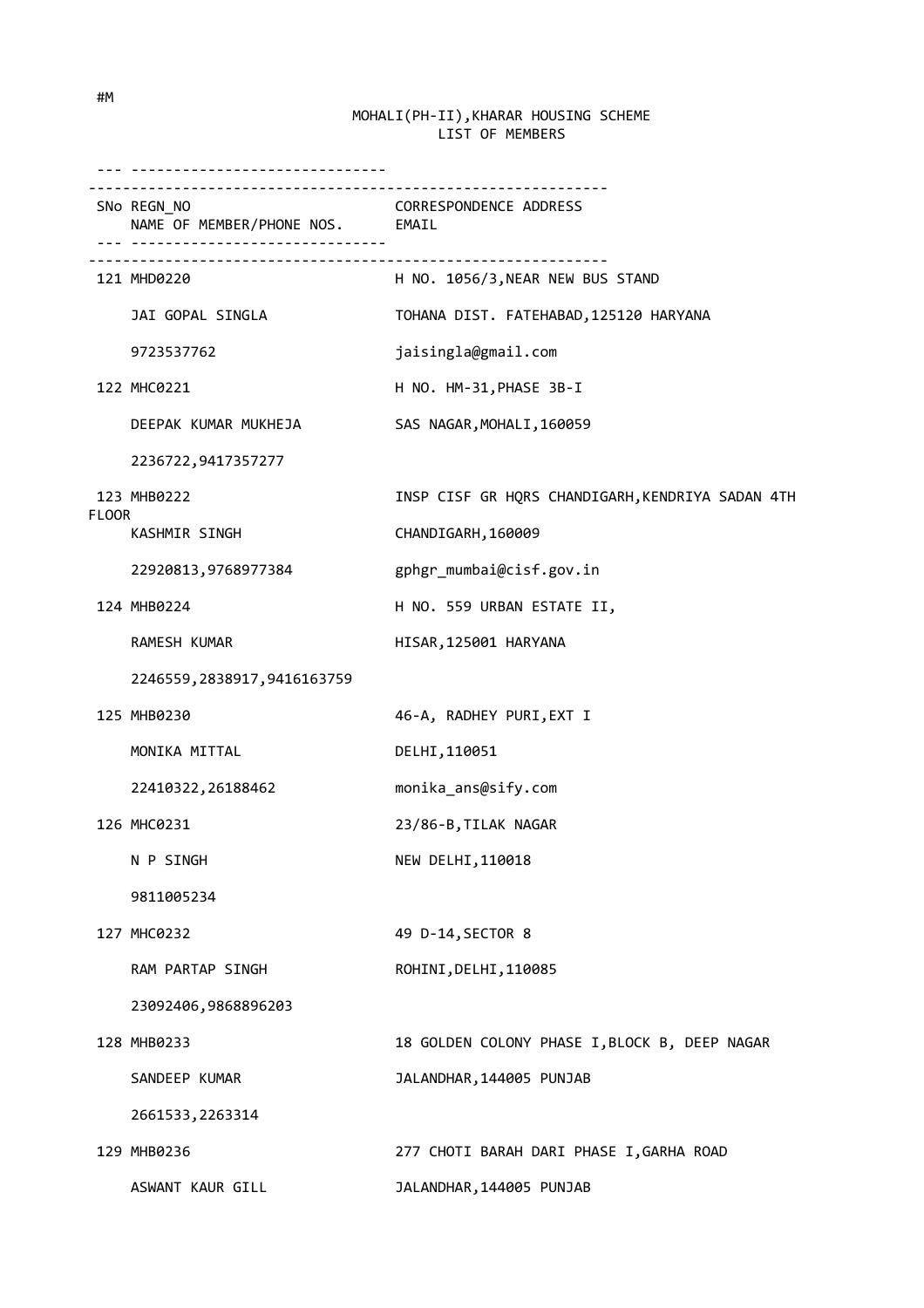#M

MOHALI(PH-II),KHARAR HOUSING SCHEME
LIST OF MEMBERS

| SNo | REGN_NO / NAME OF MEMBER/PHONE NOS. | CORRESPONDENCE ADDRESS / EMAIL |
|---|---|---|
| 121 | MHD0220 | H NO. 1056/3,NEAR NEW BUS STAND |
| | JAI GOPAL SINGLA | TOHANA DIST. FATEHABAD,125120 HARYANA |
| | 9723537762 | jaisingla@gmail.com |
| 122 | MHC0221 | H NO. HM-31,PHASE 3B-I |
| | DEEPAK KUMAR MUKHEJA | SAS NAGAR,MOHALI,160059 |
| | 2236722,9417357277 | |
| 123 | MHB0222 | INSP CISF GR HQRS CHANDIGARH,KENDRIYA SADAN 4TH FLOOR |
| | KASHMIR SINGH | CHANDIGARH,160009 |
| | 22920813,9768977384 | gphgr_mumbai@cisf.gov.in |
| 124 | MHB0224 | H NO. 559 URBAN ESTATE II, |
| | RAMESH KUMAR | HISAR,125001 HARYANA |
| | 2246559,2838917,9416163759 | |
| 125 | MHB0230 | 46-A, RADHEY PURI,EXT I |
| | MONIKA MITTAL | DELHI,110051 |
| | 22410322,26188462 | monika_ans@sify.com |
| 126 | MHC0231 | 23/86-B,TILAK NAGAR |
| | N P SINGH | NEW DELHI,110018 |
| | 9811005234 | |
| 127 | MHC0232 | 49 D-14,SECTOR 8 |
| | RAM PARTAP SINGH | ROHINI,DELHI,110085 |
| | 23092406,9868896203 | |
| 128 | MHB0233 | 18 GOLDEN COLONY PHASE I,BLOCK B, DEEP NAGAR |
| | SANDEEP KUMAR | JALANDHAR,144005 PUNJAB |
| | 2661533,2263314 | |
| 129 | MHB0236 | 277 CHOTI BARAH DARI PHASE I,GARHA ROAD |
| | ASWANT KAUR GILL | JALANDHAR,144005 PUNJAB |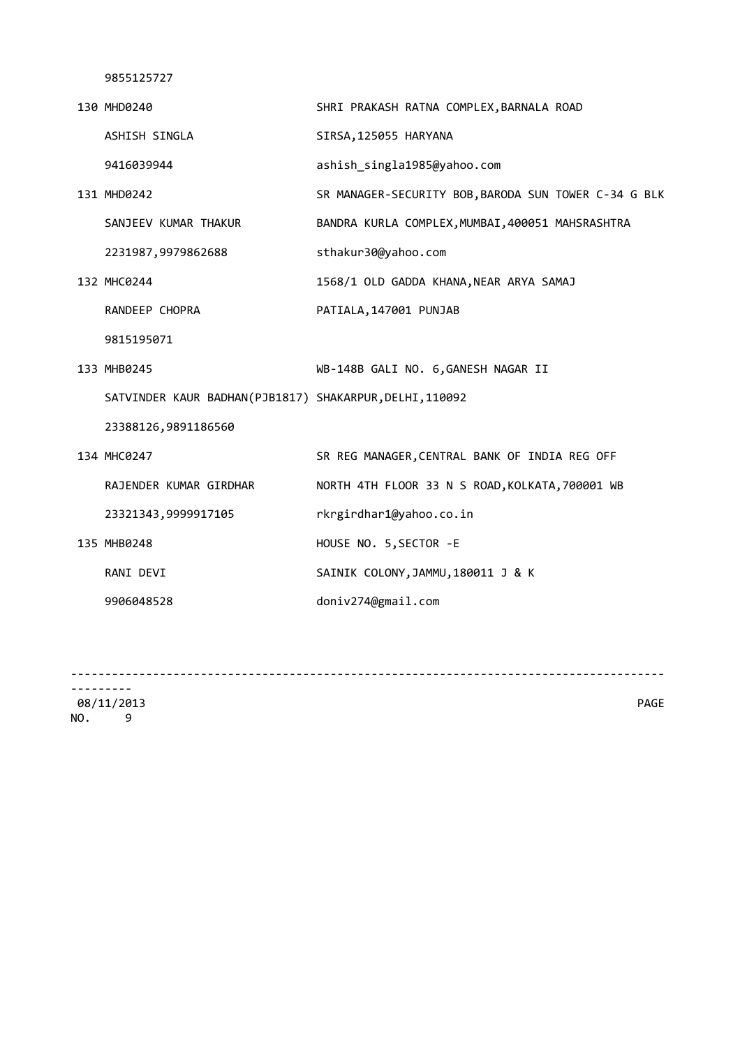9855125727

130 MHD0240 SHRI PRAKASH RATNA COMPLEX,BARNALA ROAD
ASHISH SINGLA SIRSA,125055 HARYANA
9416039944 ashish_singla1985@yahoo.com

131 MHD0242 SR MANAGER-SECURITY BOB,BARODA SUN TOWER C-34 G BLK
SANJEEV KUMAR THAKUR BANDRA KURLA COMPLEX,MUMBAI,400051 MAHSRASHTRA
2231987,9979862688 sthakur30@yahoo.com

132 MHC0244 1568/1 OLD GADDA KHANA,NEAR ARYA SAMAJ
RANDEEP CHOPRA PATIALA,147001 PUNJAB
9815195071

133 MHB0245 WB-148B GALI NO. 6,GANESH NAGAR II
SATVINDER KAUR BADHAN(PJB1817) SHAKARPUR,DELHI,110092
23388126,9891186560

134 MHC0247 SR REG MANAGER,CENTRAL BANK OF INDIA REG OFF
RAJENDER KUMAR GIRDHAR NORTH 4TH FLOOR 33 N S ROAD,KOLKATA,700001 WB
23321343,9999917105 rkrgirdhar1@yahoo.co.in

135 MHB0248 HOUSE NO. 5,SECTOR -E
RANI DEVI SAINIK COLONY,JAMMU,180011 J & K
9906048528 doniv274@gmail.com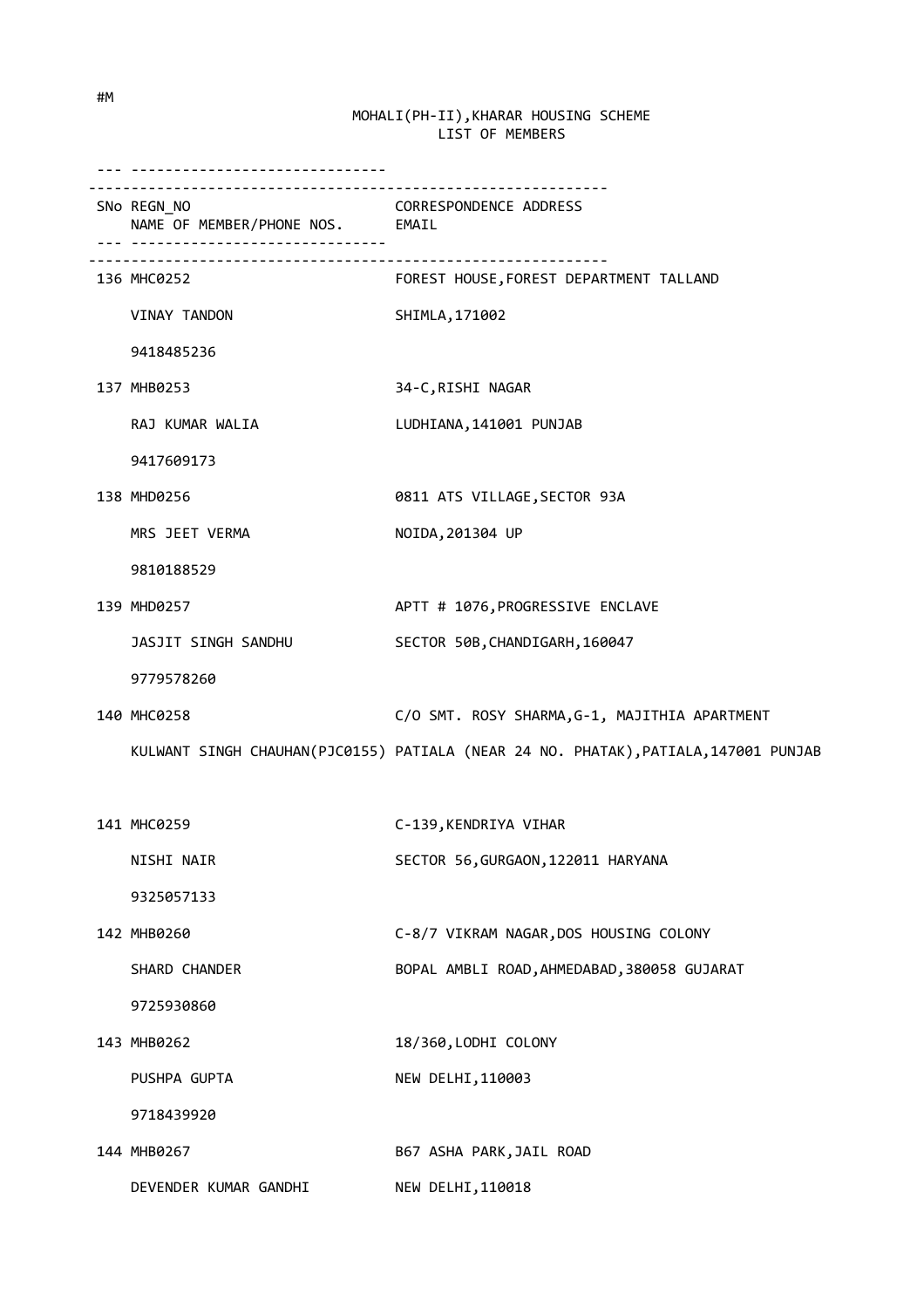#M

# MOHALI(PH-II),KHARAR HOUSING SCHEME
## LIST OF MEMBERS

| SNo | REGN_NO / NAME OF MEMBER/PHONE NOS. | CORRESPONDENCE ADDRESS / EMAIL |
|---|---|---|
| 136 | MHC0252<br>VINAY TANDON<br>9418485236 | FOREST HOUSE,FOREST DEPARTMENT TALLAND<br>SHIMLA,171002 |
| 137 | MHB0253<br>RAJ KUMAR WALIA<br>9417609173 | 34-C,RISHI NAGAR<br>LUDHIANA,141001 PUNJAB |
| 138 | MHD0256<br>MRS JEET VERMA<br>9810188529 | 0811 ATS VILLAGE,SECTOR 93A<br>NOIDA,201304 UP |
| 139 | MHD0257<br>JASJIT SINGH SANDHU<br>9779578260 | APTT # 1076,PROGRESSIVE ENCLAVE<br>SECTOR 50B,CHANDIGARH,160047 |
| 140 | MHC0258<br>KULWANT SINGH CHAUHAN(PJC0155) | C/O SMT. ROSY SHARMA,G-1, MAJITHIA APARTMENT<br>PATIALA (NEAR 24 NO. PHATAK),PATIALA,147001 PUNJAB |
| 141 | MHC0259<br>NISHI NAIR<br>9325057133 | C-139,KENDRIYA VIHAR<br>SECTOR 56,GURGAON,122011 HARYANA |
| 142 | MHB0260<br>SHARD CHANDER<br>9725930860 | C-8/7 VIKRAM NAGAR,DOS HOUSING COLONY<br>BOPAL AMBLI ROAD,AHMEDABAD,380058 GUJARAT |
| 143 | MHB0262<br>PUSHPA GUPTA<br>9718439920 | 18/360,LODHI COLONY<br>NEW DELHI,110003 |
| 144 | MHB0267<br>DEVENDER KUMAR GANDHI | B67 ASHA PARK,JAIL ROAD<br>NEW DELHI,110018 |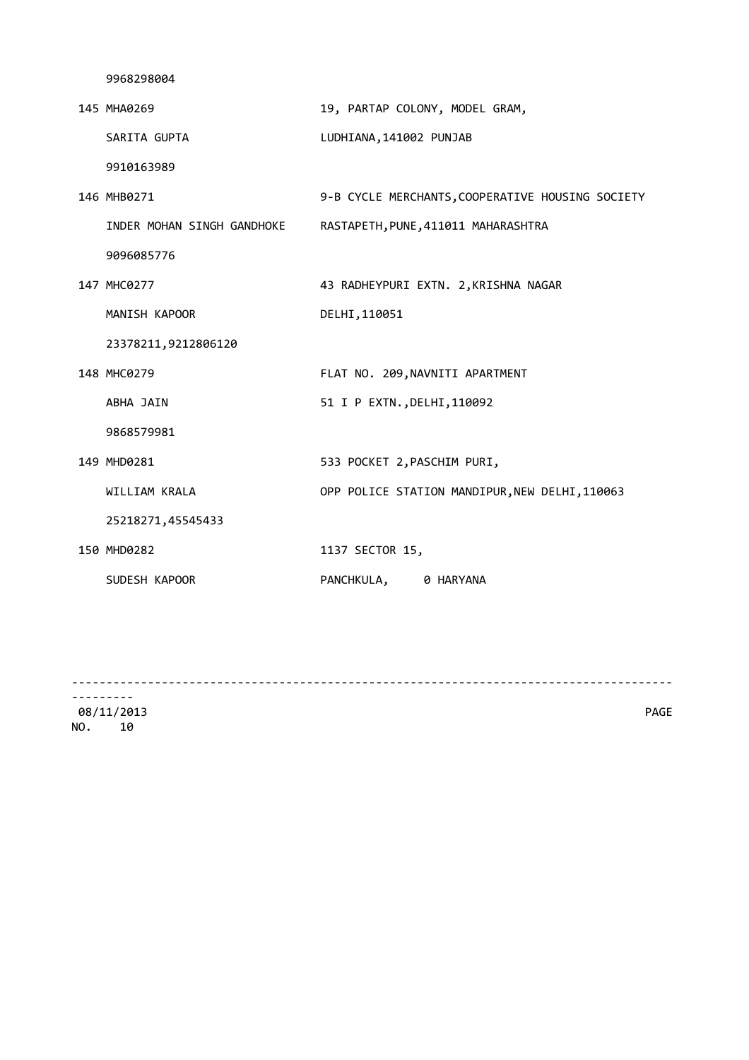9968298004

| | |
|---|---|
| 145 MHA0269 | 19, PARTAP COLONY, MODEL GRAM, |
| SARITA GUPTA | LUDHIANA,141002 PUNJAB |
| 9910163989 | |
| 146 MHB0271 | 9-B CYCLE MERCHANTS,COOPERATIVE HOUSING SOCIETY |
| INDER MOHAN SINGH GANDHOKE | RASTAPETH,PUNE,411011 MAHARASHTRA |
| 9096085776 | |
| 147 MHC0277 | 43 RADHEYPURI EXTN. 2,KRISHNA NAGAR |
| MANISH KAPOOR | DELHI,110051 |
| 23378211,9212806120 | |
| 148 MHC0279 | FLAT NO. 209,NAVNITI APARTMENT |
| ABHA JAIN | 51 I P EXTN.,DELHI,110092 |
| 9868579981 | |
| 149 MHD0281 | 533 POCKET 2,PASCHIM PURI, |
| WILLIAM KRALA | OPP POLICE STATION MANDIPUR,NEW DELHI,110063 |
| 25218271,45545433 | |
| 150 MHD0282 | 1137 SECTOR 15, |
| SUDESH KAPOOR | PANCHKULA, 0 HARYANA |

08/11/2013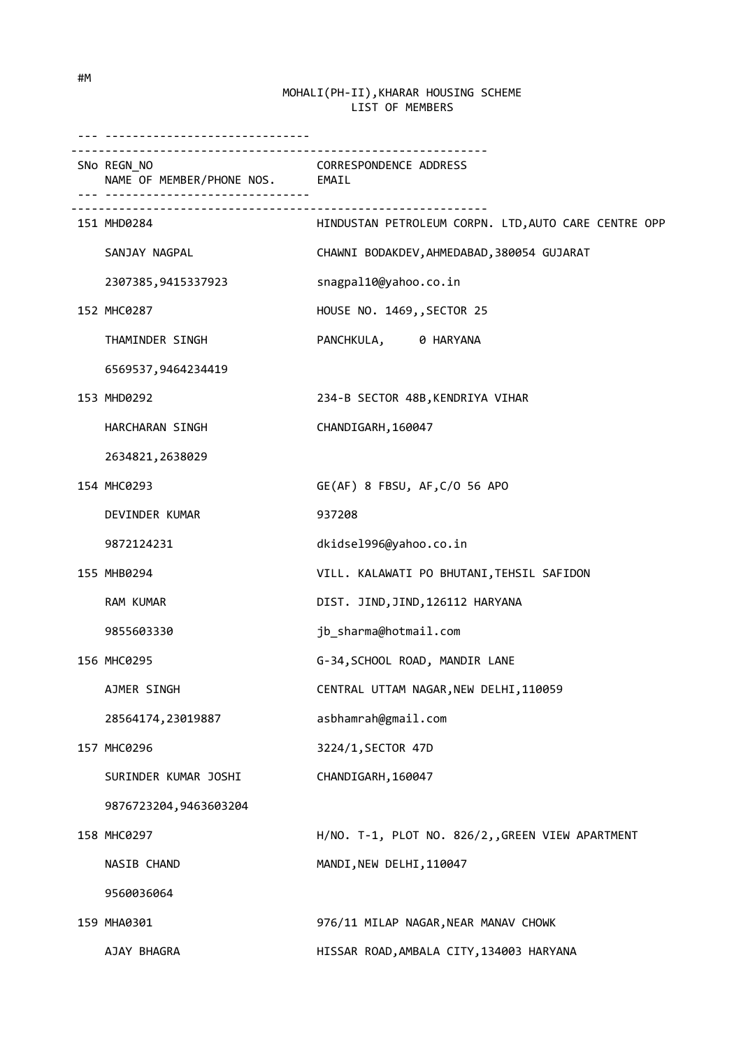#M

MOHALI(PH-II),KHARAR HOUSING SCHEME
LIST OF MEMBERS

| SNo | REGN_NO / NAME OF MEMBER/PHONE NOS. | CORRESPONDENCE ADDRESS / EMAIL |
|---|---|---|
| 151 | MHD0284 | HINDUSTAN PETROLEUM CORPN. LTD,AUTO CARE CENTRE OPP |
| | SANJAY NAGPAL | CHAWNI BODAKDEV,AHMEDABAD,380054 GUJARAT |
| | 2307385,9415337923 | snagpal10@yahoo.co.in |
| 152 | MHC0287 | HOUSE NO. 1469,,SECTOR 25 |
| | THAMINDER SINGH | PANCHKULA, 0 HARYANA |
| | 6569537,9464234419 | |
| 153 | MHD0292 | 234-B SECTOR 48B,KENDRIYA VIHAR |
| | HARCHARAN SINGH | CHANDIGARH,160047 |
| | 2634821,2638029 | |
| 154 | MHC0293 | GE(AF) 8 FBSU, AF,C/O 56 APO |
| | DEVINDER KUMAR | 937208 |
| | 9872124231 | dkidsel996@yahoo.co.in |
| 155 | MHB0294 | VILL. KALAWATI PO BHUTANI,TEHSIL SAFIDON |
| | RAM KUMAR | DIST. JIND,JIND,126112 HARYANA |
| | 9855603330 | jb_sharma@hotmail.com |
| 156 | MHC0295 | G-34,SCHOOL ROAD, MANDIR LANE |
| | AJMER SINGH | CENTRAL UTTAM NAGAR,NEW DELHI,110059 |
| | 28564174,23019887 | asbhamrah@gmail.com |
| 157 | MHC0296 | 3224/1,SECTOR 47D |
| | SURINDER KUMAR JOSHI | CHANDIGARH,160047 |
| | 9876723204,9463603204 | |
| 158 | MHC0297 | H/NO. T-1, PLOT NO. 826/2,,GREEN VIEW APARTMENT |
| | NASIB CHAND | MANDI,NEW DELHI,110047 |
| | 9560036064 | |
| 159 | MHA0301 | 976/11 MILAP NAGAR,NEAR MANAV CHOWK |
| | AJAY BHAGRA | HISSAR ROAD,AMBALA CITY,134003 HARYANA |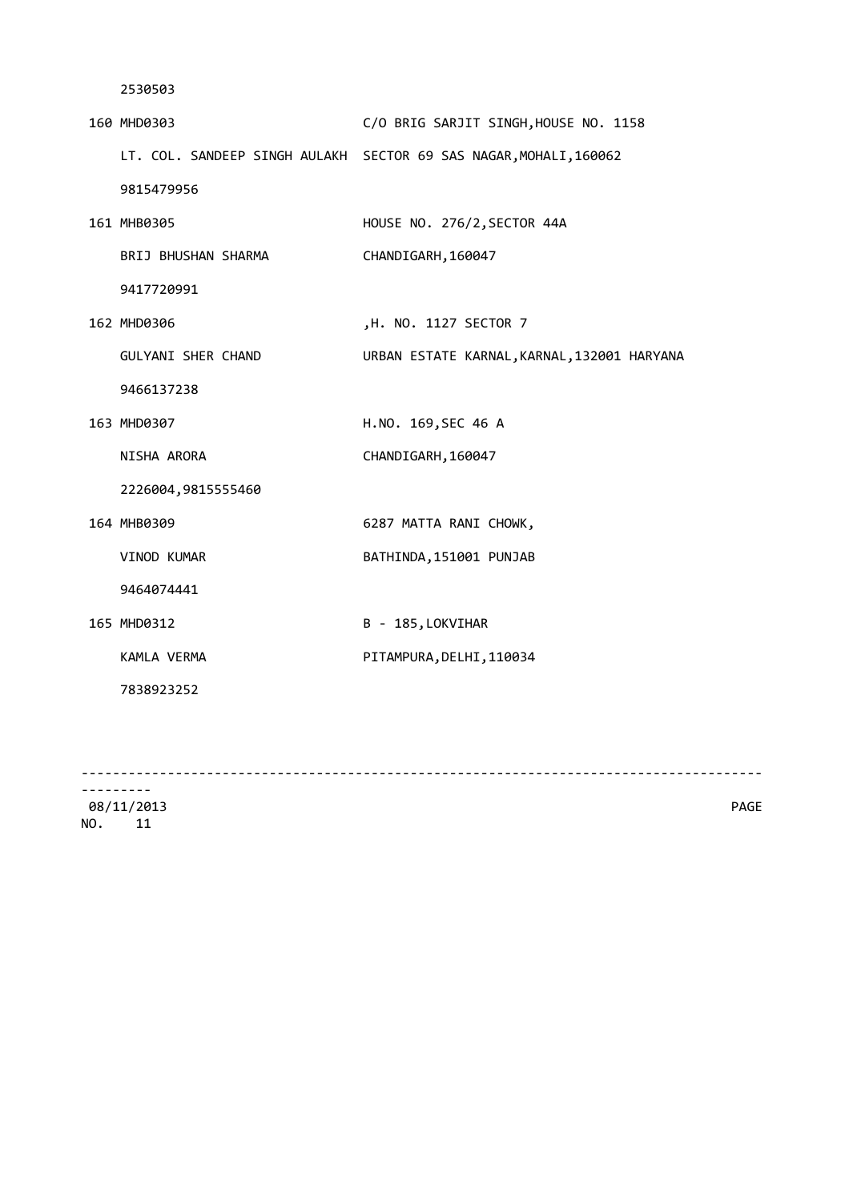2530503

160 MHD0303 C/O BRIG SARJIT SINGH,HOUSE NO. 1158

LT. COL. SANDEEP SINGH AULAKH SECTOR 69 SAS NAGAR,MOHALI,160062

9815479956

161 MHB0305 HOUSE NO. 276/2,SECTOR 44A

BRIJ BHUSHAN SHARMA CHANDIGARH,160047

9417720991

162 MHD0306 ,H. NO. 1127 SECTOR 7

GULYANI SHER CHAND URBAN ESTATE KARNAL,KARNAL,132001 HARYANA

9466137238

163 MHD0307 H.NO. 169,SEC 46 A

NISHA ARORA CHANDIGARH,160047

2226004,9815555460

164 MHB0309 6287 MATTA RANI CHOWK,

VINOD KUMAR BATHINDA,151001 PUNJAB

9464074441

165 MHD0312 B - 185,LOKVIHAR

KAMLA VERMA PITAMPURA,DELHI,110034

7838923252

08/11/2013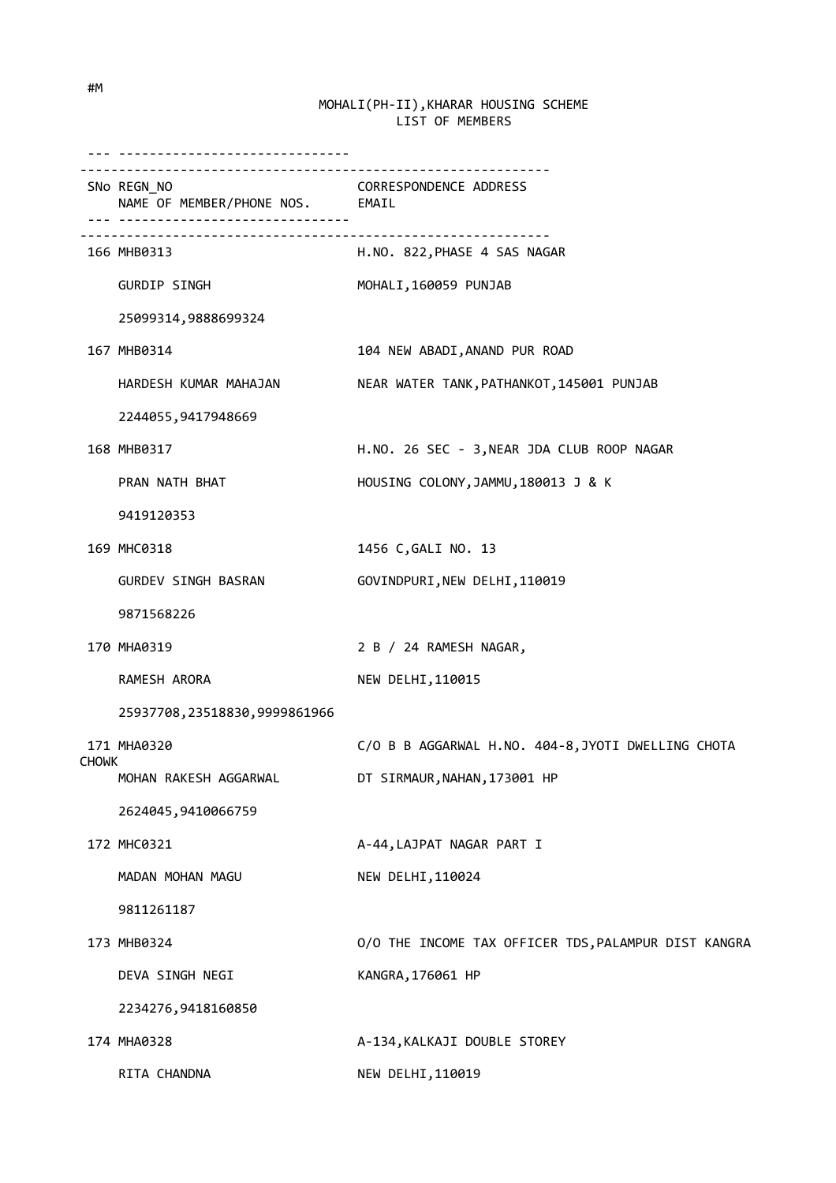#M

MOHALI(PH-II),KHARAR HOUSING SCHEME
LIST OF MEMBERS

| SNo | REGN_NO / NAME OF MEMBER/PHONE NOS. | CORRESPONDENCE ADDRESS / EMAIL |
|---|---|---|
| 166 | MHB0313<br>GURDIP SINGH<br>25099314,9888699324 | H.NO. 822,PHASE 4 SAS NAGAR<br>MOHALI,160059 PUNJAB |
| 167 | MHB0314<br>HARDESH KUMAR MAHAJAN<br>2244055,9417948669 | 104 NEW ABADI,ANAND PUR ROAD<br>NEAR WATER TANK,PATHANKOT,145001 PUNJAB |
| 168 | MHB0317<br>PRAN NATH BHAT<br>9419120353 | H.NO. 26 SEC - 3,NEAR JDA CLUB ROOP NAGAR<br>HOUSING COLONY,JAMMU,180013 J & K |
| 169 | MHC0318<br>GURDEV SINGH BASRAN<br>9871568226 | 1456 C,GALI NO. 13<br>GOVINDPURI,NEW DELHI,110019 |
| 170 | MHA0319<br>RAMESH ARORA<br>25937708,23518830,9999861966 | 2 B / 24 RAMESH NAGAR,<br>NEW DELHI,110015 |
| 171 | MHA0320<br>MOHAN RAKESH AGGARWAL<br>2624045,9410066759 | C/O B B AGGARWAL H.NO. 404-8,JYOTI DWELLING CHOTA CHOWK<br>DT SIRMAUR,NAHAN,173001 HP |
| 172 | MHC0321<br>MADAN MOHAN MAGU<br>9811261187 | A-44,LAJPAT NAGAR PART I<br>NEW DELHI,110024 |
| 173 | MHB0324<br>DEVA SINGH NEGI<br>2234276,9418160850 | O/O THE INCOME TAX OFFICER TDS,PALAMPUR DIST KANGRA<br>KANGRA,176061 HP |
| 174 | MHA0328<br>RITA CHANDNA | A-134,KALKAJI DOUBLE STOREY<br>NEW DELHI,110019 |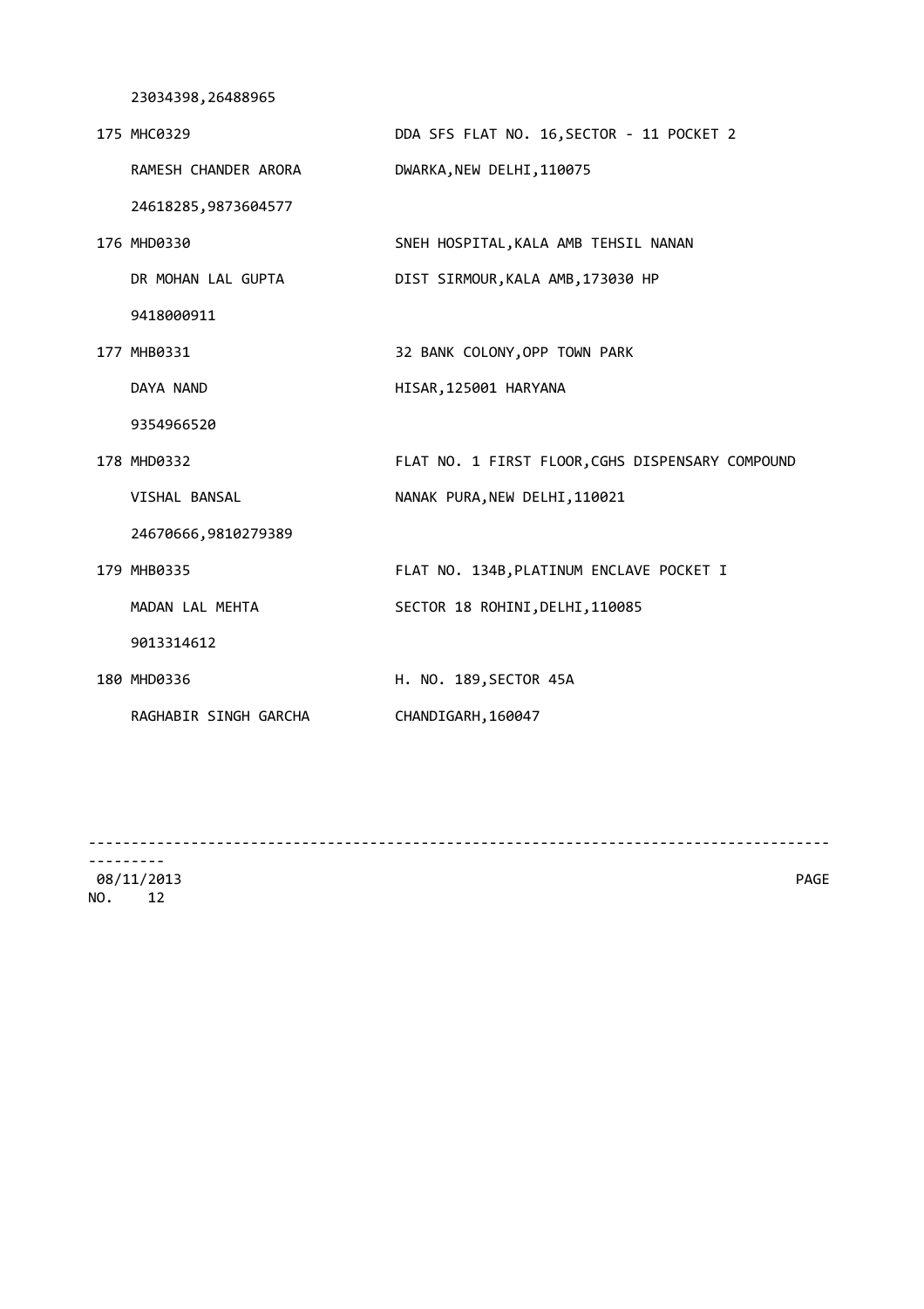23034398,26488965

| | | |
|---|---|---|
| 175 | MHC0329 | DDA SFS FLAT NO. 16,SECTOR - 11 POCKET 2 |
| | RAMESH CHANDER ARORA | DWARKA,NEW DELHI,110075 |
| | 24618285,9873604577 | |
| 176 | MHD0330 | SNEH HOSPITAL,KALA AMB TEHSIL NANAN |
| | DR MOHAN LAL GUPTA | DIST SIRMOUR,KALA AMB,173030 HP |
| | 9418000911 | |
| 177 | MHB0331 | 32 BANK COLONY,OPP TOWN PARK |
| | DAYA NAND | HISAR,125001 HARYANA |
| | 9354966520 | |
| 178 | MHD0332 | FLAT NO. 1 FIRST FLOOR,CGHS DISPENSARY COMPOUND |
| | VISHAL BANSAL | NANAK PURA,NEW DELHI,110021 |
| | 24670666,9810279389 | |
| 179 | MHB0335 | FLAT NO. 134B,PLATINUM ENCLAVE POCKET I |
| | MADAN LAL MEHTA | SECTOR 18 ROHINI,DELHI,110085 |
| | 9013314612 | |
| 180 | MHD0336 | H. NO. 189,SECTOR 45A |
| | RAGHABIR SINGH GARCHA | CHANDIGARH,160047 |

08/11/2013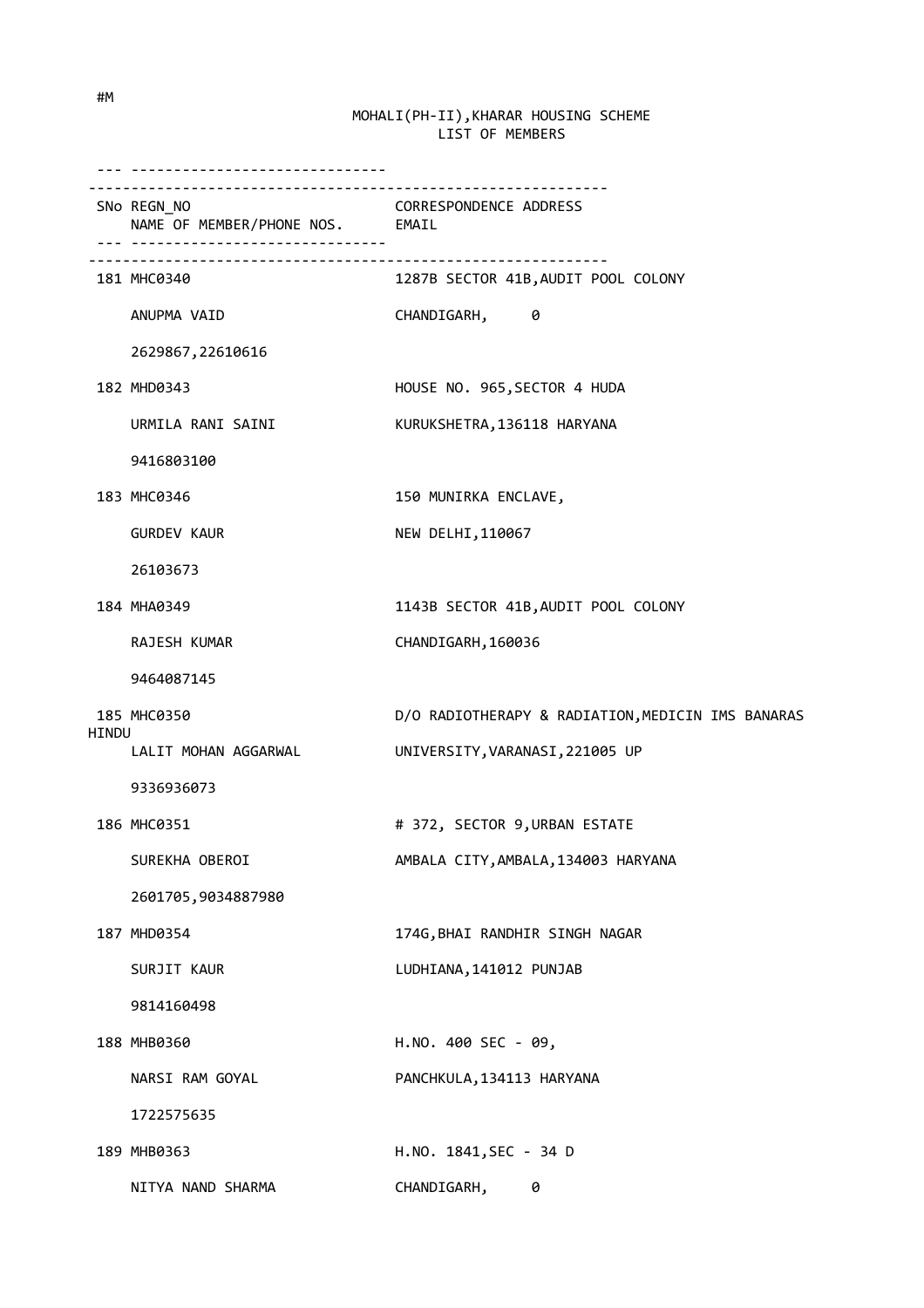#M

MOHALI(PH-II),KHARAR HOUSING SCHEME
LIST OF MEMBERS

| SNo | REGN_NO / NAME OF MEMBER/PHONE NOS. | CORRESPONDENCE ADDRESS / EMAIL |
| --- | --- | --- |
| 181 | MHC0340 | 1287B SECTOR 41B,AUDIT POOL COLONY |
| | ANUPMA VAID | CHANDIGARH, 0 |
| | 2629867,22610616 | |
| 182 | MHD0343 | HOUSE NO. 965,SECTOR 4 HUDA |
| | URMILA RANI SAINI | KURUKSHETRA,136118 HARYANA |
| | 9416803100 | |
| 183 | MHC0346 | 150 MUNIRKA ENCLAVE, |
| | GURDEV KAUR | NEW DELHI,110067 |
| | 26103673 | |
| 184 | MHA0349 | 1143B SECTOR 41B,AUDIT POOL COLONY |
| | RAJESH KUMAR | CHANDIGARH,160036 |
| | 9464087145 | |
| 185 | MHC0350 | D/O RADIOTHERAPY & RADIATION,MEDICIN IMS BANARAS HINDU |
| | LALIT MOHAN AGGARWAL | UNIVERSITY,VARANASI,221005 UP |
| | 9336936073 | |
| 186 | MHC0351 | # 372, SECTOR 9,URBAN ESTATE |
| | SUREKHA OBEROI | AMBALA CITY,AMBALA,134003 HARYANA |
| | 2601705,9034887980 | |
| 187 | MHD0354 | 174G,BHAI RANDHIR SINGH NAGAR |
| | SURJIT KAUR | LUDHIANA,141012 PUNJAB |
| | 9814160498 | |
| 188 | MHB0360 | H.NO. 400 SEC - 09, |
| | NARSI RAM GOYAL | PANCHKULA,134113 HARYANA |
| | 1722575635 | |
| 189 | MHB0363 | H.NO. 1841,SEC - 34 D |
| | NITYA NAND SHARMA | CHANDIGARH, 0 |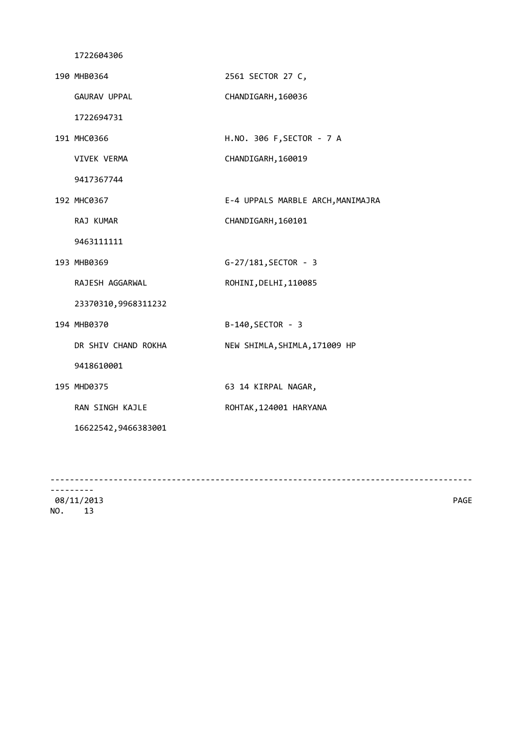1722604306

| | |
|---|---|
| 190 MHB0364 | 2561 SECTOR 27 C, |
| GAURAV UPPAL | CHANDIGARH,160036 |
| 1722694731 | |
| 191 MHC0366 | H.NO. 306 F,SECTOR - 7 A |
| VIVEK VERMA | CHANDIGARH,160019 |
| 9417367744 | |
| 192 MHC0367 | E-4 UPPALS MARBLE ARCH,MANIMAJRA |
| RAJ KUMAR | CHANDIGARH,160101 |
| 9463111111 | |
| 193 MHB0369 | G-27/181,SECTOR - 3 |
| RAJESH AGGARWAL | ROHINI,DELHI,110085 |
| 23370310,9968311232 | |
| 194 MHB0370 | B-140,SECTOR - 3 |
| DR SHIV CHAND ROKHA | NEW SHIMLA,SHIMLA,171009 HP |
| 9418610001 | |
| 195 MHD0375 | 63 14 KIRPAL NAGAR, |
| RAN SINGH KAJLE | ROHTAK,124001 HARYANA |
| 16622542,9466383001 | |

08/11/2013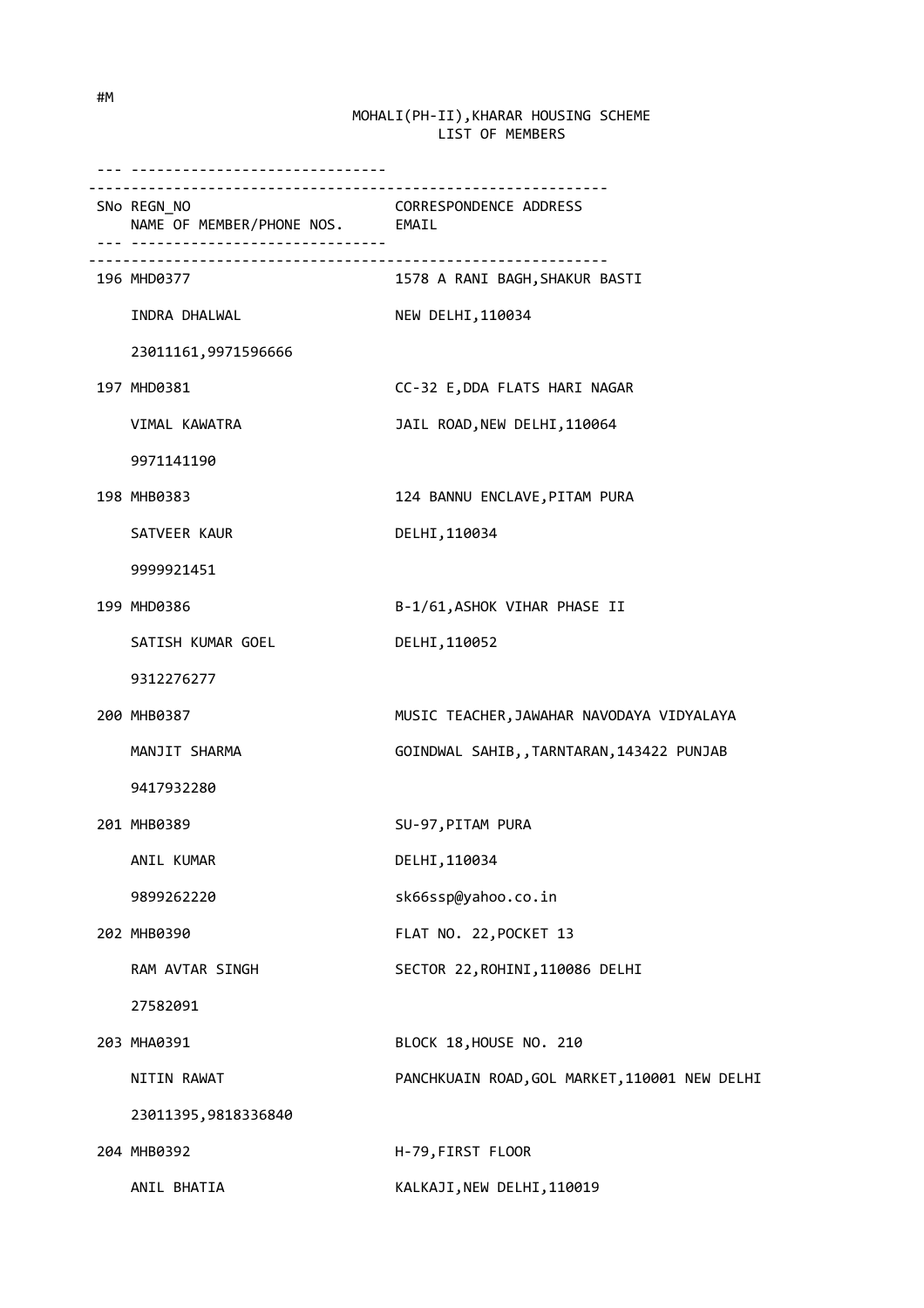#M

MOHALI(PH-II),KHARAR HOUSING SCHEME
LIST OF MEMBERS

| SNo | REGN_NO / NAME OF MEMBER/PHONE NOS. | CORRESPONDENCE ADDRESS / EMAIL |
|---|---|---|
| 196 | MHD0377<br>INDRA DHALWAL<br>23011161,9971596666 | 1578 A RANI BAGH,SHAKUR BASTI<br>NEW DELHI,110034 |
| 197 | MHD0381<br>VIMAL KAWATRA<br>9971141190 | CC-32 E,DDA FLATS HARI NAGAR<br>JAIL ROAD,NEW DELHI,110064 |
| 198 | MHB0383<br>SATVEER KAUR<br>9999921451 | 124 BANNU ENCLAVE,PITAM PURA<br>DELHI,110034 |
| 199 | MHD0386<br>SATISH KUMAR GOEL<br>9312276277 | B-1/61,ASHOK VIHAR PHASE II<br>DELHI,110052 |
| 200 | MHB0387<br>MANJIT SHARMA<br>9417932280 | MUSIC TEACHER,JAWAHAR NAVODAYA VIDYALAYA<br>GOINDWAL SAHIB,,TARNTARAN,143422 PUNJAB |
| 201 | MHB0389<br>ANIL KUMAR<br>9899262220 | SU-97,PITAM PURA<br>DELHI,110034<br>sk66ssp@yahoo.co.in |
| 202 | MHB0390<br>RAM AVTAR SINGH<br>27582091 | FLAT NO. 22,POCKET 13<br>SECTOR 22,ROHINI,110086 DELHI |
| 203 | MHA0391<br>NITIN RAWAT<br>23011395,9818336840 | BLOCK 18,HOUSE NO. 210<br>PANCHKUAIN ROAD,GOL MARKET,110001 NEW DELHI |
| 204 | MHB0392<br>ANIL BHATIA | H-79,FIRST FLOOR<br>KALKAJI,NEW DELHI,110019 |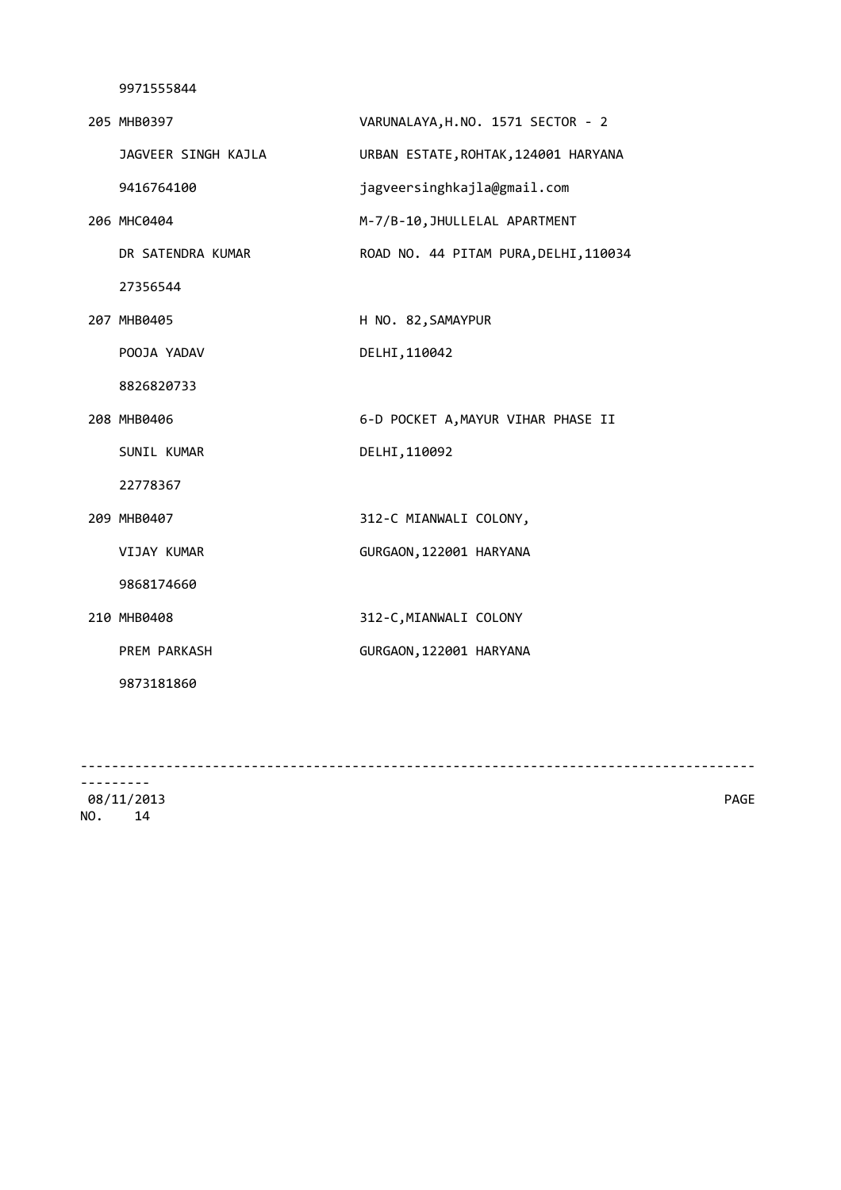9971555844

| | |
|---|---|
| 205 MHB0397 | VARUNALAYA,H.NO. 1571 SECTOR - 2 |
| JAGVEER SINGH KAJLA | URBAN ESTATE,ROHTAK,124001 HARYANA |
| 9416764100 | jagveersinghkajla@gmail.com |
| 206 MHC0404 | M-7/B-10,JHULLELAL APARTMENT |
| DR SATENDRA KUMAR | ROAD NO. 44 PITAM PURA,DELHI,110034 |
| 27356544 | |
| 207 MHB0405 | H NO. 82,SAMAYPUR |
| POOJA YADAV | DELHI,110042 |
| 8826820733 | |
| 208 MHB0406 | 6-D POCKET A,MAYUR VIHAR PHASE II |
| SUNIL KUMAR | DELHI,110092 |
| 22778367 | |
| 209 MHB0407 | 312-C MIANWALI COLONY, |
| VIJAY KUMAR | GURGAON,122001 HARYANA |
| 9868174660 | |
| 210 MHB0408 | 312-C,MIANWALI COLONY |
| PREM PARKASH | GURGAON,122001 HARYANA |
| 9873181860 | |

08/11/2013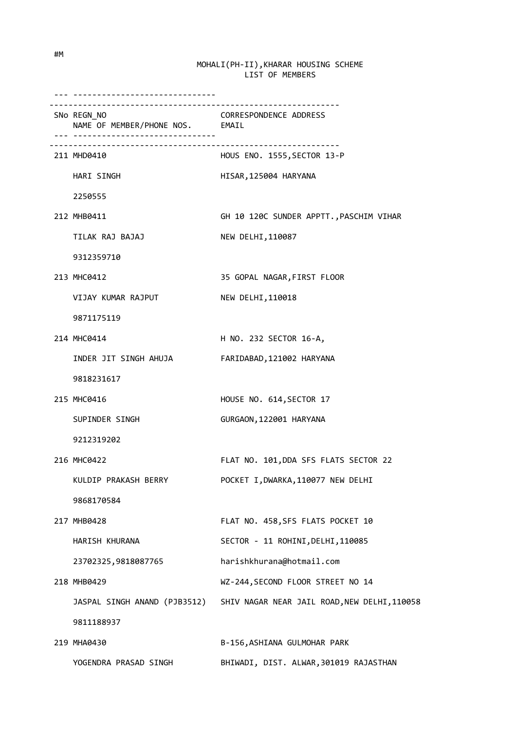#M

MOHALI(PH-II),KHARAR HOUSING SCHEME
LIST OF MEMBERS

| SNo | REGN_NO / NAME OF MEMBER/PHONE NOS. | CORRESPONDENCE ADDRESS / EMAIL |
|---|---|---|
| 211 | MHD0410 | HOUS ENO. 1555,SECTOR 13-P |
| | HARI SINGH | HISAR,125004 HARYANA |
| | 2250555 | |
| 212 | MHB0411 | GH 10 120C SUNDER APPTT.,PASCHIM VIHAR |
| | TILAK RAJ BAJAJ | NEW DELHI,110087 |
| | 9312359710 | |
| 213 | MHC0412 | 35 GOPAL NAGAR,FIRST FLOOR |
| | VIJAY KUMAR RAJPUT | NEW DELHI,110018 |
| | 9871175119 | |
| 214 | MHC0414 | H NO. 232 SECTOR 16-A, |
| | INDER JIT SINGH AHUJA | FARIDABAD,121002 HARYANA |
| | 9818231617 | |
| 215 | MHC0416 | HOUSE NO. 614,SECTOR 17 |
| | SUPINDER SINGH | GURGAON,122001 HARYANA |
| | 9212319202 | |
| 216 | MHC0422 | FLAT NO. 101,DDA SFS FLATS SECTOR 22 |
| | KULDIP PRAKASH BERRY | POCKET I,DWARKA,110077 NEW DELHI |
| | 9868170584 | |
| 217 | MHB0428 | FLAT NO. 458,SFS FLATS POCKET 10 |
| | HARISH KHURANA | SECTOR - 11 ROHINI,DELHI,110085 |
| | 23702325,9818087765 | harishkhurana@hotmail.com |
| 218 | MHB0429 | WZ-244,SECOND FLOOR STREET NO 14 |
| | JASPAL SINGH ANAND (PJB3512) | SHIV NAGAR NEAR JAIL ROAD,NEW DELHI,110058 |
| | 9811188937 | |
| 219 | MHA0430 | B-156,ASHIANA GULMOHAR PARK |
| | YOGENDRA PRASAD SINGH | BHIWADI, DIST. ALWAR,301019 RAJASTHAN |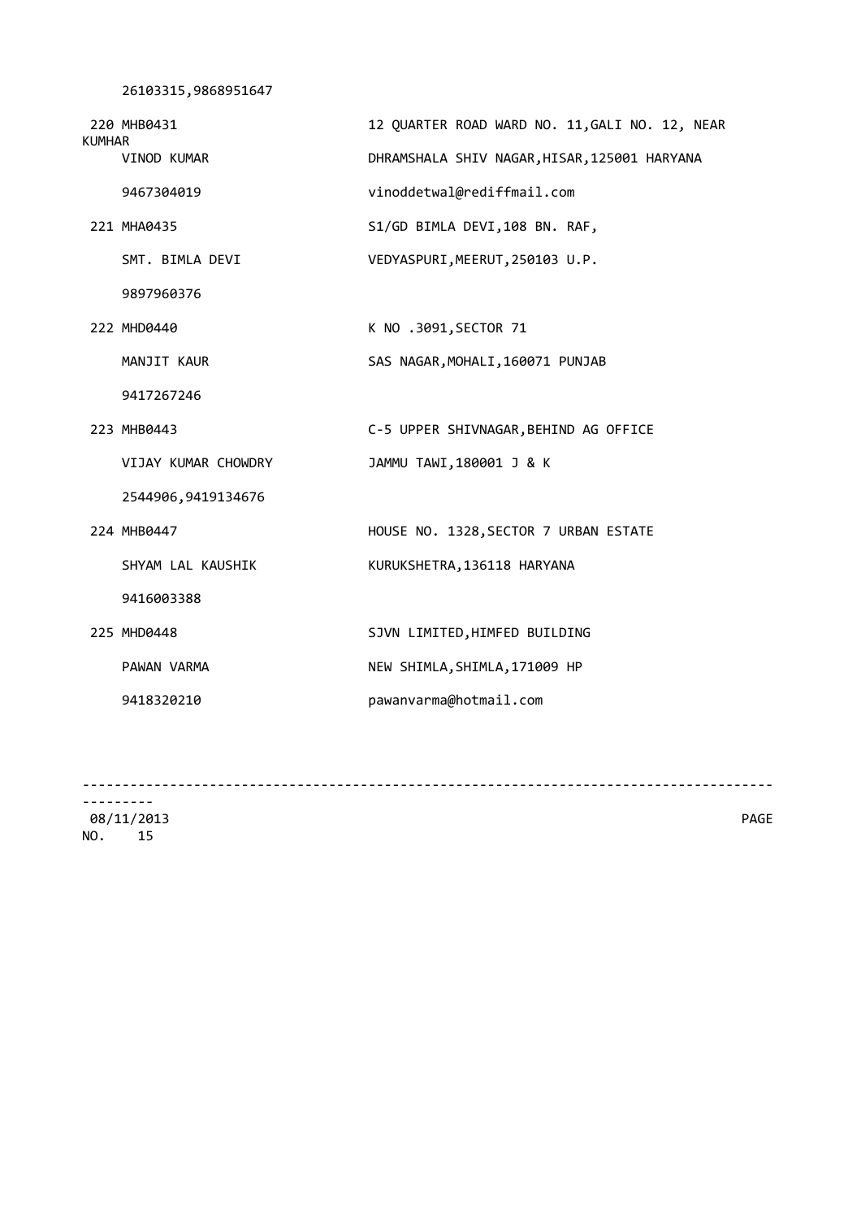26103315,9868951647

| | |
|---|---|
| 220 MHB0431 | 12 QUARTER ROAD WARD NO. 11,GALI NO. 12, NEAR KUMHAR |
| VINOD KUMAR | DHRAMSHALA SHIV NAGAR,HISAR,125001 HARYANA |
| 9467304019 | vinoddetwal@rediffmail.com |
| 221 MHA0435 | S1/GD BIMLA DEVI,108 BN. RAF, |
| SMT. BIMLA DEVI | VEDYASPURI,MEERUT,250103 U.P. |
| 9897960376 | |
| 222 MHD0440 | K NO .3091,SECTOR 71 |
| MANJIT KAUR | SAS NAGAR,MOHALI,160071 PUNJAB |
| 9417267246 | |
| 223 MHB0443 | C-5 UPPER SHIVNAGAR,BEHIND AG OFFICE |
| VIJAY KUMAR CHOWDRY | JAMMU TAWI,180001 J & K |
| 2544906,9419134676 | |
| 224 MHB0447 | HOUSE NO. 1328,SECTOR 7 URBAN ESTATE |
| SHYAM LAL KAUSHIK | KURUKSHETRA,136118 HARYANA |
| 9416003388 | |
| 225 MHD0448 | SJVN LIMITED,HIMFED BUILDING |
| PAWAN VARMA | NEW SHIMLA,SHIMLA,171009 HP |
| 9418320210 | pawanvarma@hotmail.com |

08/11/2013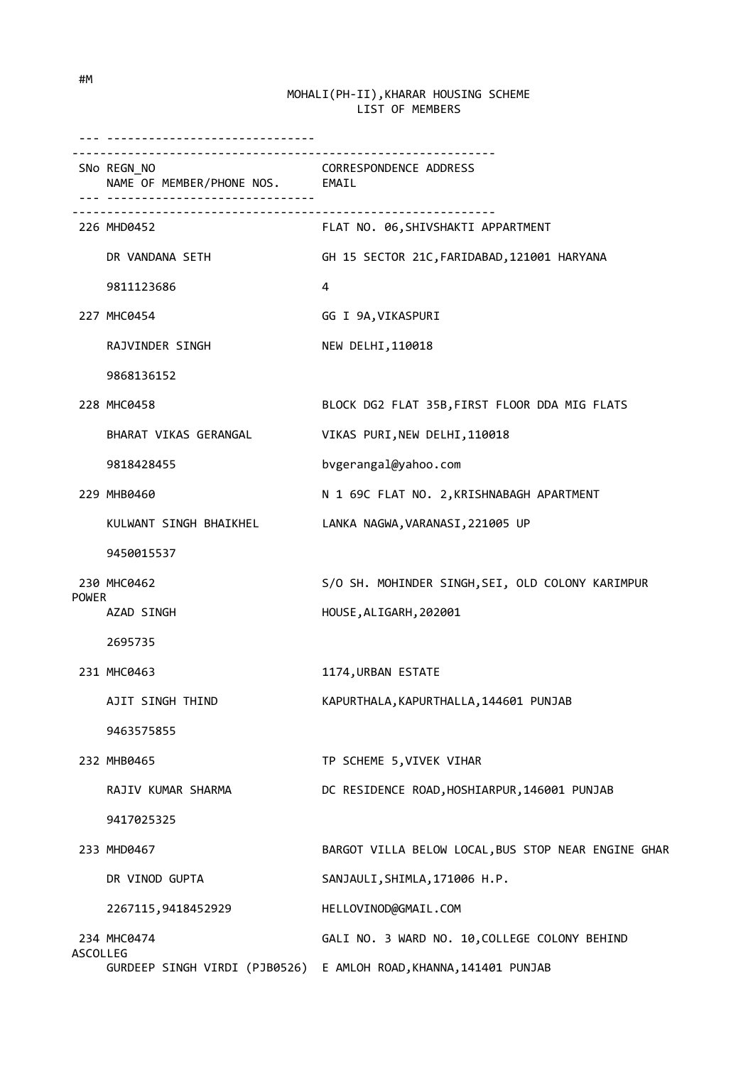#M

MOHALI(PH-II),KHARAR HOUSING SCHEME
LIST OF MEMBERS

| SNo | REGN_NO / NAME OF MEMBER/PHONE NOS. | CORRESPONDENCE ADDRESS / EMAIL |
|---|---|---|
| 226 | MHD0452 | FLAT NO. 06,SHIVSHAKTI APPARTMENT |
| | DR VANDANA SETH | GH 15 SECTOR 21C,FARIDABAD,121001 HARYANA |
| | 9811123686 | 4 |
| 227 | MHC0454 | GG I 9A,VIKASPURI |
| | RAJVINDER SINGH | NEW DELHI,110018 |
| | 9868136152 | |
| 228 | MHC0458 | BLOCK DG2 FLAT 35B,FIRST FLOOR DDA MIG FLATS |
| | BHARAT VIKAS GERANGAL | VIKAS PURI,NEW DELHI,110018 |
| | 9818428455 | bvgerangal@yahoo.com |
| 229 | MHB0460 | N 1 69C FLAT NO. 2,KRISHNABAGH APARTMENT |
| | KULWANT SINGH BHAIKHEL | LANKA NAGWA,VARANASI,221005 UP |
| | 9450015537 | |
| 230 | MHC0462 | S/O SH. MOHINDER SINGH,SEI, OLD COLONY KARIMPUR POWER |
| | AZAD SINGH | HOUSE,ALIGARH,202001 |
| | 2695735 | |
| 231 | MHC0463 | 1174,URBAN ESTATE |
| | AJIT SINGH THIND | KAPURTHALA,KAPURTHALLA,144601 PUNJAB |
| | 9463575855 | |
| 232 | MHB0465 | TP SCHEME 5,VIVEK VIHAR |
| | RAJIV KUMAR SHARMA | DC RESIDENCE ROAD,HOSHIARPUR,146001 PUNJAB |
| | 9417025325 | |
| 233 | MHD0467 | BARGOT VILLA BELOW LOCAL,BUS STOP NEAR ENGINE GHAR |
| | DR VINOD GUPTA | SANJAULI,SHIMLA,171006 H.P. |
| | 2267115,9418452929 | HELLOVINOD@GMAIL.COM |
| 234 | MHC0474 | GALI NO. 3 WARD NO. 10,COLLEGE COLONY BEHIND ASCOLLEG |
| | GURDEEP SINGH VIRDI (PJB0526) | E AMLOH ROAD,KHANNA,141401 PUNJAB |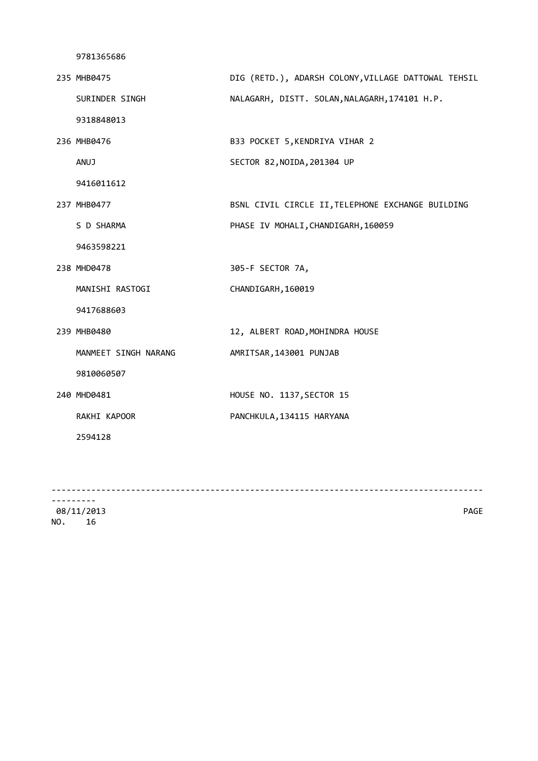9781365686

235 MHB0475 DIG (RETD.), ADARSH COLONY,VILLAGE DATTOWAL TEHSIL

SURINDER SINGH NALAGARH, DISTT. SOLAN,NALAGARH,174101 H.P.

9318848013

236 MHB0476 B33 POCKET 5,KENDRIYA VIHAR 2

ANUJ SECTOR 82,NOIDA,201304 UP

9416011612

237 MHB0477 BSNL CIVIL CIRCLE II,TELEPHONE EXCHANGE BUILDING

S D SHARMA PHASE IV MOHALI,CHANDIGARH,160059

9463598221

238 MHD0478 305-F SECTOR 7A,

MANISHI RASTOGI CHANDIGARH,160019

9417688603

239 MHB0480 12, ALBERT ROAD,MOHINDRA HOUSE

MANMEET SINGH NARANG AMRITSAR,143001 PUNJAB

9810060507

240 MHD0481 HOUSE NO. 1137,SECTOR 15

RAKHI KAPOOR PANCHKULA,134115 HARYANA

2594128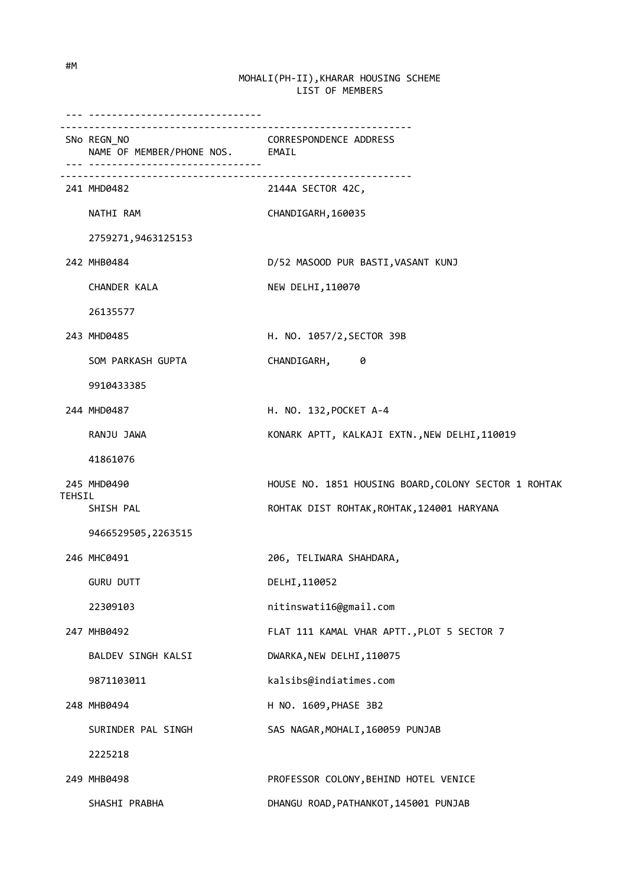#M

MOHALI(PH-II),KHARAR HOUSING SCHEME
LIST OF MEMBERS

| SNo | REGN_NO / NAME OF MEMBER/PHONE NOS. | CORRESPONDENCE ADDRESS / EMAIL |
|---|---|---|
| 241 | MHD0482 | 2144A SECTOR 42C, |
| | NATHI RAM | CHANDIGARH,160035 |
| | 2759271,9463125153 | |
| 242 | MHB0484 | D/52 MASOOD PUR BASTI,VASANT KUNJ |
| | CHANDER KALA | NEW DELHI,110070 |
| | 26135577 | |
| 243 | MHD0485 | H. NO. 1057/2,SECTOR 39B |
| | SOM PARKASH GUPTA | CHANDIGARH, 0 |
| | 9910433385 | |
| 244 | MHD0487 | H. NO. 132,POCKET A-4 |
| | RANJU JAWA | KONARK APTT, KALKAJI EXTN.,NEW DELHI,110019 |
| | 41861076 | |
| 245 | MHD0490 | HOUSE NO. 1851 HOUSING BOARD,COLONY SECTOR 1 ROHTAK TEHSIL |
| | SHISH PAL | ROHTAK DIST ROHTAK,ROHTAK,124001 HARYANA |
| | 9466529505,2263515 | |
| 246 | MHC0491 | 206, TELIWARA SHAHDARA, |
| | GURU DUTT | DELHI,110052 |
| | 22309103 | nitinswati16@gmail.com |
| 247 | MHB0492 | FLAT 111 KAMAL VHAR APTT.,PLOT 5 SECTOR 7 |
| | BALDEV SINGH KALSI | DWARKA,NEW DELHI,110075 |
| | 9871103011 | kalsibs@indiatimes.com |
| 248 | MHB0494 | H NO. 1609,PHASE 3B2 |
| | SURINDER PAL SINGH | SAS NAGAR,MOHALI,160059 PUNJAB |
| | 2225218 | |
| 249 | MHB0498 | PROFESSOR COLONY,BEHIND HOTEL VENICE |
| | SHASHI PRABHA | DHANGU ROAD,PATHANKOT,145001 PUNJAB |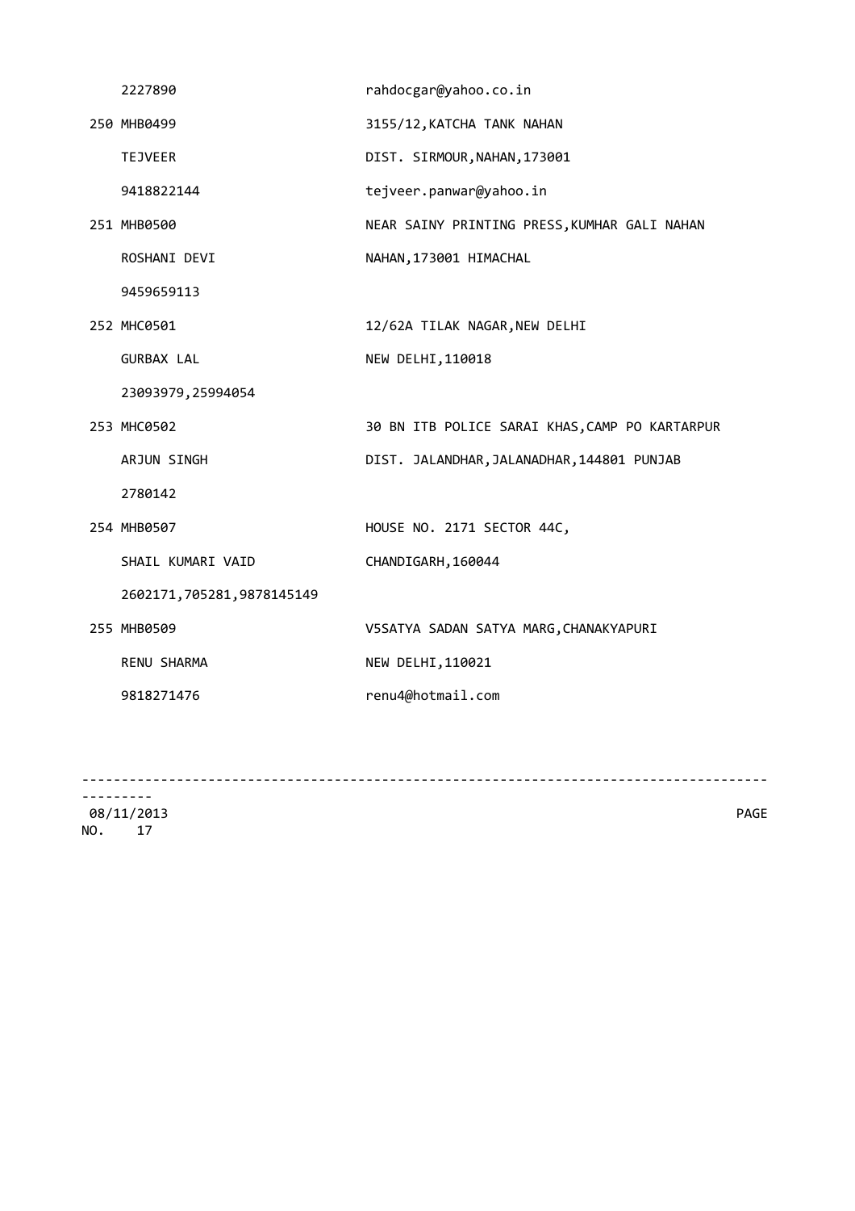| | |
|---|---|
| 2227890 | rahdocgar@yahoo.co.in |
| 250 MHB0499 | 3155/12,KATCHA TANK NAHAN |
| TEJVEER | DIST. SIRMOUR,NAHAN,173001 |
| 9418822144 | tejveer.panwar@yahoo.in |
| 251 MHB0500 | NEAR SAINY PRINTING PRESS,KUMHAR GALI NAHAN |
| ROSHANI DEVI | NAHAN,173001 HIMACHAL |
| 9459659113 | |
| 252 MHC0501 | 12/62A TILAK NAGAR,NEW DELHI |
| GURBAX LAL | NEW DELHI,110018 |
| 23093979,25994054 | |
| 253 MHC0502 | 30 BN ITB POLICE SARAI KHAS,CAMP PO KARTARPUR |
| ARJUN SINGH | DIST. JALANDHAR,JALANADHAR,144801 PUNJAB |
| 2780142 | |
| 254 MHB0507 | HOUSE NO. 2171 SECTOR 44C, |
| SHAIL KUMARI VAID | CHANDIGARH,160044 |
| 2602171,705281,9878145149 | |
| 255 MHB0509 | V5SATYA SADAN SATYA MARG,CHANAKYAPURI |
| RENU SHARMA | NEW DELHI,110021 |
| 9818271476 | renu4@hotmail.com |

08/11/2013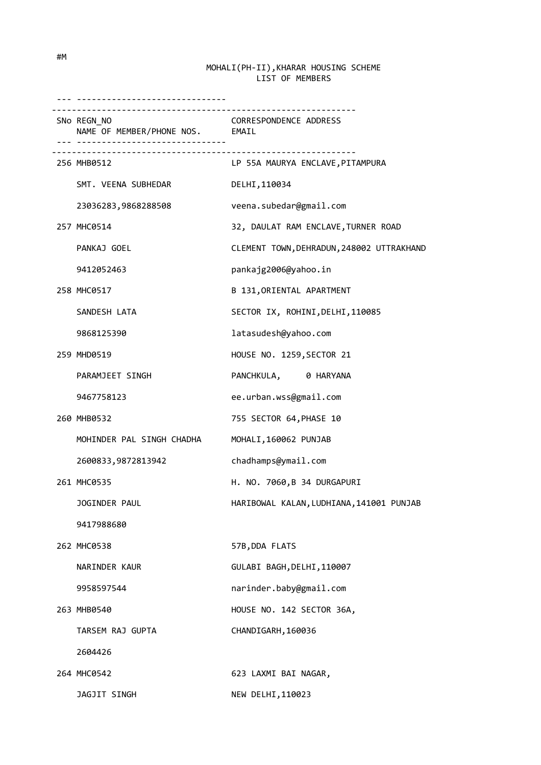#M

MOHALI(PH-II),KHARAR HOUSING SCHEME
LIST OF MEMBERS

| SNo | REGN_NO<br>NAME OF MEMBER/PHONE NOS. | CORRESPONDENCE ADDRESS<br>EMAIL |
|---|---|---|
| 256 | MHB0512<br>SMT. VEENA SUBHEDAR<br>23036283,9868288508 | LP 55A MAURYA ENCLAVE,PITAMPURA<br>DELHI,110034<br>veena.subedar@gmail.com |
| 257 | MHC0514<br>PANKAJ GOEL<br>9412052463 | 32, DAULAT RAM ENCLAVE,TURNER ROAD<br>CLEMENT TOWN,DEHRADUN,248002 UTTRAKHAND<br>pankajg2006@yahoo.in |
| 258 | MHC0517<br>SANDESH LATA<br>9868125390 | B 131,ORIENTAL APARTMENT<br>SECTOR IX, ROHINI,DELHI,110085<br>latasudesh@yahoo.com |
| 259 | MHD0519<br>PARAMJEET SINGH<br>9467758123 | HOUSE NO. 1259,SECTOR 21<br>PANCHKULA, 0 HARYANA<br>ee.urban.wss@gmail.com |
| 260 | MHB0532<br>MOHINDER PAL SINGH CHADHA<br>2600833,9872813942 | 755 SECTOR 64,PHASE 10<br>MOHALI,160062 PUNJAB<br>chadhamps@ymail.com |
| 261 | MHC0535<br>JOGINDER PAUL<br>9417988680 | H. NO. 7060,B 34 DURGAPURI<br>HARIBOWAL KALAN,LUDHIANA,141001 PUNJAB |
| 262 | MHC0538<br>NARINDER KAUR<br>9958597544 | 57B,DDA FLATS<br>GULABI BAGH,DELHI,110007<br>narinder.baby@gmail.com |
| 263 | MHB0540<br>TARSEM RAJ GUPTA<br>2604426 | HOUSE NO. 142 SECTOR 36A,<br>CHANDIGARH,160036 |
| 264 | MHC0542<br>JAGJIT SINGH | 623 LAXMI BAI NAGAR,<br>NEW DELHI,110023 |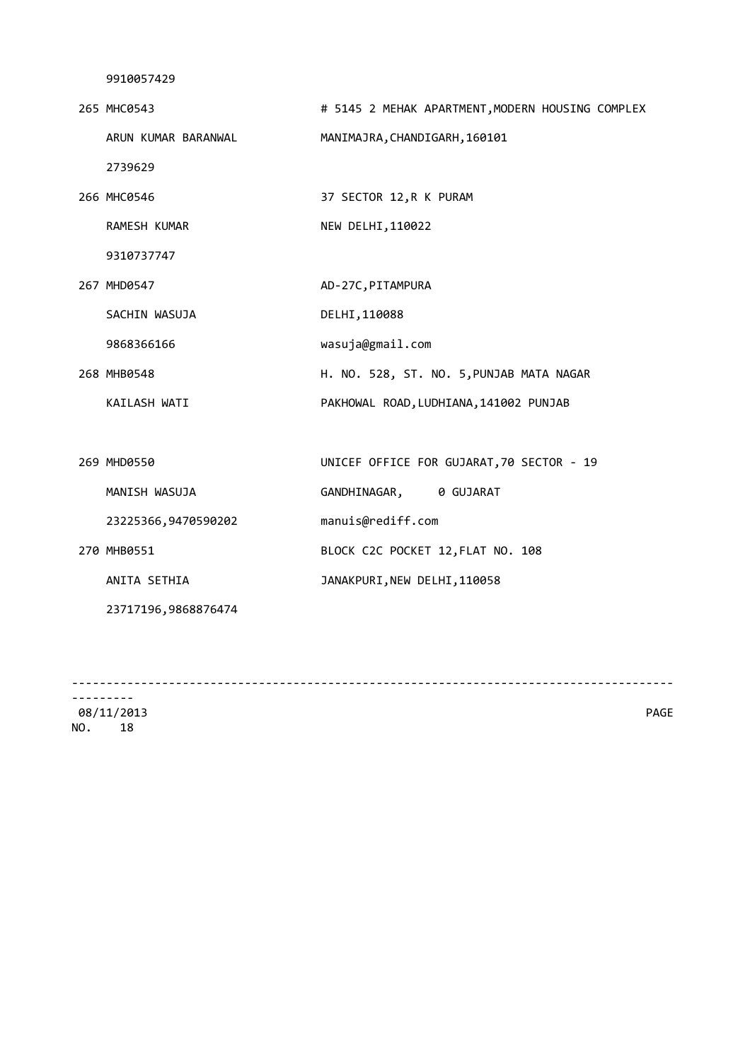9910057429

| | |
|---|---|
| 265 MHC0543 | # 5145 2 MEHAK APARTMENT,MODERN HOUSING COMPLEX |
| ARUN KUMAR BARANWAL | MANIMAJRA,CHANDIGARH,160101 |
| 2739629 | |
| 266 MHC0546 | 37 SECTOR 12,R K PURAM |
| RAMESH KUMAR | NEW DELHI,110022 |
| 9310737747 | |
| 267 MHD0547 | AD-27C,PITAMPURA |
| SACHIN WASUJA | DELHI,110088 |
| 9868366166 | wasuja@gmail.com |
| 268 MHB0548 | H. NO. 528, ST. NO. 5,PUNJAB MATA NAGAR |
| KAILASH WATI | PAKHOWAL ROAD,LUDHIANA,141002 PUNJAB |
| | |
| 269 MHD0550 | UNICEF OFFICE FOR GUJARAT,70 SECTOR - 19 |
| MANISH WASUJA | GANDHINAGAR, 0 GUJARAT |
| 23225366,9470590202 | manuis@rediff.com |
| 270 MHB0551 | BLOCK C2C POCKET 12,FLAT NO. 108 |
| ANITA SETHIA | JANAKPURI,NEW DELHI,110058 |
| 23717196,9868876474 | |

08/11/2013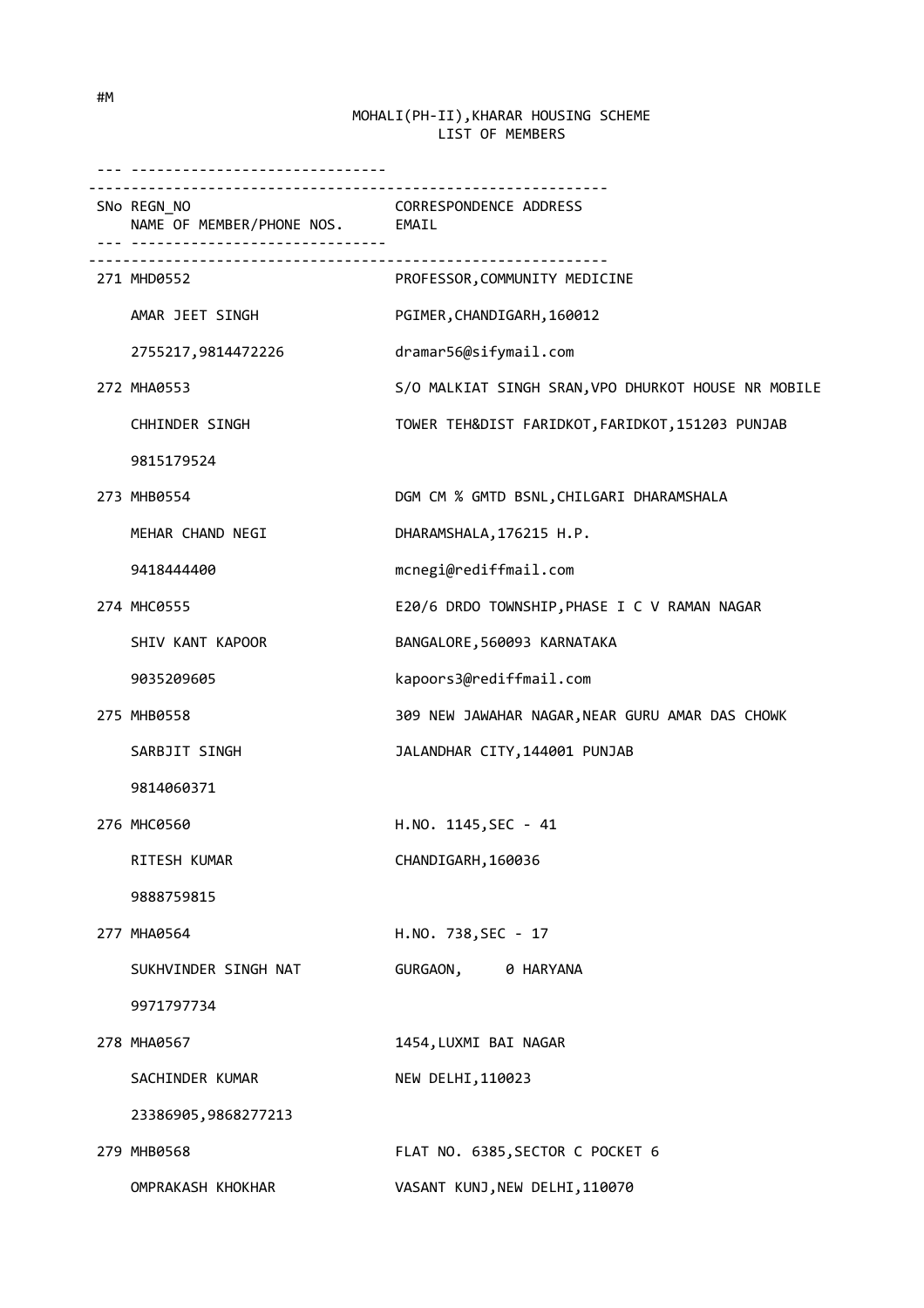#M

MOHALI(PH-II),KHARAR HOUSING SCHEME
LIST OF MEMBERS

| SNo | REGN_NO / NAME OF MEMBER/PHONE NOS. | CORRESPONDENCE ADDRESS / EMAIL |
|---|---|---|
| 271 | MHD0552<br>AMAR JEET SINGH<br>2755217,9814472226 | PROFESSOR,COMMUNITY MEDICINE<br>PGIMER,CHANDIGARH,160012<br>dramar56@sifymail.com |
| 272 | MHA0553<br>CHHINDER SINGH<br>9815179524 | S/O MALKIAT SINGH SRAN,VPO DHURKOT HOUSE NR MOBILE<br>TOWER TEH&DIST FARIDKOT,FARIDKOT,151203 PUNJAB |
| 273 | MHB0554<br>MEHAR CHAND NEGI<br>9418444400 | DGM CM % GMTD BSNL,CHILGARI DHARAMSHALA<br>DHARAMSHALA,176215 H.P.<br>mcnegi@rediffmail.com |
| 274 | MHC0555<br>SHIV KANT KAPOOR<br>9035209605 | E20/6 DRDO TOWNSHIP,PHASE I C V RAMAN NAGAR<br>BANGALORE,560093 KARNATAKA<br>kapoors3@rediffmail.com |
| 275 | MHB0558<br>SARBJIT SINGH<br>9814060371 | 309 NEW JAWAHAR NAGAR,NEAR GURU AMAR DAS CHOWK<br>JALANDHAR CITY,144001 PUNJAB |
| 276 | MHC0560<br>RITESH KUMAR<br>9888759815 | H.NO. 1145,SEC - 41<br>CHANDIGARH,160036 |
| 277 | MHA0564<br>SUKHVINDER SINGH NAT<br>9971797734 | H.NO. 738,SEC - 17<br>GURGAON, 0 HARYANA |
| 278 | MHA0567<br>SACHINDER KUMAR<br>23386905,9868277213 | 1454,LUXMI BAI NAGAR<br>NEW DELHI,110023 |
| 279 | MHB0568<br>OMPRAKASH KHOKHAR | FLAT NO. 6385,SECTOR C POCKET 6<br>VASANT KUNJ,NEW DELHI,110070 |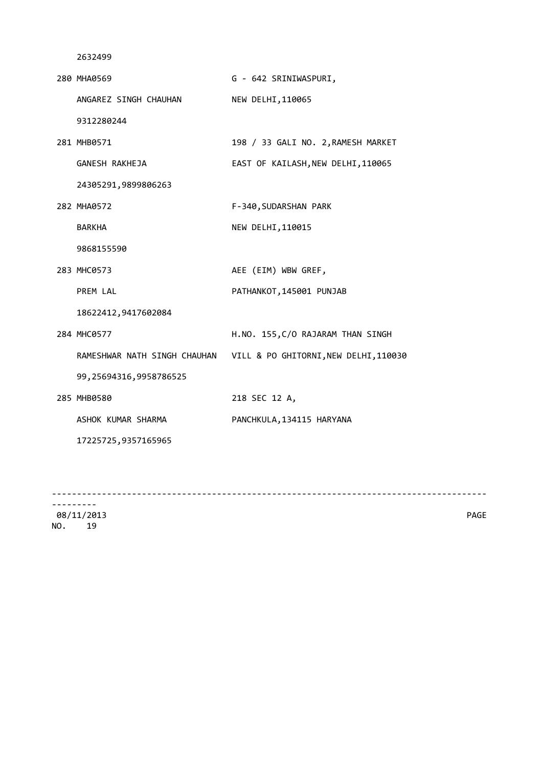2632499

280 MHA0569 G - 642 SRINIWASPURI,

ANGAREZ SINGH CHAUHAN NEW DELHI,110065

9312280244

281 MHB0571 198 / 33 GALI NO. 2,RAMESH MARKET

GANESH RAKHEJA EAST OF KAILASH,NEW DELHI,110065

24305291,9899806263

282 MHA0572 F-340,SUDARSHAN PARK

BARKHA NEW DELHI,110015

9868155590

283 MHC0573 AEE (EIM) WBW GREF,

PREM LAL PATHANKOT,145001 PUNJAB

18622412,9417602084

284 MHC0577 H.NO. 155,C/O RAJARAM THAN SINGH

RAMESHWAR NATH SINGH CHAUHAN VILL & PO GHITORNI,NEW DELHI,110030

99,25694316,9958786525

285 MHB0580 218 SEC 12 A,

ASHOK KUMAR SHARMA PANCHKULA,134115 HARYANA

17225725,9357165965

08/11/2013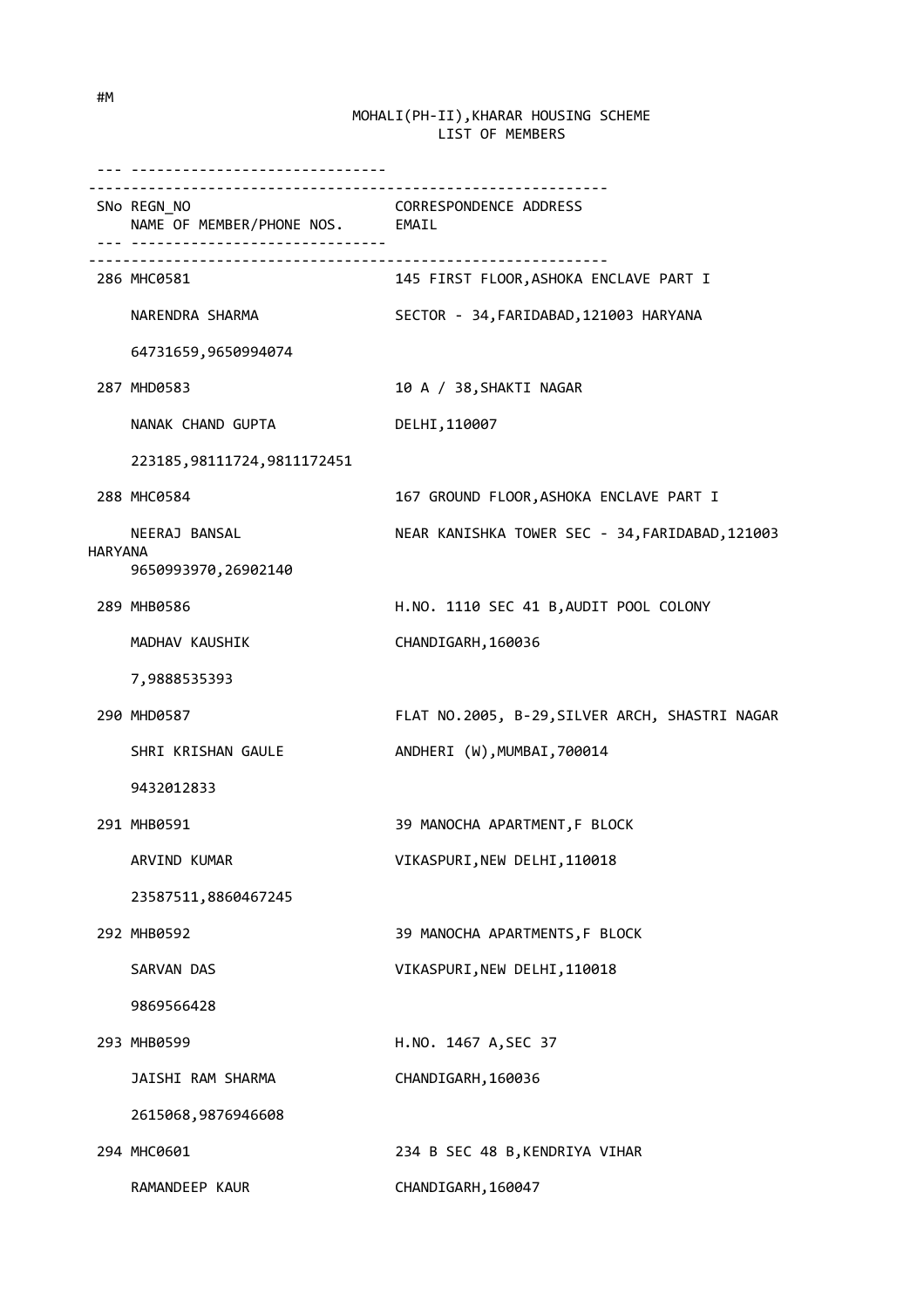#M

MOHALI(PH-II),KHARAR HOUSING SCHEME
LIST OF MEMBERS

| SNo | REGN_NO / NAME OF MEMBER/PHONE NOS. | CORRESPONDENCE ADDRESS / EMAIL |
|---|---|---|
| 286 | MHC0581 | 145 FIRST FLOOR,ASHOKA ENCLAVE PART I |
| | NARENDRA SHARMA | SECTOR - 34,FARIDABAD,121003 HARYANA |
| | 64731659,9650994074 | |
| 287 | MHD0583 | 10 A / 38,SHAKTI NAGAR |
| | NANAK CHAND GUPTA | DELHI,110007 |
| | 223185,98111724,9811172451 | |
| 288 | MHC0584 | 167 GROUND FLOOR,ASHOKA ENCLAVE PART I |
| | NEERAJ BANSAL | NEAR KANISHKA TOWER SEC - 34,FARIDABAD,121003 HARYANA |
| | 9650993970,26902140 | |
| 289 | MHB0586 | H.NO. 1110 SEC 41 B,AUDIT POOL COLONY |
| | MADHAV KAUSHIK | CHANDIGARH,160036 |
| | 7,9888535393 | |
| 290 | MHD0587 | FLAT NO.2005, B-29,SILVER ARCH, SHASTRI NAGAR |
| | SHRI KRISHAN GAULE | ANDHERI (W),MUMBAI,700014 |
| | 9432012833 | |
| 291 | MHB0591 | 39 MANOCHA APARTMENT,F BLOCK |
| | ARVIND KUMAR | VIKASPURI,NEW DELHI,110018 |
| | 23587511,8860467245 | |
| 292 | MHB0592 | 39 MANOCHA APARTMENTS,F BLOCK |
| | SARVAN DAS | VIKASPURI,NEW DELHI,110018 |
| | 9869566428 | |
| 293 | MHB0599 | H.NO. 1467 A,SEC 37 |
| | JAISHI RAM SHARMA | CHANDIGARH,160036 |
| | 2615068,9876946608 | |
| 294 | MHC0601 | 234 B SEC 48 B,KENDRIYA VIHAR |
| | RAMANDEEP KAUR | CHANDIGARH,160047 |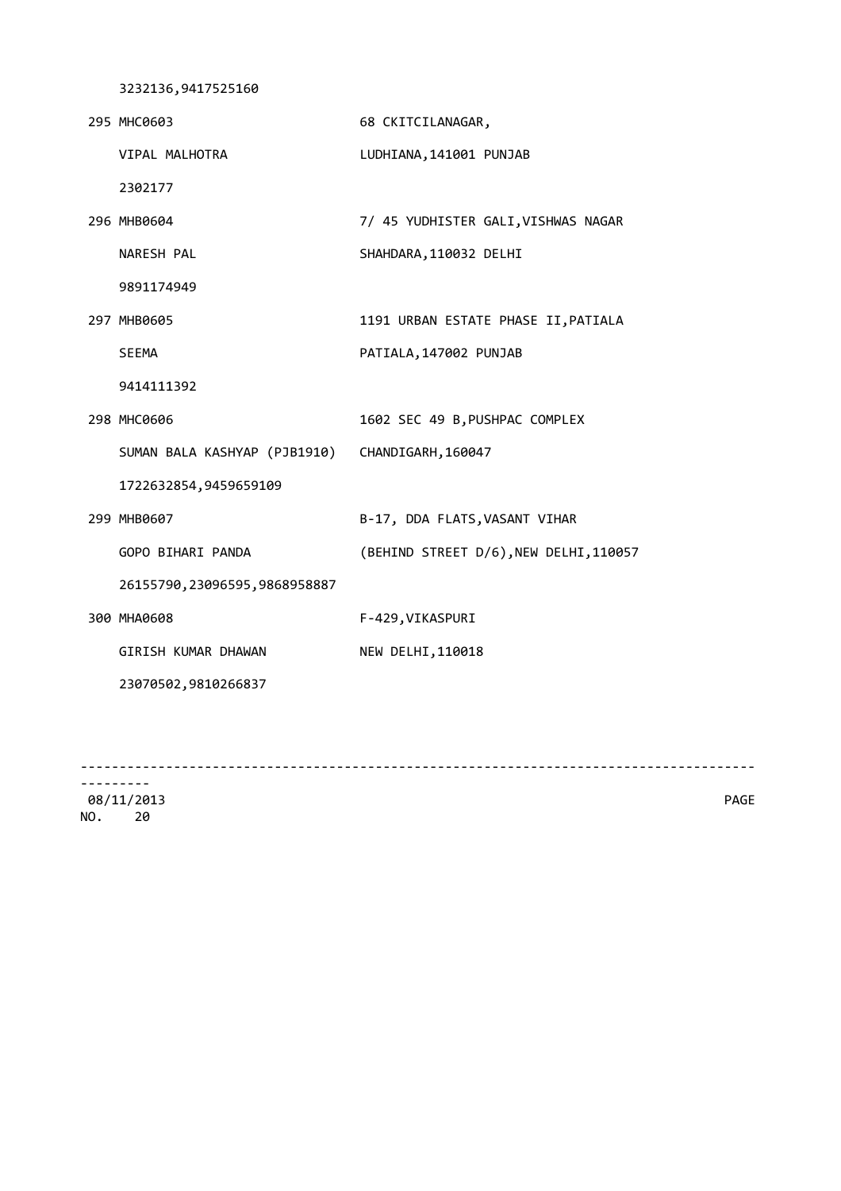3232136,9417525160

| | |
|---|---|
| 295 MHC0603 | 68 CKITCILANAGAR, |
| VIPAL MALHOTRA | LUDHIANA,141001 PUNJAB |
| 2302177 | |
| 296 MHB0604 | 7/ 45 YUDHISTER GALI,VISHWAS NAGAR |
| NARESH PAL | SHAHDARA,110032 DELHI |
| 9891174949 | |
| 297 MHB0605 | 1191 URBAN ESTATE PHASE II,PATIALA |
| SEEMA | PATIALA,147002 PUNJAB |
| 9414111392 | |
| 298 MHC0606 | 1602 SEC 49 B,PUSHPAC COMPLEX |
| SUMAN BALA KASHYAP (PJB1910) | CHANDIGARH,160047 |
| 1722632854,9459659109 | |
| 299 MHB0607 | B-17, DDA FLATS,VASANT VIHAR |
| GOPO BIHARI PANDA | (BEHIND STREET D/6),NEW DELHI,110057 |
| 26155790,23096595,9868958887 | |
| 300 MHA0608 | F-429,VIKASPURI |
| GIRISH KUMAR DHAWAN | NEW DELHI,110018 |
| 23070502,9810266837 | |

08/11/2013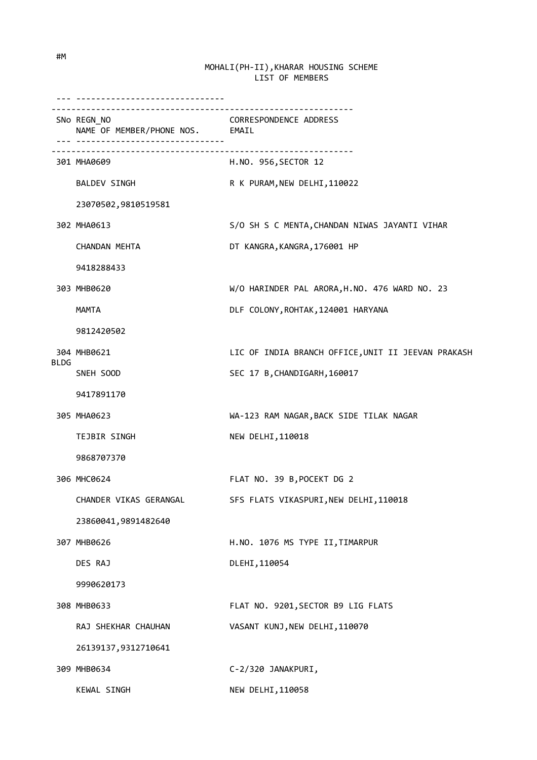#M

MOHALI(PH-II),KHARAR HOUSING SCHEME
LIST OF MEMBERS

| SNo | REGN_NO / NAME OF MEMBER/PHONE NOS. | CORRESPONDENCE ADDRESS / EMAIL |
|---|---|---|
| 301 | MHA0609<br>BALDEV SINGH<br>23070502,9810519581 | H.NO. 956,SECTOR 12<br>R K PURAM,NEW DELHI,110022 |
| 302 | MHA0613<br>CHANDAN MEHTA<br>9418288433 | S/O SH S C MENTA,CHANDAN NIWAS JAYANTI VIHAR<br>DT KANGRA,KANGRA,176001 HP |
| 303 | MHB0620<br>MAMTA<br>9812420502 | W/O HARINDER PAL ARORA,H.NO. 476 WARD NO. 23<br>DLF COLONY,ROHTAK,124001 HARYANA |
| 304 | MHB0621<br>SNEH SOOD<br>9417891170 | LIC OF INDIA BRANCH OFFICE,UNIT II JEEVAN PRAKASH BLDG<br>SEC 17 B,CHANDIGARH,160017 |
| 305 | MHA0623<br>TEJBIR SINGH<br>9868707370 | WA-123 RAM NAGAR,BACK SIDE TILAK NAGAR<br>NEW DELHI,110018 |
| 306 | MHC0624<br>CHANDER VIKAS GERANGAL<br>23860041,9891482640 | FLAT NO. 39 B,POCEKT DG 2<br>SFS FLATS VIKASPURI,NEW DELHI,110018 |
| 307 | MHB0626<br>DES RAJ<br>9990620173 | H.NO. 1076 MS TYPE II,TIMARPUR<br>DLEHI,110054 |
| 308 | MHB0633<br>RAJ SHEKHAR CHAUHAN<br>26139137,9312710641 | FLAT NO. 9201,SECTOR B9 LIG FLATS<br>VASANT KUNJ,NEW DELHI,110070 |
| 309 | MHB0634<br>KEWAL SINGH | C-2/320 JANAKPURI,<br>NEW DELHI,110058 |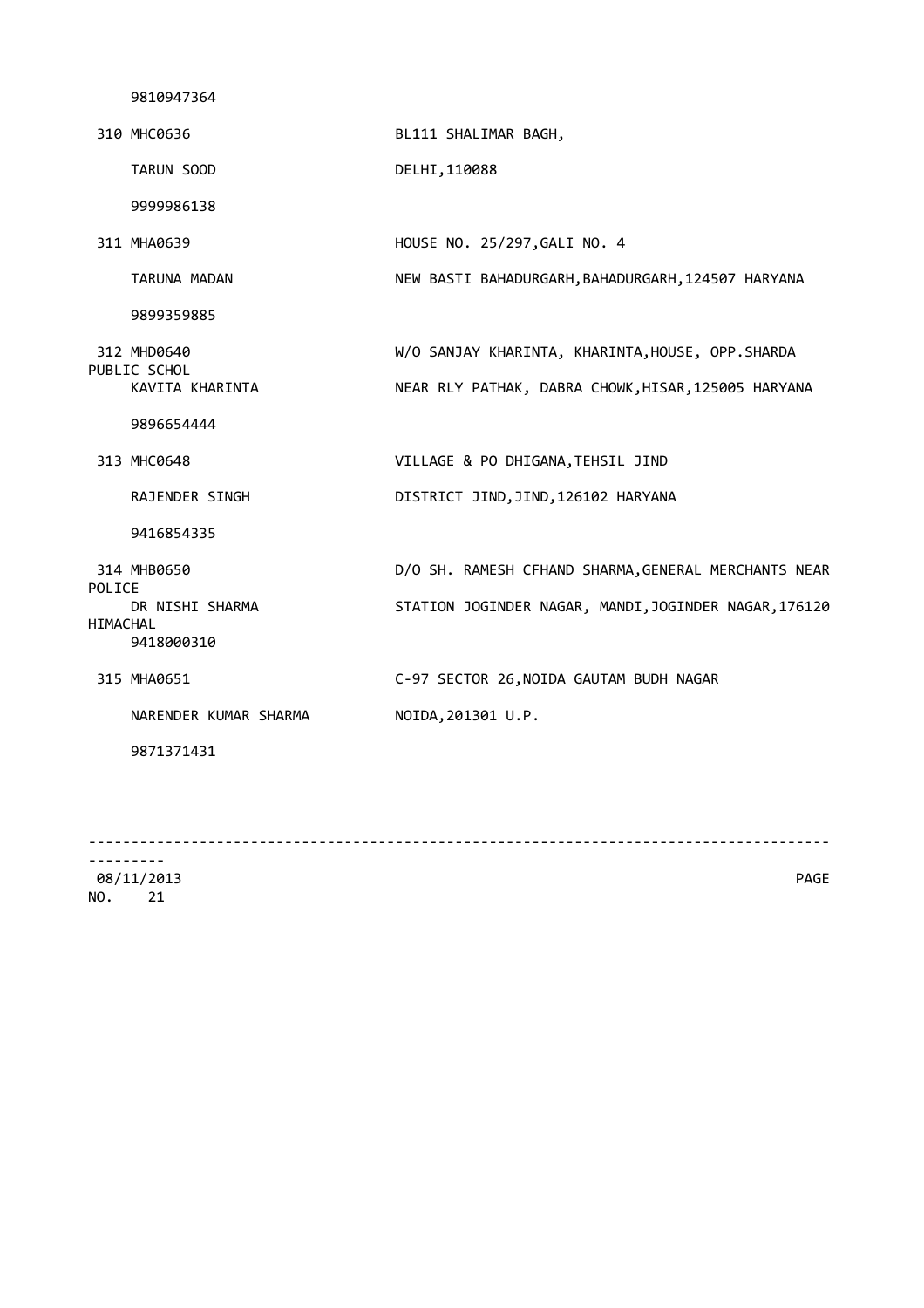9810947364

310 MHC0636 BL111 SHALIMAR BAGH,

TARUN SOOD DELHI,110088

9999986138

311 MHA0639 HOUSE NO. 25/297,GALI NO. 4

TARUNA MADAN NEW BASTI BAHADURGARH,BAHADURGARH,124507 HARYANA

9899359885

312 MHD0640 W/O SANJAY KHARINTA, KHARINTA,HOUSE, OPP.SHARDA PUBLIC SCHOL

KAVITA KHARINTA NEAR RLY PATHAK, DABRA CHOWK,HISAR,125005 HARYANA

9896654444

313 MHC0648 VILLAGE & PO DHIGANA,TEHSIL JIND

RAJENDER SINGH DISTRICT JIND,JIND,126102 HARYANA

9416854335

314 MHB0650 D/O SH. RAMESH CFHAND SHARMA,GENERAL MERCHANTS NEAR POLICE

DR NISHI SHARMA STATION JOGINDER NAGAR, MANDI,JOGINDER NAGAR,176120 HIMACHAL

9418000310

315 MHA0651 C-97 SECTOR 26,NOIDA GAUTAM BUDH NAGAR

NARENDER KUMAR SHARMA NOIDA,201301 U.P.

9871371431

08/11/2013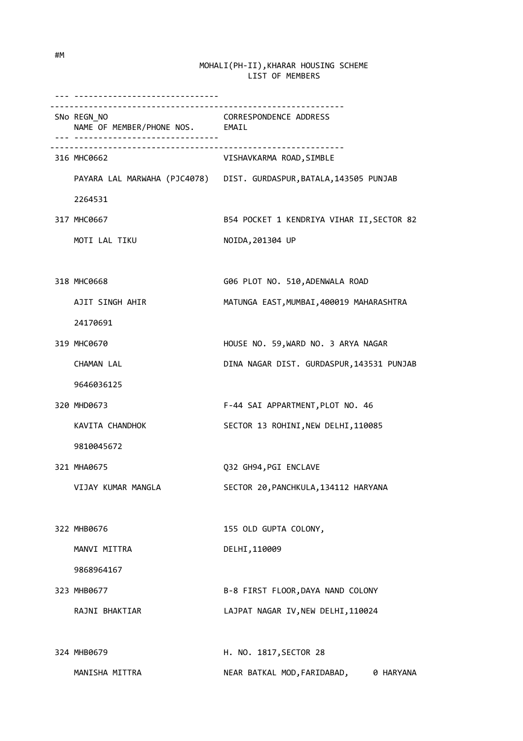#M

MOHALI(PH-II),KHARAR HOUSING SCHEME
LIST OF MEMBERS

| SNo | REGN_NO / NAME OF MEMBER/PHONE NOS. | CORRESPONDENCE ADDRESS / EMAIL |
|---|---|---|
| 316 | MHC0662<br>PAYARA LAL MARWAHA (PJC4078)<br>2264531 | VISHAVKARMA ROAD,SIMBLE<br>DIST. GURDASPUR,BATALA,143505 PUNJAB |
| 317 | MHC0667<br>MOTI LAL TIKU | B54 POCKET 1 KENDRIYA VIHAR II,SECTOR 82<br>NOIDA,201304 UP |
| 318 | MHC0668<br>AJIT SINGH AHIR<br>24170691 | G06 PLOT NO. 510,ADENWALA ROAD<br>MATUNGA EAST,MUMBAI,400019 MAHARASHTRA |
| 319 | MHC0670<br>CHAMAN LAL<br>9646036125 | HOUSE NO. 59,WARD NO. 3 ARYA NAGAR<br>DINA NAGAR DIST. GURDASPUR,143531 PUNJAB |
| 320 | MHD0673<br>KAVITA CHANDHOK<br>9810045672 | F-44 SAI APPARTMENT,PLOT NO. 46<br>SECTOR 13 ROHINI,NEW DELHI,110085 |
| 321 | MHA0675<br>VIJAY KUMAR MANGLA | Q32 GH94,PGI ENCLAVE<br>SECTOR 20,PANCHKULA,134112 HARYANA |
| 322 | MHB0676<br>MANVI MITTRA<br>9868964167 | 155 OLD GUPTA COLONY,<br>DELHI,110009 |
| 323 | MHB0677<br>RAJNI BHAKTIAR | B-8 FIRST FLOOR,DAYA NAND COLONY<br>LAJPAT NAGAR IV,NEW DELHI,110024 |
| 324 | MHB0679<br>MANISHA MITTRA | H. NO. 1817,SECTOR 28<br>NEAR BATKAL MOD,FARIDABAD, 0 HARYANA |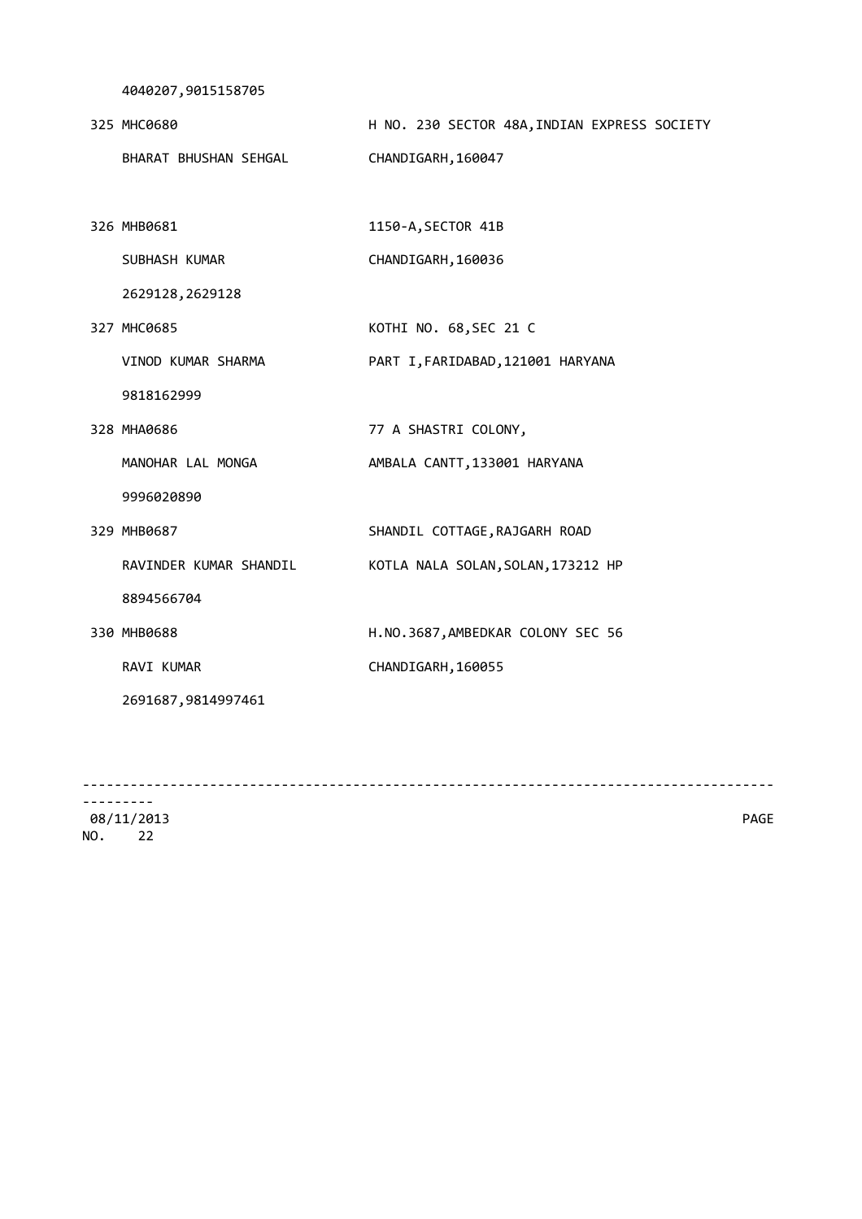4040207,9015158705

| | | |
|---|---|---|
| 325 | MHC0680<br>BHARAT BHUSHAN SEHGAL | H NO. 230 SECTOR 48A,INDIAN EXPRESS SOCIETY<br>CHANDIGARH,160047 |
| 326 | MHB0681<br>SUBHASH KUMAR<br>2629128,2629128 | 1150-A,SECTOR 41B<br>CHANDIGARH,160036 |
| 327 | MHC0685<br>VINOD KUMAR SHARMA<br>9818162999 | KOTHI NO. 68,SEC 21 C<br>PART I,FARIDABAD,121001 HARYANA |
| 328 | MHA0686<br>MANOHAR LAL MONGA<br>9996020890 | 77 A SHASTRI COLONY,<br>AMBALA CANTT,133001 HARYANA |
| 329 | MHB0687<br>RAVINDER KUMAR SHANDIL<br>8894566704 | SHANDIL COTTAGE,RAJGARH ROAD<br>KOTLA NALA SOLAN,SOLAN,173212 HP |
| 330 | MHB0688<br>RAVI KUMAR<br>2691687,9814997461 | H.NO.3687,AMBEDKAR COLONY SEC 56<br>CHANDIGARH,160055 |

08/11/2013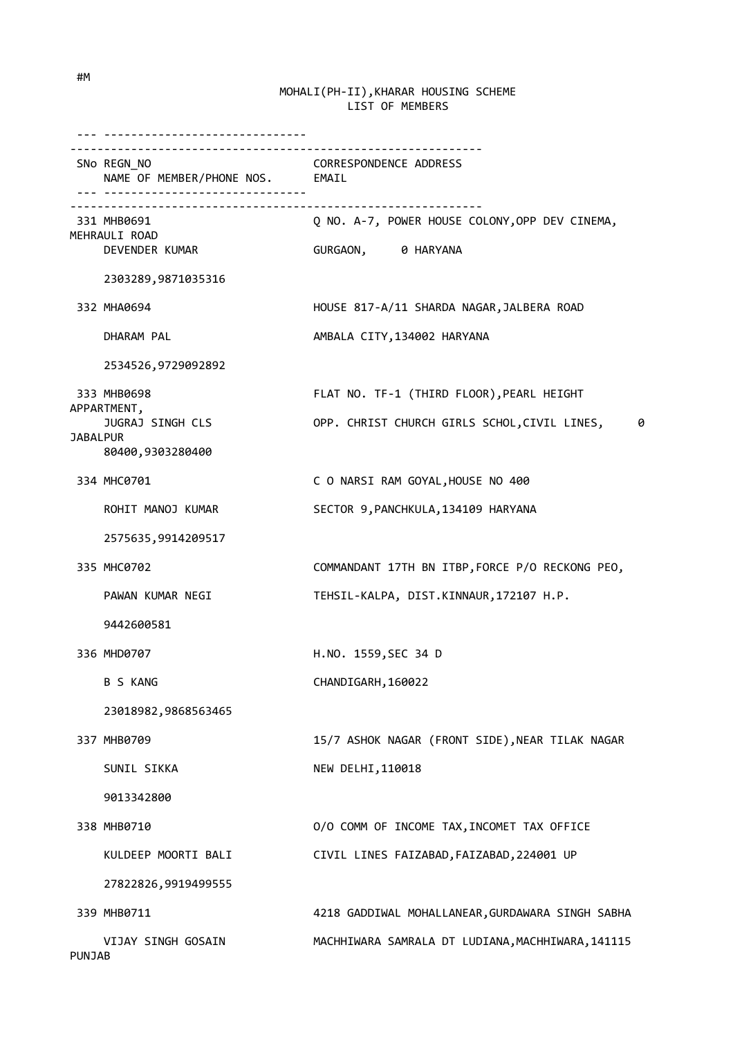#M

MOHALI(PH-II),KHARAR HOUSING SCHEME
LIST OF MEMBERS

| SNo | REGN_NO | NAME OF MEMBER/PHONE NOS. | CORRESPONDENCE ADDRESS / EMAIL |
|---|---|---|---|
| 331 | MHB0691 | DEVENDER KUMAR<br>2303289,9871035316 | Q NO. A-7, POWER HOUSE COLONY,OPP DEV CINEMA, MEHRAULI ROAD<br>GURGAON, 0 HARYANA |
| 332 | MHA0694 | DHARAM PAL<br>2534526,9729092892 | HOUSE 817-A/11 SHARDA NAGAR,JALBERA ROAD<br>AMBALA CITY,134002 HARYANA |
| 333 | MHB0698 | JUGRAJ SINGH CLS<br>80400,9303280400 | FLAT NO. TF-1 (THIRD FLOOR),PEARL HEIGHT APPARTMENT,<br>OPP. CHRIST CHURCH GIRLS SCHOL,CIVIL LINES, 0 JABALPUR |
| 334 | MHC0701 | ROHIT MANOJ KUMAR<br>2575635,9914209517 | C O NARSI RAM GOYAL,HOUSE NO 400<br>SECTOR 9,PANCHKULA,134109 HARYANA |
| 335 | MHC0702 | PAWAN KUMAR NEGI<br>9442600581 | COMMANDANT 17TH BN ITBP,FORCE P/O RECKONG PEO,<br>TEHSIL-KALPA, DIST.KINNAUR,172107 H.P. |
| 336 | MHD0707 | B S KANG<br>23018982,9868563465 | H.NO. 1559,SEC 34 D<br>CHANDIGARH,160022 |
| 337 | MHB0709 | SUNIL SIKKA<br>9013342800 | 15/7 ASHOK NAGAR (FRONT SIDE),NEAR TILAK NAGAR<br>NEW DELHI,110018 |
| 338 | MHB0710 | KULDEEP MOORTI BALI<br>27822826,9919499555 | O/O COMM OF INCOME TAX,INCOMET TAX OFFICE<br>CIVIL LINES FAIZABAD,FAIZABAD,224001 UP |
| 339 | MHB0711 | VIJAY SINGH GOSAIN | 4218 GADDIWAL MOHALLANEAR,GURDAWARA SINGH SABHA<br>MACHHIWARA SAMRALA DT LUDIANA,MACHHIWARA,141115 PUNJAB |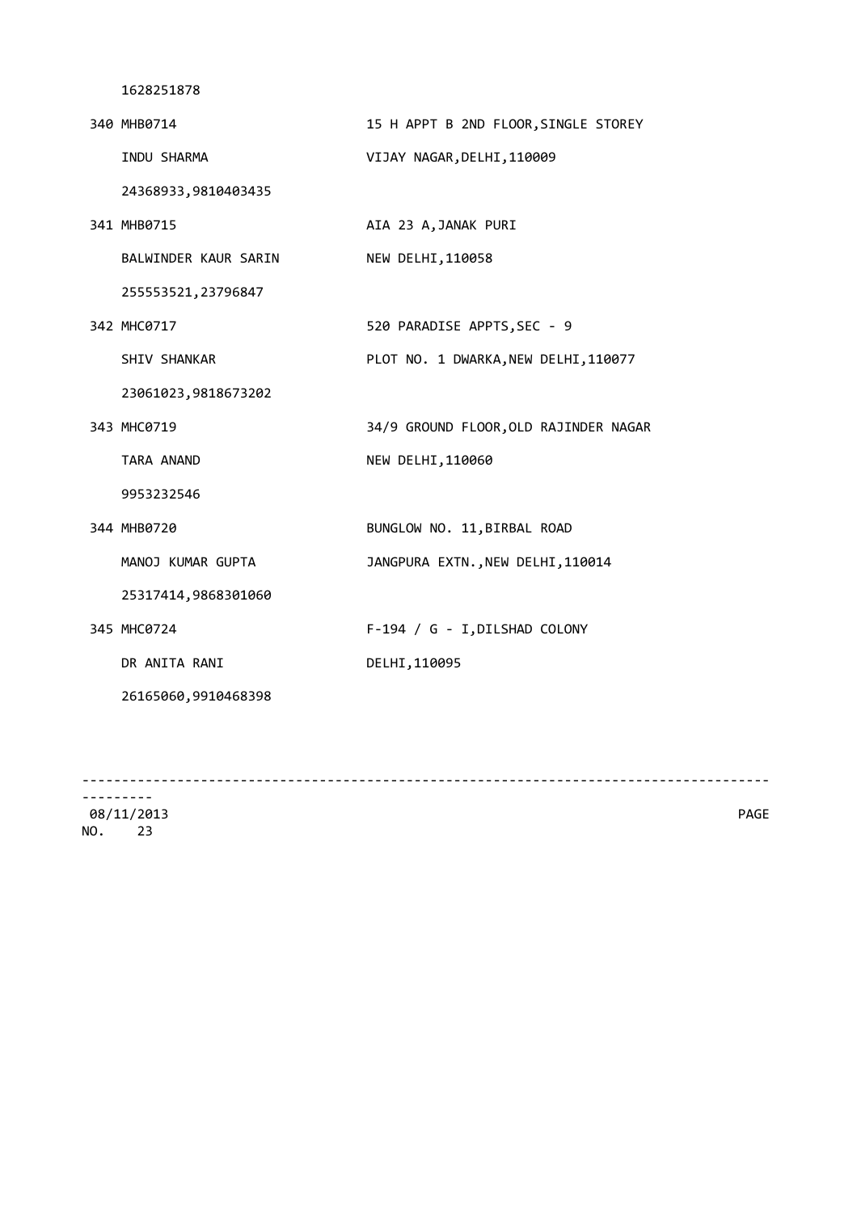1628251878

| | |
|---|---|
| 340 MHB0714 | 15 H APPT B 2ND FLOOR,SINGLE STOREY |
| INDU SHARMA | VIJAY NAGAR,DELHI,110009 |
| 24368933,9810403435 | |
| 341 MHB0715 | AIA 23 A,JANAK PURI |
| BALWINDER KAUR SARIN | NEW DELHI,110058 |
| 255553521,23796847 | |
| 342 MHC0717 | 520 PARADISE APPTS,SEC - 9 |
| SHIV SHANKAR | PLOT NO. 1 DWARKA,NEW DELHI,110077 |
| 23061023,9818673202 | |
| 343 MHC0719 | 34/9 GROUND FLOOR,OLD RAJINDER NAGAR |
| TARA ANAND | NEW DELHI,110060 |
| 9953232546 | |
| 344 MHB0720 | BUNGLOW NO. 11,BIRBAL ROAD |
| MANOJ KUMAR GUPTA | JANGPURA EXTN.,NEW DELHI,110014 |
| 25317414,9868301060 | |
| 345 MHC0724 | F-194 / G - I,DILSHAD COLONY |
| DR ANITA RANI | DELHI,110095 |
| 26165060,9910468398 | |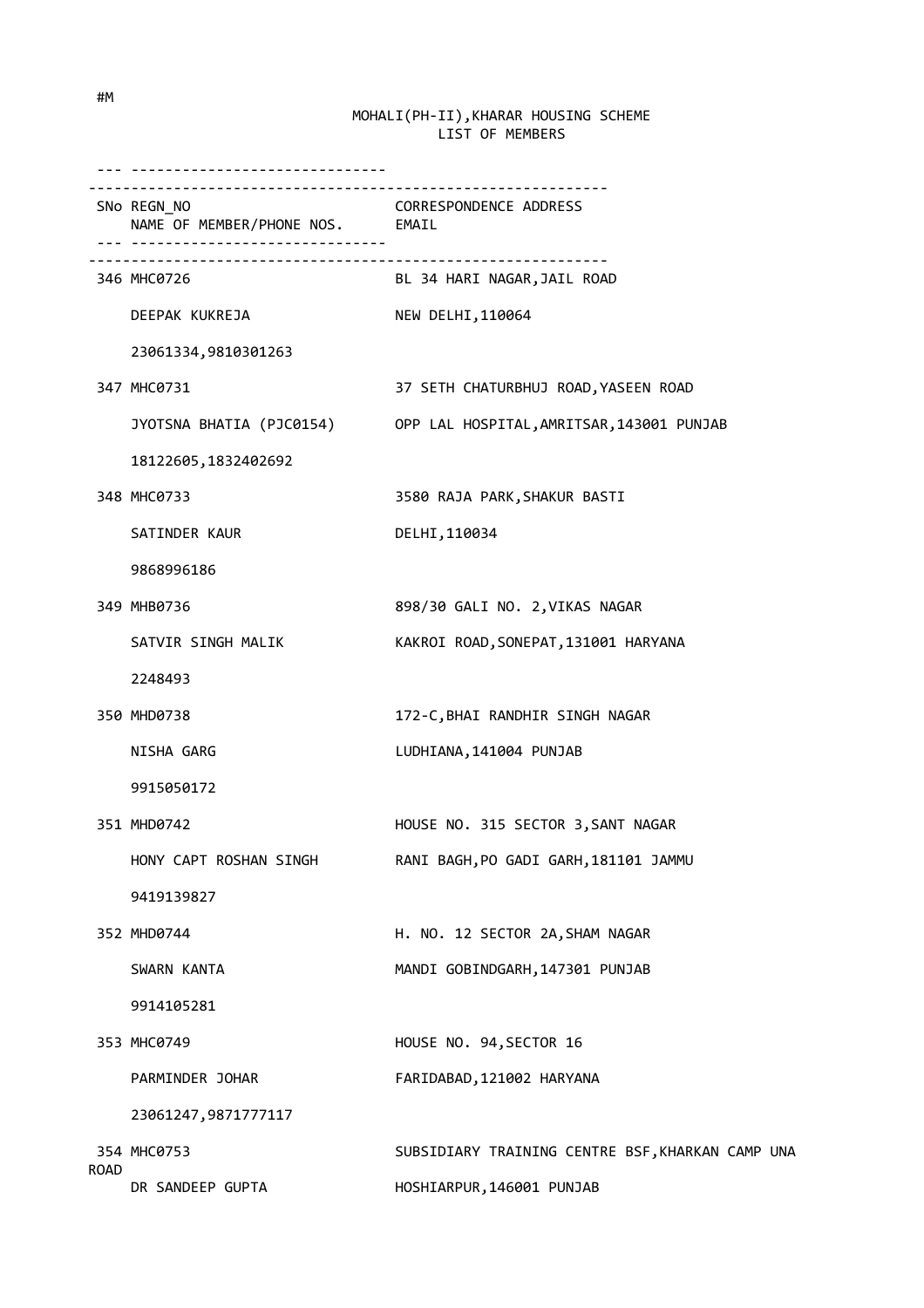#M

MOHALI(PH-II),KHARAR HOUSING SCHEME
LIST OF MEMBERS

| SNo | REGN_NO / NAME OF MEMBER/PHONE NOS. | CORRESPONDENCE ADDRESS / EMAIL |
|---|---|---|
| 346 | MHC0726<br>DEEPAK KUKREJA<br>23061334,9810301263 | BL 34 HARI NAGAR,JAIL ROAD<br>NEW DELHI,110064 |
| 347 | MHC0731<br>JYOTSNA BHATIA (PJC0154)<br>18122605,1832402692 | 37 SETH CHATURBHUJ ROAD,YASEEN ROAD<br>OPP LAL HOSPITAL,AMRITSAR,143001 PUNJAB |
| 348 | MHC0733<br>SATINDER KAUR<br>9868996186 | 3580 RAJA PARK,SHAKUR BASTI<br>DELHI,110034 |
| 349 | MHB0736<br>SATVIR SINGH MALIK<br>2248493 | 898/30 GALI NO. 2,VIKAS NAGAR<br>KAKROI ROAD,SONEPAT,131001 HARYANA |
| 350 | MHD0738<br>NISHA GARG<br>9915050172 | 172-C,BHAI RANDHIR SINGH NAGAR<br>LUDHIANA,141004 PUNJAB |
| 351 | MHD0742<br>HONY CAPT ROSHAN SINGH<br>9419139827 | HOUSE NO. 315 SECTOR 3,SANT NAGAR<br>RANI BAGH,PO GADI GARH,181101 JAMMU |
| 352 | MHD0744<br>SWARN KANTA<br>9914105281 | H. NO. 12 SECTOR 2A,SHAM NAGAR<br>MANDI GOBINDGARH,147301 PUNJAB |
| 353 | MHC0749<br>PARMINDER JOHAR<br>23061247,9871777117 | HOUSE NO. 94,SECTOR 16<br>FARIDABAD,121002 HARYANA |
| 354 | MHC0753<br>DR SANDEEP GUPTA | SUBSIDIARY TRAINING CENTRE BSF,KHARKAN CAMP UNA ROAD<br>HOSHIARPUR,146001 PUNJAB |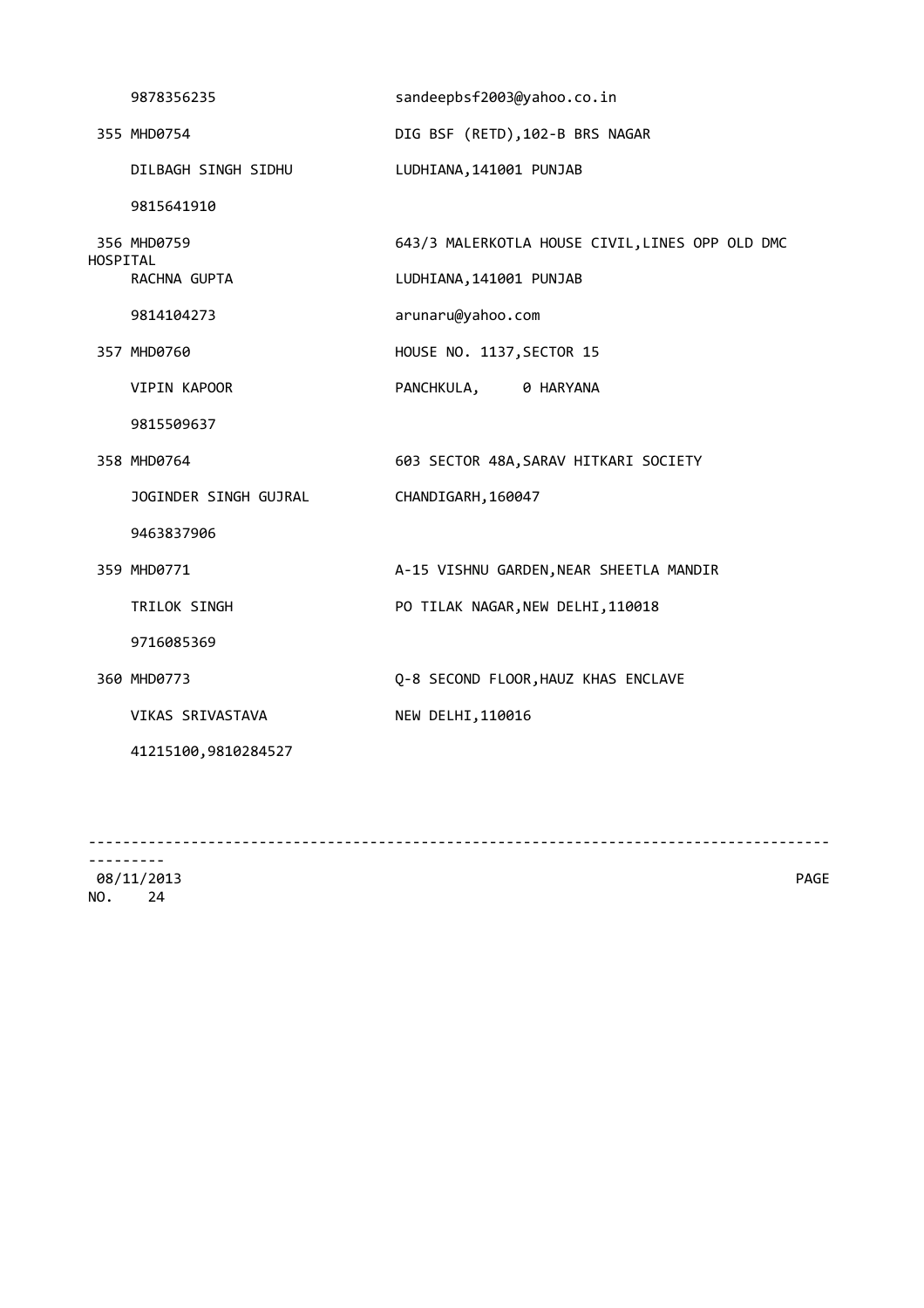9878356235 sandeepbsf2003@yahoo.co.in

355 MHD0754 DIG BSF (RETD),102-B BRS NAGAR

DILBAGH SINGH SIDHU LUDHIANA,141001 PUNJAB

9815641910

356 MHD0759 643/3 MALERKOTLA HOUSE CIVIL,LINES OPP OLD DMC HOSPITAL

RACHNA GUPTA LUDHIANA,141001 PUNJAB

9814104273 arunaru@yahoo.com

357 MHD0760 HOUSE NO. 1137,SECTOR 15

VIPIN KAPOOR PANCHKULA, 0 HARYANA

9815509637

358 MHD0764 603 SECTOR 48A,SARAV HITKARI SOCIETY

JOGINDER SINGH GUJRAL CHANDIGARH,160047

9463837906

359 MHD0771 A-15 VISHNU GARDEN,NEAR SHEETLA MANDIR

TRILOK SINGH PO TILAK NAGAR,NEW DELHI,110018

9716085369

360 MHD0773 Q-8 SECOND FLOOR,HAUZ KHAS ENCLAVE

VIKAS SRIVASTAVA NEW DELHI,110016

41215100,9810284527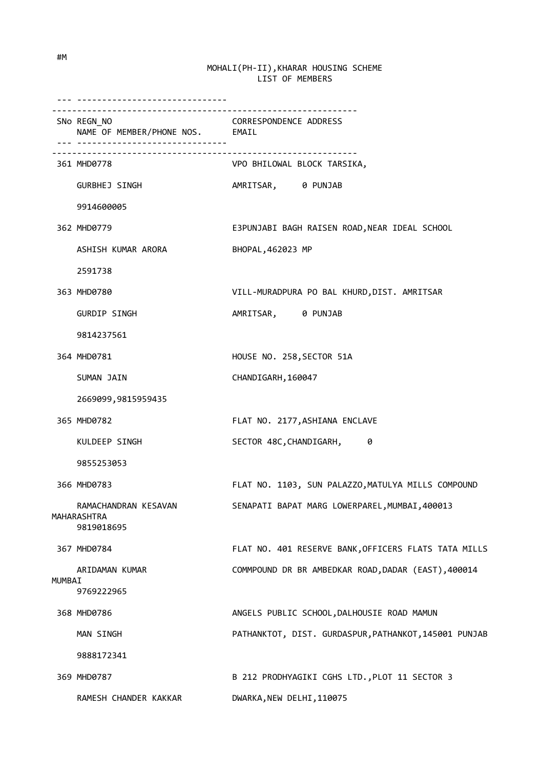#M

MOHALI(PH-II),KHARAR HOUSING SCHEME
LIST OF MEMBERS

| SNo | REGN_NO / NAME OF MEMBER/PHONE NOS. | CORRESPONDENCE ADDRESS / EMAIL |
|---|---|---|
| 361 | MHD0778<br>GURBHEJ SINGH<br>9914600005 | VPO BHILOWAL BLOCK TARSIKA,<br>AMRITSAR, 0 PUNJAB |
| 362 | MHD0779<br>ASHISH KUMAR ARORA<br>2591738 | E3PUNJABI BAGH RAISEN ROAD,NEAR IDEAL SCHOOL<br>BHOPAL,462023 MP |
| 363 | MHD0780<br>GURDIP SINGH<br>9814237561 | VILL-MURADPURA PO BAL KHURD,DIST. AMRITSAR<br>AMRITSAR, 0 PUNJAB |
| 364 | MHD0781<br>SUMAN JAIN<br>2669099,9815959435 | HOUSE NO. 258,SECTOR 51A<br>CHANDIGARH,160047 |
| 365 | MHD0782<br>KULDEEP SINGH<br>9855253053 | FLAT NO. 2177,ASHIANA ENCLAVE<br>SECTOR 48C,CHANDIGARH, 0 |
| 366 | MHD0783<br>RAMACHANDRAN KESAVAN<br>9819018695 | FLAT NO. 1103, SUN PALAZZO,MATULYA MILLS COMPOUND<br>SENAPATI BAPAT MARG LOWERPAREL,MUMBAI,400013 MAHARASHTRA |
| 367 | MHD0784<br>ARIDAMAN KUMAR<br>9769222965 | FLAT NO. 401 RESERVE BANK,OFFICERS FLATS TATA MILLS<br>COMMPOUND DR BR AMBEDKAR ROAD,DADAR (EAST),400014 MUMBAI |
| 368 | MHD0786<br>MAN SINGH<br>9888172341 | ANGELS PUBLIC SCHOOL,DALHOUSIE ROAD MAMUN<br>PATHANKTOT, DIST. GURDASPUR,PATHANKOT,145001 PUNJAB |
| 369 | MHD0787<br>RAMESH CHANDER KAKKAR | B 212 PRODHYAGIKI CGHS LTD.,PLOT 11 SECTOR 3<br>DWARKA,NEW DELHI,110075 |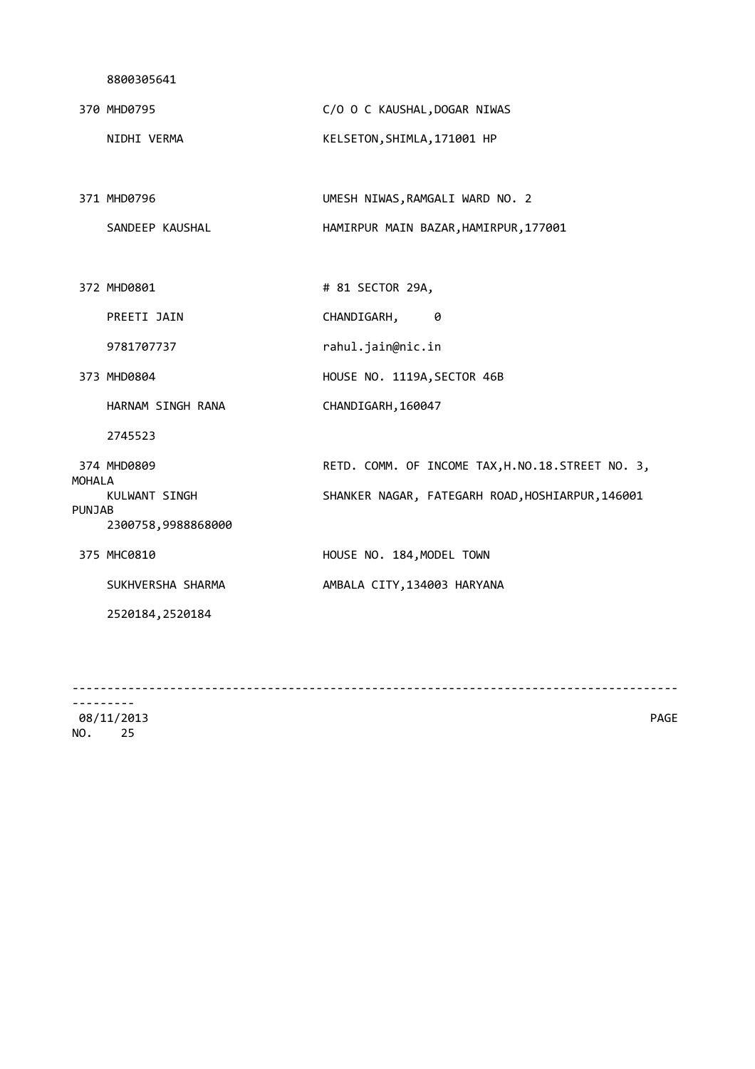8800305641

370 MHD0795 C/O O C KAUSHAL,DOGAR NIWAS

NIDHI VERMA KELSETON,SHIMLA,171001 HP

371 MHD0796 UMESH NIWAS,RAMGALI WARD NO. 2

SANDEEP KAUSHAL HAMIRPUR MAIN BAZAR,HAMIRPUR,177001

372 MHD0801 # 81 SECTOR 29A,

PREETI JAIN CHANDIGARH, 0

9781707737 rahul.jain@nic.in

373 MHD0804 HOUSE NO. 1119A,SECTOR 46B

HARNAM SINGH RANA CHANDIGARH,160047

2745523

374 MHD0809 RETD. COMM. OF INCOME TAX,H.NO.18.STREET NO. 3, MOHALA

KULWANT SINGH SHANKER NAGAR, FATEGARH ROAD,HOSHIARPUR,146001 PUNJAB

2300758,9988868000

375 MHC0810 HOUSE NO. 184,MODEL TOWN

SUKHVERSHA SHARMA AMBALA CITY,134003 HARYANA

2520184,2520184

08/11/2013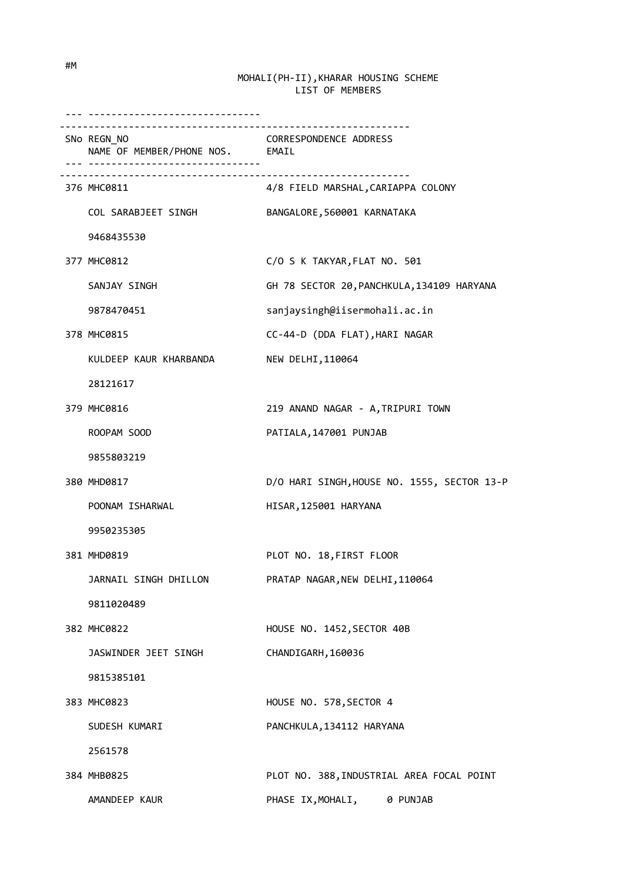#M

## MOHALI(PH-II),KHARAR HOUSING SCHEME
### LIST OF MEMBERS

| SNo | REGN_NO / NAME OF MEMBER/PHONE NOS. | CORRESPONDENCE ADDRESS / EMAIL |
|---|---|---|
| 376 | MHC0811<br>COL SARABJEET SINGH<br>9468435530 | 4/8 FIELD MARSHAL,CARIAPPA COLONY<br>BANGALORE,560001 KARNATAKA |
| 377 | MHC0812<br>SANJAY SINGH<br>9878470451 | C/O S K TAKYAR,FLAT NO. 501<br>GH 78 SECTOR 20,PANCHKULA,134109 HARYANA<br>sanjaysingh@iisermohali.ac.in |
| 378 | MHC0815<br>KULDEEP KAUR KHARBANDA<br>28121617 | CC-44-D (DDA FLAT),HARI NAGAR<br>NEW DELHI,110064 |
| 379 | MHC0816<br>ROOPAM SOOD<br>9855803219 | 219 ANAND NAGAR - A,TRIPURI TOWN<br>PATIALA,147001 PUNJAB |
| 380 | MHD0817<br>POONAM ISHARWAL<br>9950235305 | D/O HARI SINGH,HOUSE NO. 1555, SECTOR 13-P<br>HISAR,125001 HARYANA |
| 381 | MHD0819<br>JARNAIL SINGH DHILLON<br>9811020489 | PLOT NO. 18,FIRST FLOOR<br>PRATAP NAGAR,NEW DELHI,110064 |
| 382 | MHC0822<br>JASWINDER JEET SINGH<br>9815385101 | HOUSE NO. 1452,SECTOR 40B<br>CHANDIGARH,160036 |
| 383 | MHC0823<br>SUDESH KUMARI<br>2561578 | HOUSE NO. 578,SECTOR 4<br>PANCHKULA,134112 HARYANA |
| 384 | MHB0825<br>AMANDEEP KAUR | PLOT NO. 388,INDUSTRIAL AREA FOCAL POINT<br>PHASE IX,MOHALI, 0 PUNJAB |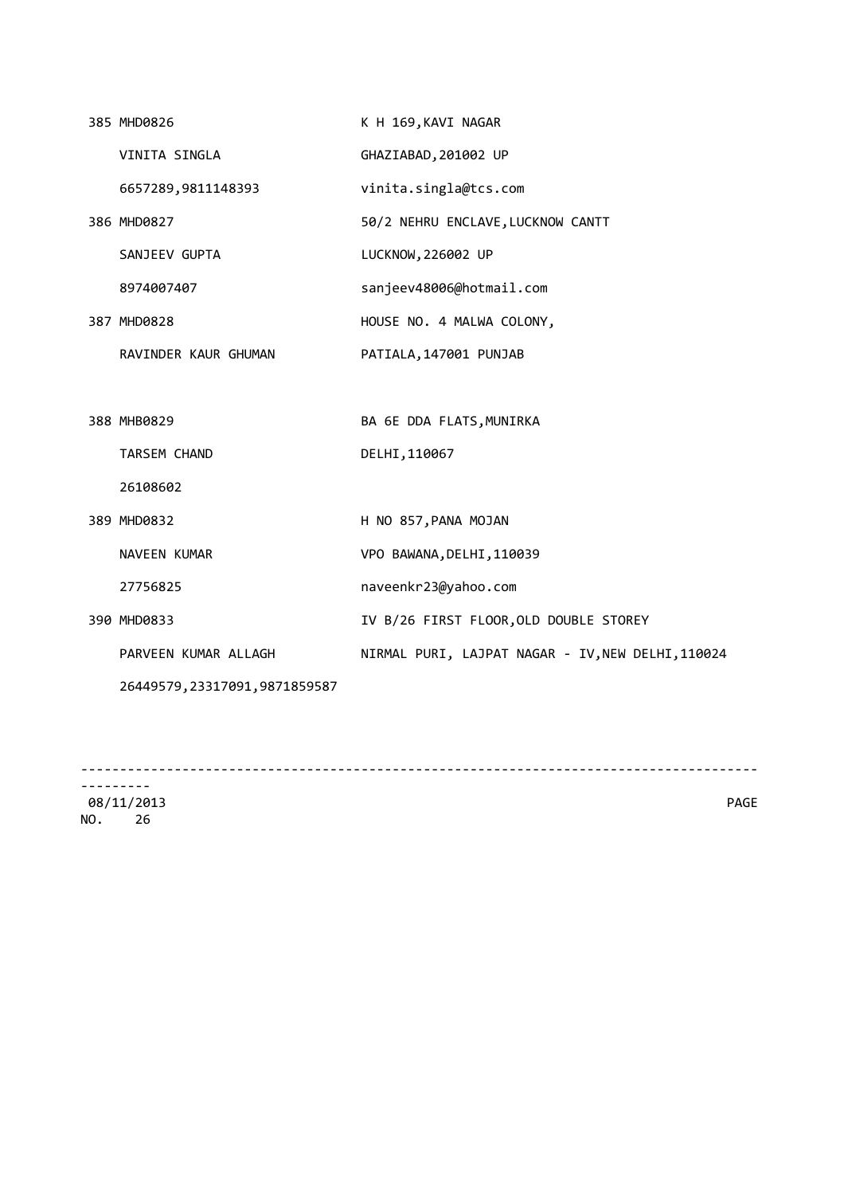| | |
|---|---|
| 385 MHD0826 | K H 169,KAVI NAGAR |
| VINITA SINGLA | GHAZIABAD,201002 UP |
| 6657289,9811148393 | vinita.singla@tcs.com |
| 386 MHD0827 | 50/2 NEHRU ENCLAVE,LUCKNOW CANTT |
| SANJEEV GUPTA | LUCKNOW,226002 UP |
| 8974007407 | sanjeev48006@hotmail.com |
| 387 MHD0828 | HOUSE NO. 4 MALWA COLONY, |
| RAVINDER KAUR GHUMAN | PATIALA,147001 PUNJAB |
| | |
| 388 MHB0829 | BA 6E DDA FLATS,MUNIRKA |
| TARSEM CHAND | DELHI,110067 |
| 26108602 | |
| 389 MHD0832 | H NO 857,PANA MOJAN |
| NAVEEN KUMAR | VPO BAWANA,DELHI,110039 |
| 27756825 | naveenkr23@yahoo.com |
| 390 MHD0833 | IV B/26 FIRST FLOOR,OLD DOUBLE STOREY |
| PARVEEN KUMAR ALLAGH | NIRMAL PURI, LAJPAT NAGAR - IV,NEW DELHI,110024 |
| 26449579,23317091,9871859587 | |

08/11/2013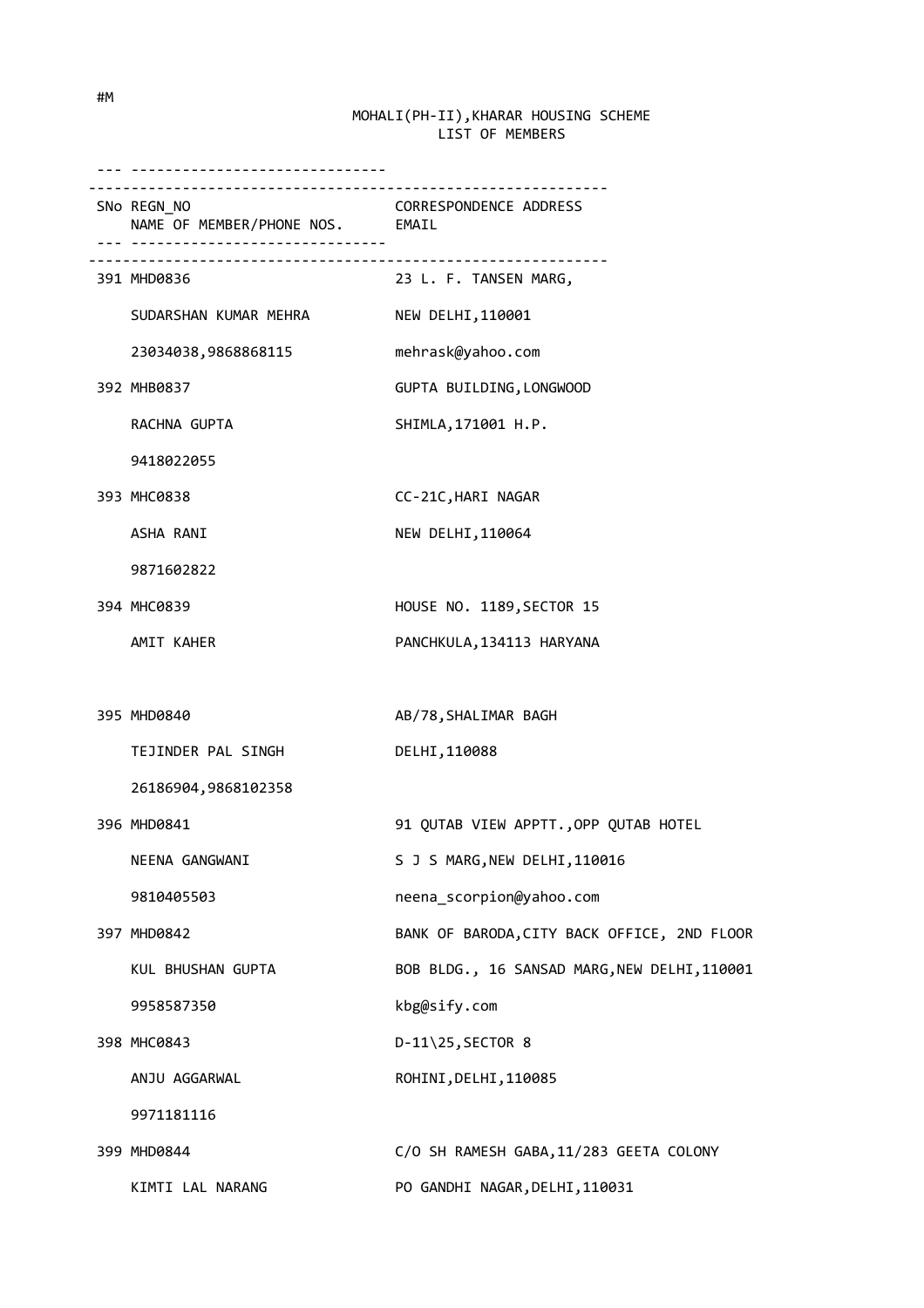#M

MOHALI(PH-II),KHARAR HOUSING SCHEME
LIST OF MEMBERS

| SNo | REGN_NO / NAME OF MEMBER/PHONE NOS. | CORRESPONDENCE ADDRESS / EMAIL |
|---|---|---|
| 391 | MHD0836<br>SUDARSHAN KUMAR MEHRA<br>23034038,9868868115 | 23 L. F. TANSEN MARG,<br>NEW DELHI,110001<br>mehrask@yahoo.com |
| 392 | MHB0837<br>RACHNA GUPTA<br>9418022055 | GUPTA BUILDING,LONGWOOD<br>SHIMLA,171001 H.P. |
| 393 | MHC0838<br>ASHA RANI<br>9871602822 | CC-21C,HARI NAGAR<br>NEW DELHI,110064 |
| 394 | MHC0839<br>AMIT KAHER | HOUSE NO. 1189,SECTOR 15<br>PANCHKULA,134113 HARYANA |
| 395 | MHD0840<br>TEJINDER PAL SINGH<br>26186904,9868102358 | AB/78,SHALIMAR BAGH<br>DELHI,110088 |
| 396 | MHD0841<br>NEENA GANGWANI<br>9810405503 | 91 QUTAB VIEW APPTT.,OPP QUTAB HOTEL<br>S J S MARG,NEW DELHI,110016<br>neena_scorpion@yahoo.com |
| 397 | MHD0842<br>KUL BHUSHAN GUPTA<br>9958587350 | BANK OF BARODA,CITY BACK OFFICE, 2ND FLOOR<br>BOB BLDG., 16 SANSAD MARG,NEW DELHI,110001<br>kbg@sify.com |
| 398 | MHC0843<br>ANJU AGGARWAL<br>9971181116 | D-11\25,SECTOR 8<br>ROHINI,DELHI,110085 |
| 399 | MHD0844<br>KIMTI LAL NARANG | C/O SH RAMESH GABA,11/283 GEETA COLONY<br>PO GANDHI NAGAR,DELHI,110031 |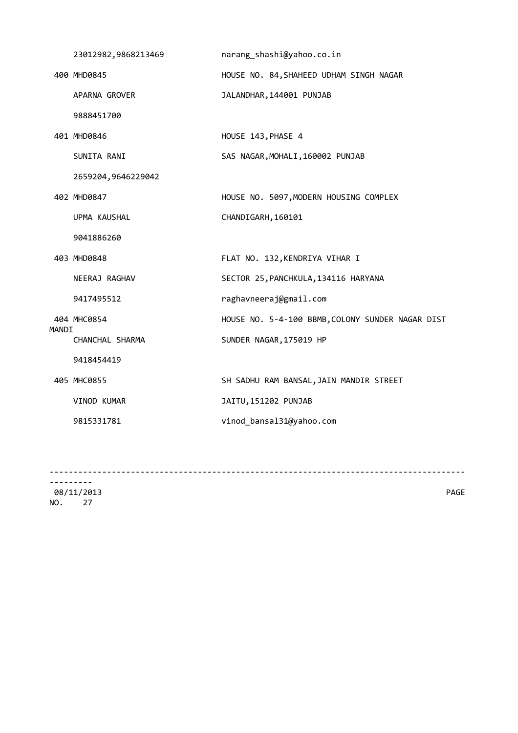23012982,9868213469 narang_shashi@yahoo.co.in

400 MHD0845 HOUSE NO. 84,SHAHEED UDHAM SINGH NAGAR

APARNA GROVER JALANDHAR,144001 PUNJAB

9888451700

401 MHD0846 HOUSE 143,PHASE 4

SUNITA RANI SAS NAGAR,MOHALI,160002 PUNJAB

2659204,9646229042

402 MHD0847 HOUSE NO. 5097,MODERN HOUSING COMPLEX

UPMA KAUSHAL CHANDIGARH,160101

9041886260

403 MHD0848 FLAT NO. 132,KENDRIYA VIHAR I

NEERAJ RAGHAV SECTOR 25,PANCHKULA,134116 HARYANA

9417495512 raghavneeraj@gmail.com

404 MHC0854 HOUSE NO. 5-4-100 BBMB,COLONY SUNDER NAGAR DIST MANDI

CHANCHAL SHARMA SUNDER NAGAR,175019 HP

9418454419

405 MHC0855 SH SADHU RAM BANSAL,JAIN MANDIR STREET

VINOD KUMAR JAITU,151202 PUNJAB

9815331781 vinod_bansal31@yahoo.com

08/11/2013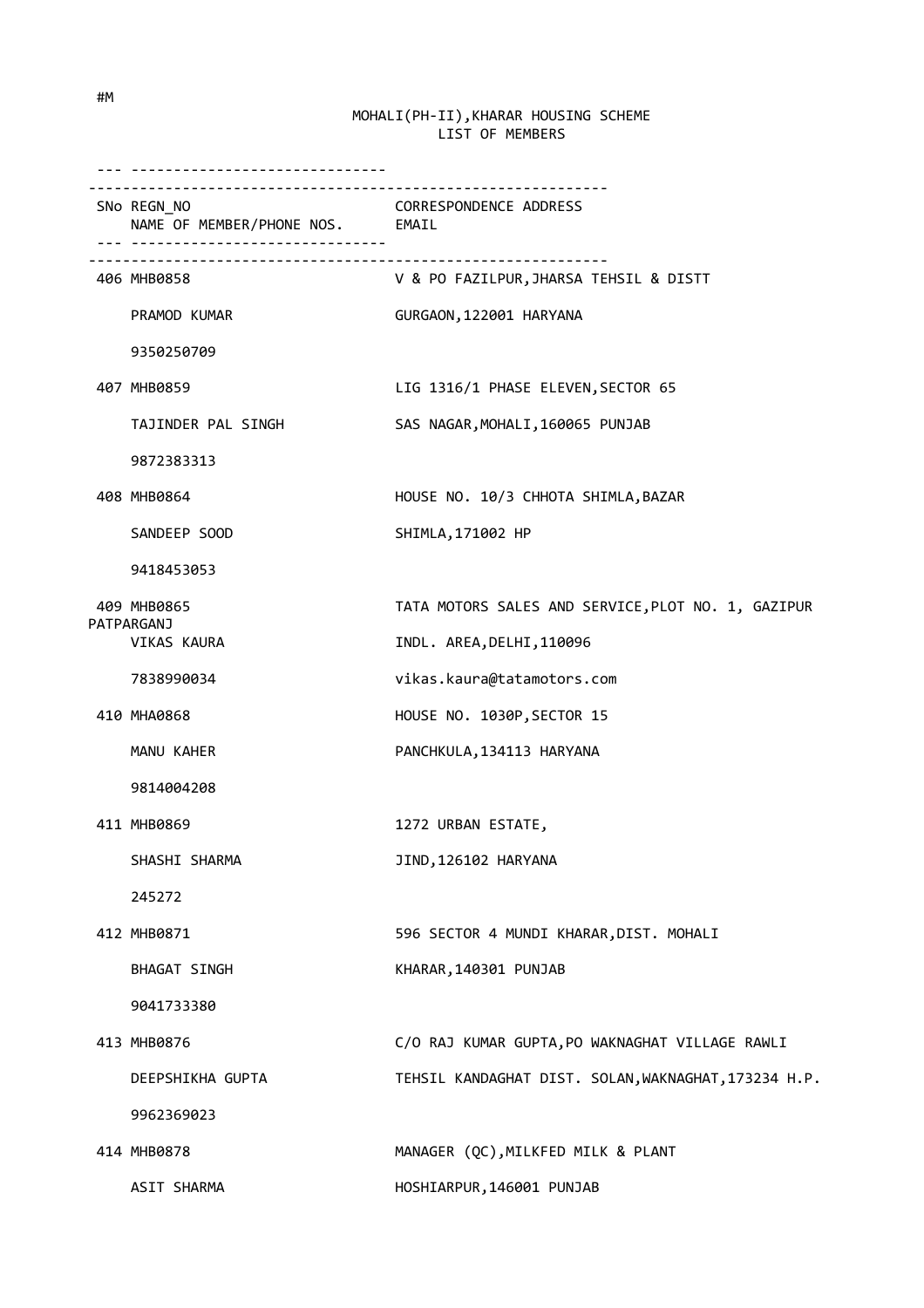#M

# MOHALI(PH-II),KHARAR HOUSING SCHEME
## LIST OF MEMBERS

| SNo | REGN_NO / NAME OF MEMBER/PHONE NOS. | CORRESPONDENCE ADDRESS / EMAIL |
|---|---|---|
| 406 | MHB0858<br>PRAMOD KUMAR<br>9350250709 | V & PO FAZILPUR,JHARSA TEHSIL & DISTT<br>GURGAON,122001 HARYANA |
| 407 | MHB0859<br>TAJINDER PAL SINGH<br>9872383313 | LIG 1316/1 PHASE ELEVEN,SECTOR 65<br>SAS NAGAR,MOHALI,160065 PUNJAB |
| 408 | MHB0864<br>SANDEEP SOOD<br>9418453053 | HOUSE NO. 10/3 CHHOTA SHIMLA,BAZAR<br>SHIMLA,171002 HP |
| 409 | MHB0865<br>VIKAS KAURA<br>7838990034 | TATA MOTORS SALES AND SERVICE,PLOT NO. 1, GAZIPUR PATPARGANJ<br>INDL. AREA,DELHI,110096<br>vikas.kaura@tatamotors.com |
| 410 | MHA0868<br>MANU KAHER<br>9814004208 | HOUSE NO. 1030P,SECTOR 15<br>PANCHKULA,134113 HARYANA |
| 411 | MHB0869<br>SHASHI SHARMA<br>245272 | 1272 URBAN ESTATE,<br>JIND,126102 HARYANA |
| 412 | MHB0871<br>BHAGAT SINGH<br>9041733380 | 596 SECTOR 4 MUNDI KHARAR,DIST. MOHALI<br>KHARAR,140301 PUNJAB |
| 413 | MHB0876<br>DEEPSHIKHA GUPTA<br>9962369023 | C/O RAJ KUMAR GUPTA,PO WAKNAGHAT VILLAGE RAWLI<br>TEHSIL KANDAGHAT DIST. SOLAN,WAKNAGHAT,173234 H.P. |
| 414 | MHB0878<br>ASIT SHARMA | MANAGER (QC),MILKFED MILK & PLANT<br>HOSHIARPUR,146001 PUNJAB |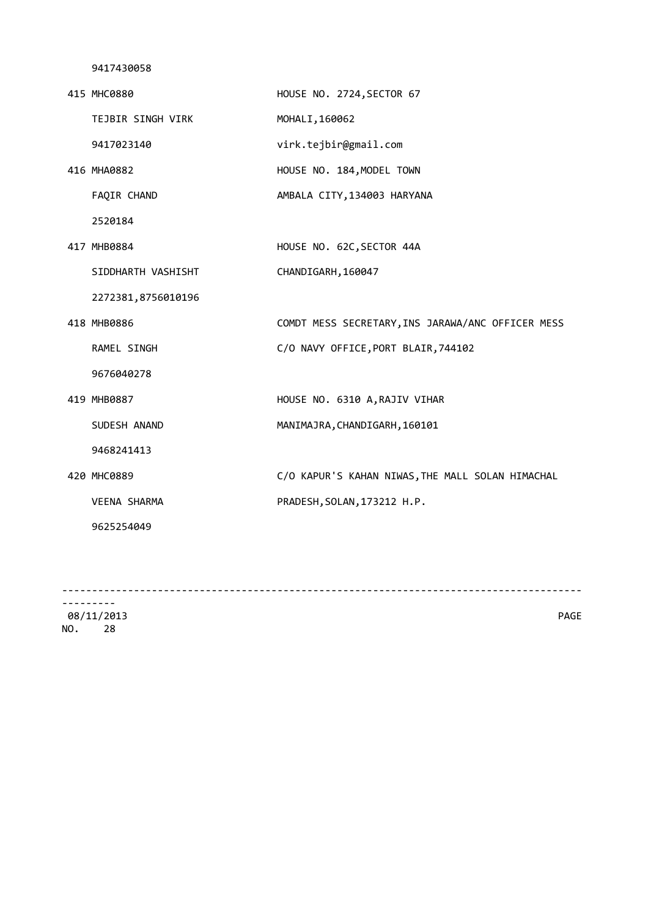9417430058

| | |
|---|---|
| 415 MHC0880 | HOUSE NO. 2724,SECTOR 67 |
| TEJBIR SINGH VIRK | MOHALI,160062 |
| 9417023140 | virk.tejbir@gmail.com |
| 416 MHA0882 | HOUSE NO. 184,MODEL TOWN |
| FAQIR CHAND | AMBALA CITY,134003 HARYANA |
| 2520184 | |
| 417 MHB0884 | HOUSE NO. 62C,SECTOR 44A |
| SIDDHARTH VASHISHT | CHANDIGARH,160047 |
| 2272381,8756010196 | |
| 418 MHB0886 | COMDT MESS SECRETARY,INS JARAWA/ANC OFFICER MESS |
| RAMEL SINGH | C/O NAVY OFFICE,PORT BLAIR,744102 |
| 9676040278 | |
| 419 MHB0887 | HOUSE NO. 6310 A,RAJIV VIHAR |
| SUDESH ANAND | MANIMAJRA,CHANDIGARH,160101 |
| 9468241413 | |
| 420 MHC0889 | C/O KAPUR'S KAHAN NIWAS,THE MALL SOLAN HIMACHAL |
| VEENA SHARMA | PRADESH,SOLAN,173212 H.P. |
| 9625254049 | |

08/11/2013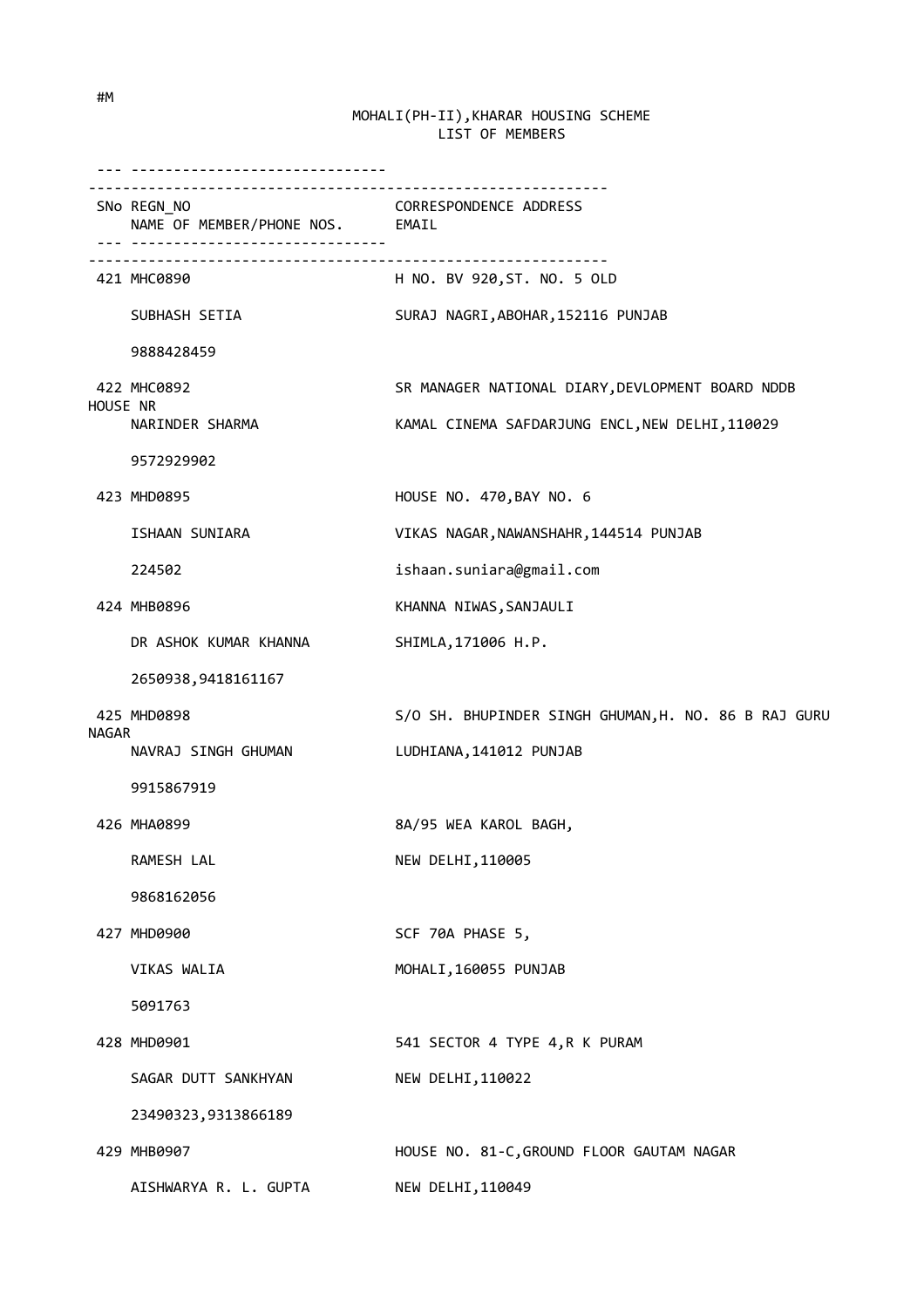#M

MOHALI(PH-II),KHARAR HOUSING SCHEME
LIST OF MEMBERS

| SNo | REGN_NO / NAME OF MEMBER/PHONE NOS. | CORRESPONDENCE ADDRESS / EMAIL |
| --- | --- | --- |
| 421 | MHC0890 | H NO. BV 920,ST. NO. 5 OLD |
| | SUBHASH SETIA | SURAJ NAGRI,ABOHAR,152116 PUNJAB |
| | 9888428459 | |
| 422 | MHC0892 | SR MANAGER NATIONAL DIARY,DEVLOPMENT BOARD NDDB HOUSE NR |
| | NARINDER SHARMA | KAMAL CINEMA SAFDARJUNG ENCL,NEW DELHI,110029 |
| | 9572929902 | |
| 423 | MHD0895 | HOUSE NO. 470,BAY NO. 6 |
| | ISHAAN SUNIARA | VIKAS NAGAR,NAWANSHAHR,144514 PUNJAB |
| | 224502 | ishaan.suniara@gmail.com |
| 424 | MHB0896 | KHANNA NIWAS,SANJAULI |
| | DR ASHOK KUMAR KHANNA | SHIMLA,171006 H.P. |
| | 2650938,9418161167 | |
| 425 | MHD0898 | S/O SH. BHUPINDER SINGH GHUMAN,H. NO. 86 B RAJ GURU NAGAR |
| | NAVRAJ SINGH GHUMAN | LUDHIANA,141012 PUNJAB |
| | 9915867919 | |
| 426 | MHA0899 | 8A/95 WEA KAROL BAGH, |
| | RAMESH LAL | NEW DELHI,110005 |
| | 9868162056 | |
| 427 | MHD0900 | SCF 70A PHASE 5, |
| | VIKAS WALIA | MOHALI,160055 PUNJAB |
| | 5091763 | |
| 428 | MHD0901 | 541 SECTOR 4 TYPE 4,R K PURAM |
| | SAGAR DUTT SANKHYAN | NEW DELHI,110022 |
| | 23490323,9313866189 | |
| 429 | MHB0907 | HOUSE NO. 81-C,GROUND FLOOR GAUTAM NAGAR |
| | AISHWARYA R. L. GUPTA | NEW DELHI,110049 |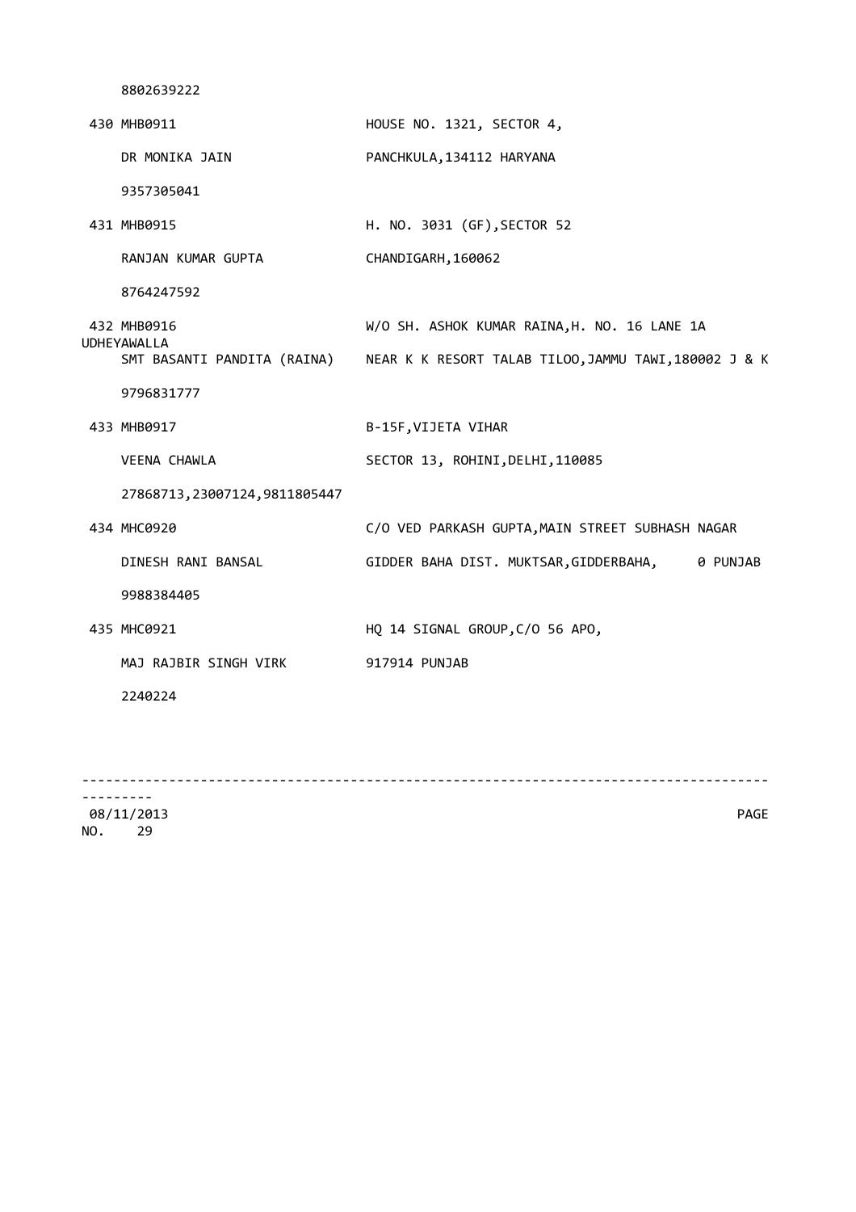8802639222

| No. | Member No. / Name / Phone | Address |
|---|---|---|
| 430 | MHB0911 | HOUSE NO. 1321, SECTOR 4, |
| | DR MONIKA JAIN | PANCHKULA,134112 HARYANA |
| | 9357305041 | |
| 431 | MHB0915 | H. NO. 3031 (GF),SECTOR 52 |
| | RANJAN KUMAR GUPTA | CHANDIGARH,160062 |
| | 8764247592 | |
| 432 | MHB0916 | W/O SH. ASHOK KUMAR RAINA,H. NO. 16 LANE 1A UDHEYAWALLA |
| | SMT BASANTI PANDITA (RAINA) | NEAR K K RESORT TALAB TILOO,JAMMU TAWI,180002 J & K |
| | 9796831777 | |
| 433 | MHB0917 | B-15F,VIJETA VIHAR |
| | VEENA CHAWLA | SECTOR 13, ROHINI,DELHI,110085 |
| | 27868713,23007124,9811805447 | |
| 434 | MHC0920 | C/O VED PARKASH GUPTA,MAIN STREET SUBHASH NAGAR |
| | DINESH RANI BANSAL | GIDDER BAHA DIST. MUKTSAR,GIDDERBAHA, 0 PUNJAB |
| | 9988384405 | |
| 435 | MHC0921 | HQ 14 SIGNAL GROUP,C/O 56 APO, |
| | MAJ RAJBIR SINGH VIRK | 917914 PUNJAB |
| | 2240224 | |

08/11/2013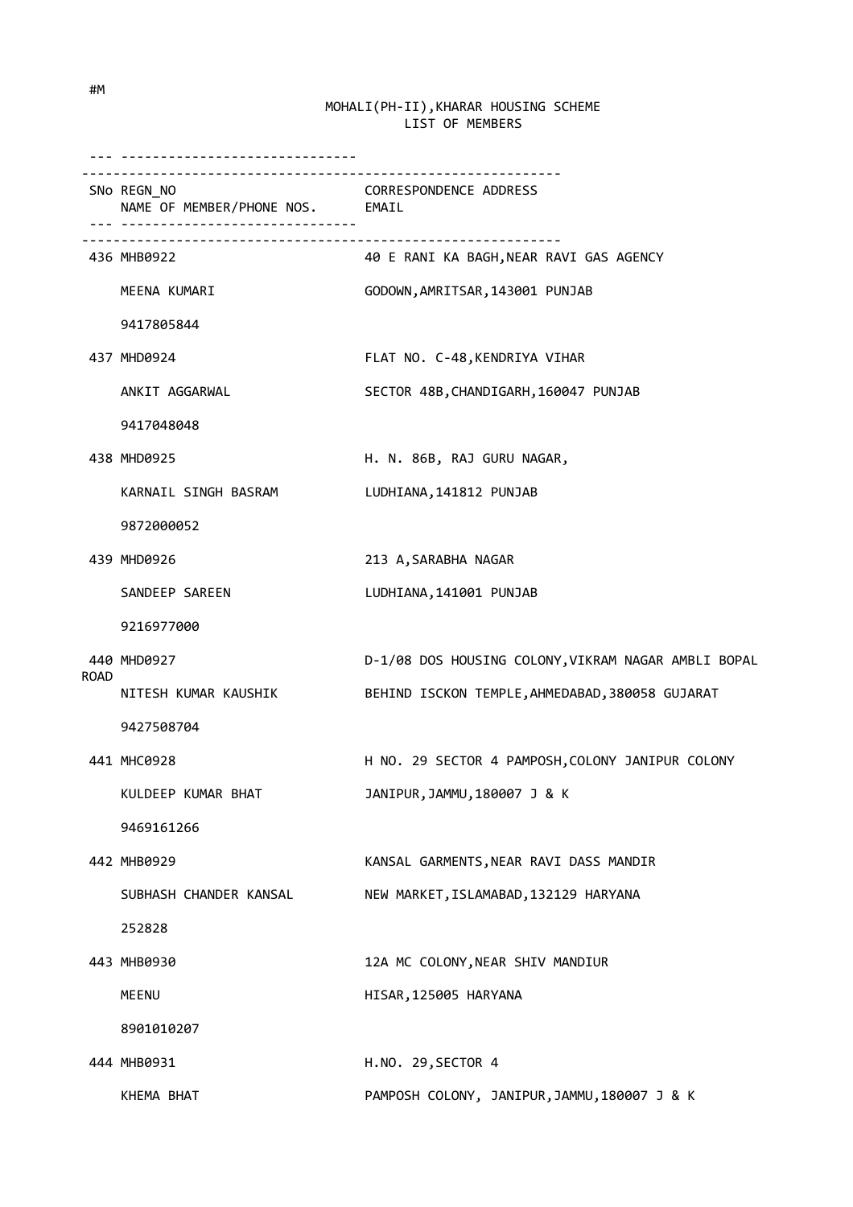#M

MOHALI(PH-II),KHARAR HOUSING SCHEME
LIST OF MEMBERS

| SNo | REGN_NO / NAME OF MEMBER/PHONE NOS. | CORRESPONDENCE ADDRESS / EMAIL |
|---|---|---|
| 436 | MHB0922<br>MEENA KUMARI<br>9417805844 | 40 E RANI KA BAGH,NEAR RAVI GAS AGENCY<br>GODOWN,AMRITSAR,143001 PUNJAB |
| 437 | MHD0924<br>ANKIT AGGARWAL<br>9417048048 | FLAT NO. C-48,KENDRIYA VIHAR<br>SECTOR 48B,CHANDIGARH,160047 PUNJAB |
| 438 | MHD0925<br>KARNAIL SINGH BASRAM<br>9872000052 | H. N. 86B, RAJ GURU NAGAR,<br>LUDHIANA,141812 PUNJAB |
| 439 | MHD0926<br>SANDEEP SAREEN<br>9216977000 | 213 A,SARABHA NAGAR<br>LUDHIANA,141001 PUNJAB |
| 440 | MHD0927<br>NITESH KUMAR KAUSHIK<br>9427508704 | D-1/08 DOS HOUSING COLONY,VIKRAM NAGAR AMBLI BOPAL ROAD<br>BEHIND ISCKON TEMPLE,AHMEDABAD,380058 GUJARAT |
| 441 | MHC0928<br>KULDEEP KUMAR BHAT<br>9469161266 | H NO. 29 SECTOR 4 PAMPOSH,COLONY JANIPUR COLONY<br>JANIPUR,JAMMU,180007 J & K |
| 442 | MHB0929<br>SUBHASH CHANDER KANSAL<br>252828 | KANSAL GARMENTS,NEAR RAVI DASS MANDIR<br>NEW MARKET,ISLAMABAD,132129 HARYANA |
| 443 | MHB0930<br>MEENU<br>8901010207 | 12A MC COLONY,NEAR SHIV MANDIUR<br>HISAR,125005 HARYANA |
| 444 | MHB0931<br>KHEMA BHAT | H.NO. 29,SECTOR 4<br>PAMPOSH COLONY, JANIPUR,JAMMU,180007 J & K |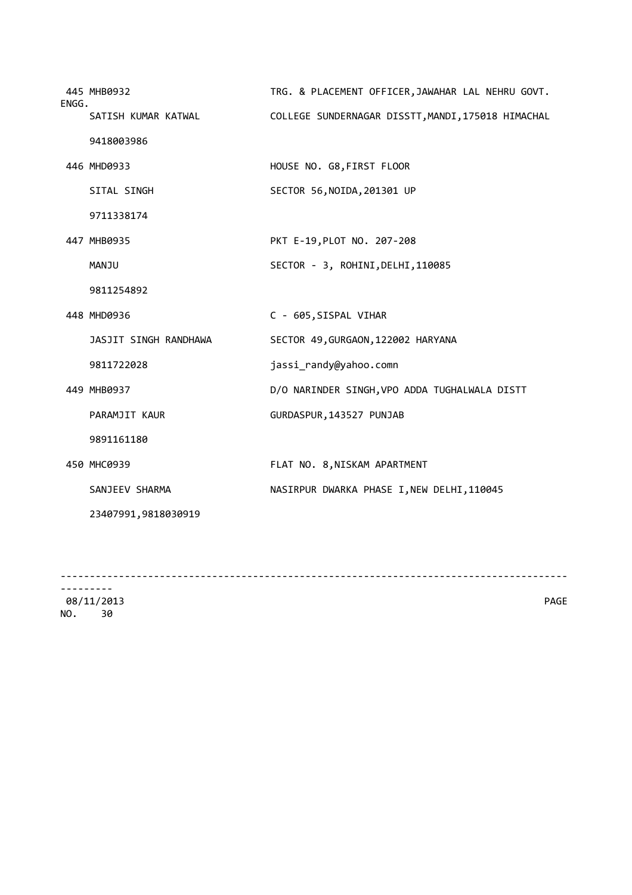| | |
|---|---|
| 445 MHB0932 | TRG. & PLACEMENT OFFICER,JAWAHAR LAL NEHRU GOVT. ENGG. |
| SATISH KUMAR KATWAL | COLLEGE SUNDERNAGAR DISSTT,MANDI,175018 HIMACHAL |
| 9418003986 | |
| 446 MHD0933 | HOUSE NO. G8,FIRST FLOOR |
| SITAL SINGH | SECTOR 56,NOIDA,201301 UP |
| 9711338174 | |
| 447 MHB0935 | PKT E-19,PLOT NO. 207-208 |
| MANJU | SECTOR - 3, ROHINI,DELHI,110085 |
| 9811254892 | |
| 448 MHD0936 | C - 605,SISPAL VIHAR |
| JASJIT SINGH RANDHAWA | SECTOR 49,GURGAON,122002 HARYANA |
| 9811722028 | jassi_randy@yahoo.comn |
| 449 MHB0937 | D/O NARINDER SINGH,VPO ADDA TUGHALWALA DISTT |
| PARAMJIT KAUR | GURDASPUR,143527 PUNJAB |
| 9891161180 | |
| 450 MHC0939 | FLAT NO. 8,NISKAM APARTMENT |
| SANJEEV SHARMA | NASIRPUR DWARKA PHASE I,NEW DELHI,110045 |
| 23407991,9818030919 | |

08/11/2013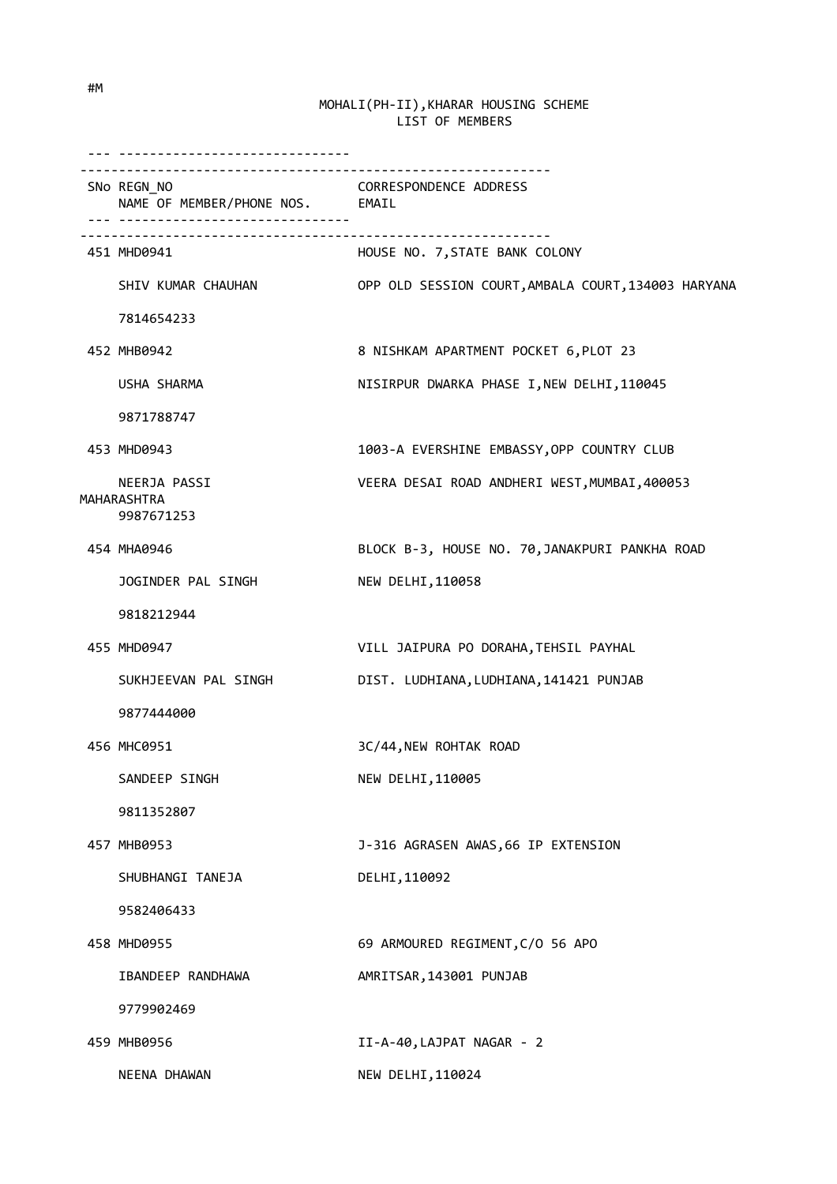#M

# MOHALI(PH-II),KHARAR HOUSING SCHEME
## LIST OF MEMBERS

| SNo | REGN_NO / NAME OF MEMBER/PHONE NOS. | CORRESPONDENCE ADDRESS / EMAIL |
|---|---|---|
| 451 | MHD0941<br>SHIV KUMAR CHAUHAN<br>7814654233 | HOUSE NO. 7,STATE BANK COLONY<br>OPP OLD SESSION COURT,AMBALA COURT,134003 HARYANA |
| 452 | MHB0942<br>USHA SHARMA<br>9871788747 | 8 NISHKAM APARTMENT POCKET 6,PLOT 23<br>NISIRPUR DWARKA PHASE I,NEW DELHI,110045 |
| 453 | MHD0943<br>NEERJA PASSI<br>9987671253 | 1003-A EVERSHINE EMBASSY,OPP COUNTRY CLUB<br>VEERA DESAI ROAD ANDHERI WEST,MUMBAI,400053 MAHARASHTRA |
| 454 | MHA0946<br>JOGINDER PAL SINGH<br>9818212944 | BLOCK B-3, HOUSE NO. 70,JANAKPURI PANKHA ROAD<br>NEW DELHI,110058 |
| 455 | MHD0947<br>SUKHJEEVAN PAL SINGH<br>9877444000 | VILL JAIPURA PO DORAHA,TEHSIL PAYHAL<br>DIST. LUDHIANA,LUDHIANA,141421 PUNJAB |
| 456 | MHC0951<br>SANDEEP SINGH<br>9811352807 | 3C/44,NEW ROHTAK ROAD<br>NEW DELHI,110005 |
| 457 | MHB0953<br>SHUBHANGI TANEJA<br>9582406433 | J-316 AGRASEN AWAS,66 IP EXTENSION<br>DELHI,110092 |
| 458 | MHD0955<br>IBANDEEP RANDHAWA<br>9779902469 | 69 ARMOURED REGIMENT,C/O 56 APO<br>AMRITSAR,143001 PUNJAB |
| 459 | MHB0956<br>NEENA DHAWAN | II-A-40,LAJPAT NAGAR - 2<br>NEW DELHI,110024 |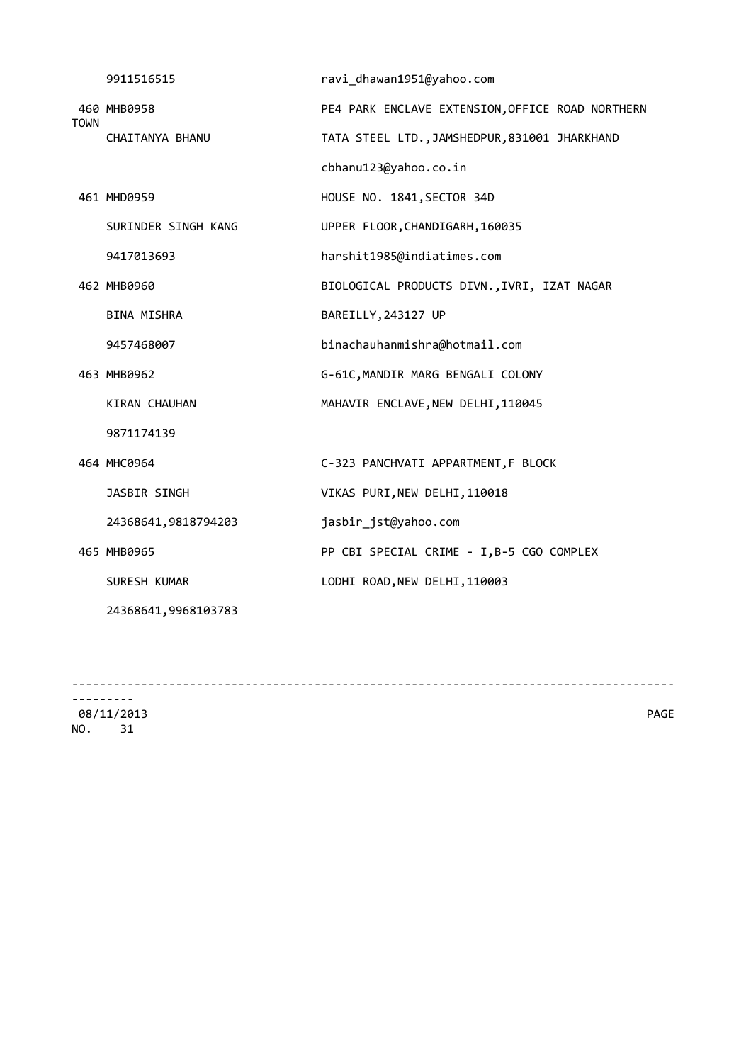| | |
|---|---|
| 9911516515 | ravi_dhawan1951@yahoo.com |
| 460 MHB0958 | PE4 PARK ENCLAVE EXTENSION,OFFICE ROAD NORTHERN TOWN |
| CHAITANYA BHANU | TATA STEEL LTD.,JAMSHEDPUR,831001 JHARKHAND |
| | cbhanu123@yahoo.co.in |
| 461 MHD0959 | HOUSE NO. 1841,SECTOR 34D |
| SURINDER SINGH KANG | UPPER FLOOR,CHANDIGARH,160035 |
| 9417013693 | harshit1985@indiatimes.com |
| 462 MHB0960 | BIOLOGICAL PRODUCTS DIVN.,IVRI, IZAT NAGAR |
| BINA MISHRA | BAREILLY,243127 UP |
| 9457468007 | binachauhanmishra@hotmail.com |
| 463 MHB0962 | G-61C,MANDIR MARG BENGALI COLONY |
| KIRAN CHAUHAN | MAHAVIR ENCLAVE,NEW DELHI,110045 |
| 9871174139 | |
| 464 MHC0964 | C-323 PANCHVATI APPARTMENT,F BLOCK |
| JASBIR SINGH | VIKAS PURI,NEW DELHI,110018 |
| 24368641,9818794203 | jasbir_jst@yahoo.com |
| 465 MHB0965 | PP CBI SPECIAL CRIME - I,B-5 CGO COMPLEX |
| SURESH KUMAR | LODHI ROAD,NEW DELHI,110003 |
| 24368641,9968103783 | |

08/11/2013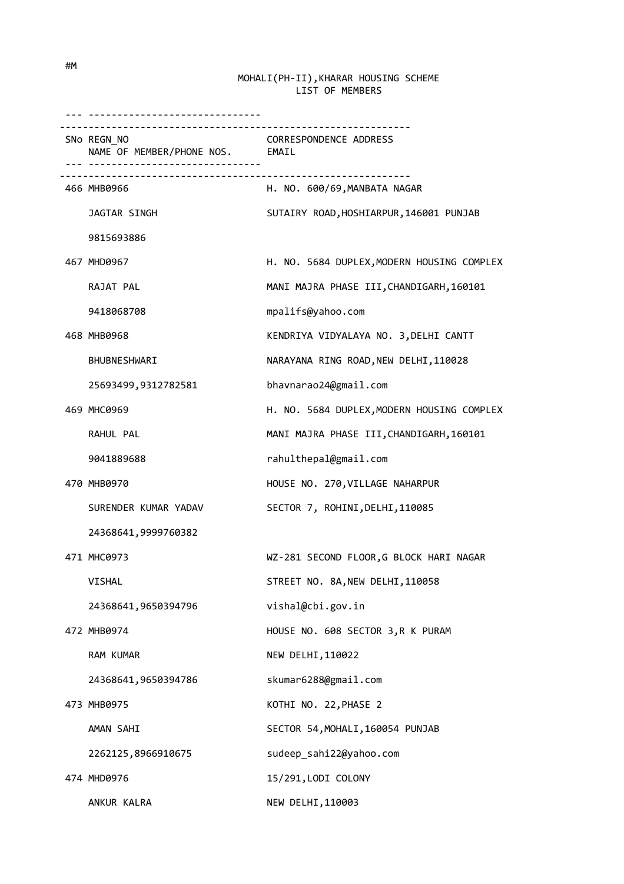#M

MOHALI(PH-II),KHARAR HOUSING SCHEME
LIST OF MEMBERS

| SNo | REGN_NO / NAME OF MEMBER/PHONE NOS. | CORRESPONDENCE ADDRESS / EMAIL |
|---|---|---|
| 466 | MHB0966 | H. NO. 600/69,MANBATA NAGAR |
| | JAGTAR SINGH | SUTAIRY ROAD,HOSHIARPUR,146001 PUNJAB |
| | 9815693886 | |
| 467 | MHD0967 | H. NO. 5684 DUPLEX,MODERN HOUSING COMPLEX |
| | RAJAT PAL | MANI MAJRA PHASE III,CHANDIGARH,160101 |
| | 9418068708 | mpalifs@yahoo.com |
| 468 | MHB0968 | KENDRIYA VIDYALAYA NO. 3,DELHI CANTT |
| | BHUBNESHWARI | NARAYANA RING ROAD,NEW DELHI,110028 |
| | 25693499,9312782581 | bhavnarao24@gmail.com |
| 469 | MHC0969 | H. NO. 5684 DUPLEX,MODERN HOUSING COMPLEX |
| | RAHUL PAL | MANI MAJRA PHASE III,CHANDIGARH,160101 |
| | 9041889688 | rahulthepal@gmail.com |
| 470 | MHB0970 | HOUSE NO. 270,VILLAGE NAHARPUR |
| | SURENDER KUMAR YADAV | SECTOR 7, ROHINI,DELHI,110085 |
| | 24368641,9999760382 | |
| 471 | MHC0973 | WZ-281 SECOND FLOOR,G BLOCK HARI NAGAR |
| | VISHAL | STREET NO. 8A,NEW DELHI,110058 |
| | 24368641,9650394796 | vishal@cbi.gov.in |
| 472 | MHB0974 | HOUSE NO. 608 SECTOR 3,R K PURAM |
| | RAM KUMAR | NEW DELHI,110022 |
| | 24368641,9650394786 | skumar6288@gmail.com |
| 473 | MHB0975 | KOTHI NO. 22,PHASE 2 |
| | AMAN SAHI | SECTOR 54,MOHALI,160054 PUNJAB |
| | 2262125,8966910675 | sudeep_sahi22@yahoo.com |
| 474 | MHD0976 | 15/291,LODI COLONY |
| | ANKUR KALRA | NEW DELHI,110003 |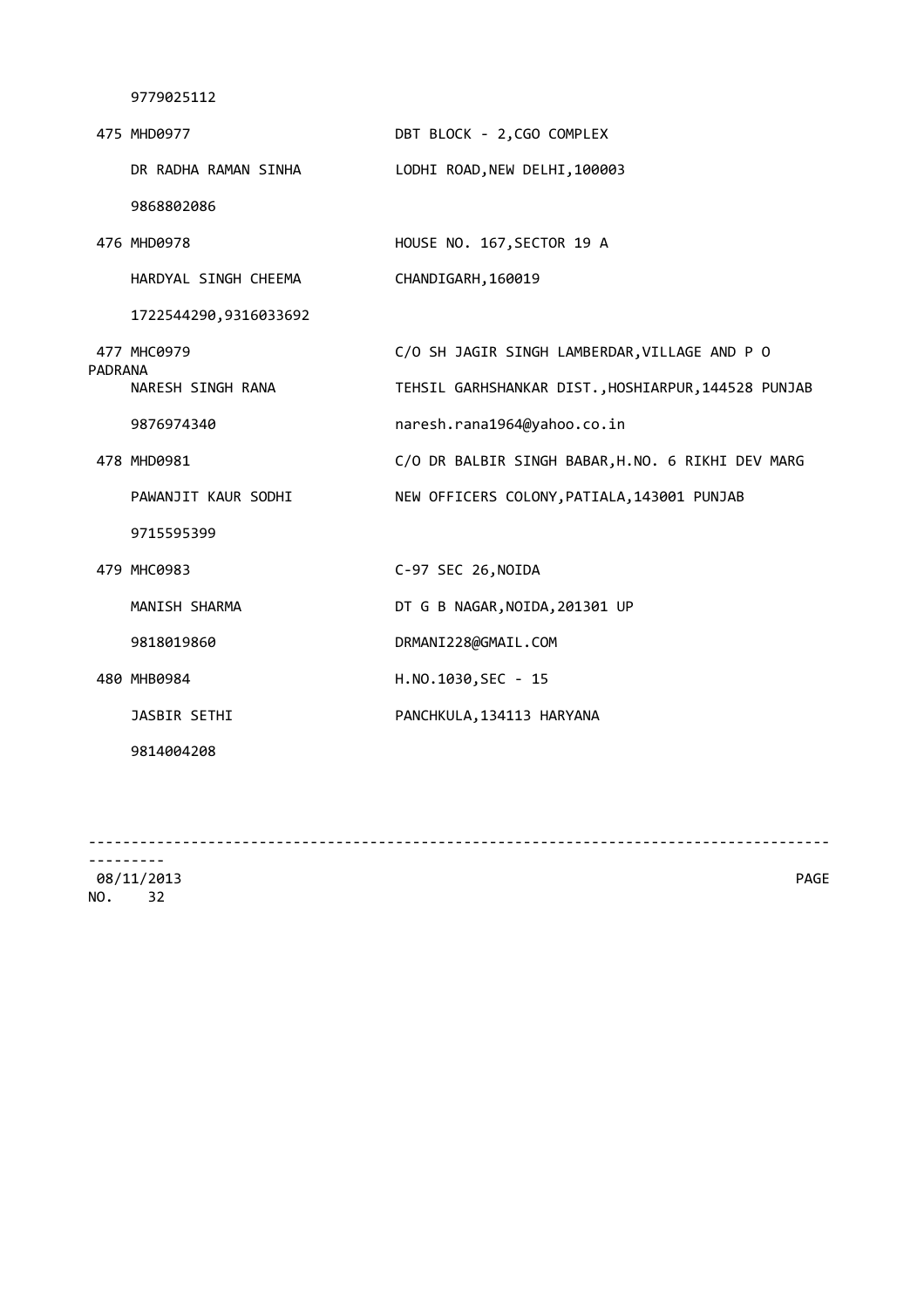9779025112

| No. | Member ID / Name / Phone | Address |
|---|---|---|
| 475 | MHD0977 | DBT BLOCK - 2,CGO COMPLEX |
| | DR RADHA RAMAN SINHA | LODHI ROAD,NEW DELHI,100003 |
| | 9868802086 | |
| 476 | MHD0978 | HOUSE NO. 167,SECTOR 19 A |
| | HARDYAL SINGH CHEEMA | CHANDIGARH,160019 |
| | 1722544290,9316033692 | |
| 477 | MHC0979 | C/O SH JAGIR SINGH LAMBERDAR,VILLAGE AND P O PADRANA |
| | NARESH SINGH RANA | TEHSIL GARHSHANKAR DIST.,HOSHIARPUR,144528 PUNJAB |
| | 9876974340 | naresh.rana1964@yahoo.co.in |
| 478 | MHD0981 | C/O DR BALBIR SINGH BABAR,H.NO. 6 RIKHI DEV MARG |
| | PAWANJIT KAUR SODHI | NEW OFFICERS COLONY,PATIALA,143001 PUNJAB |
| | 9715595399 | |
| 479 | MHC0983 | C-97 SEC 26,NOIDA |
| | MANISH SHARMA | DT G B NAGAR,NOIDA,201301 UP |
| | 9818019860 | DRMANI228@GMAIL.COM |
| 480 | MHB0984 | H.NO.1030,SEC - 15 |
| | JASBIR SETHI | PANCHKULA,134113 HARYANA |
| | 9814004208 | |

08/11/2013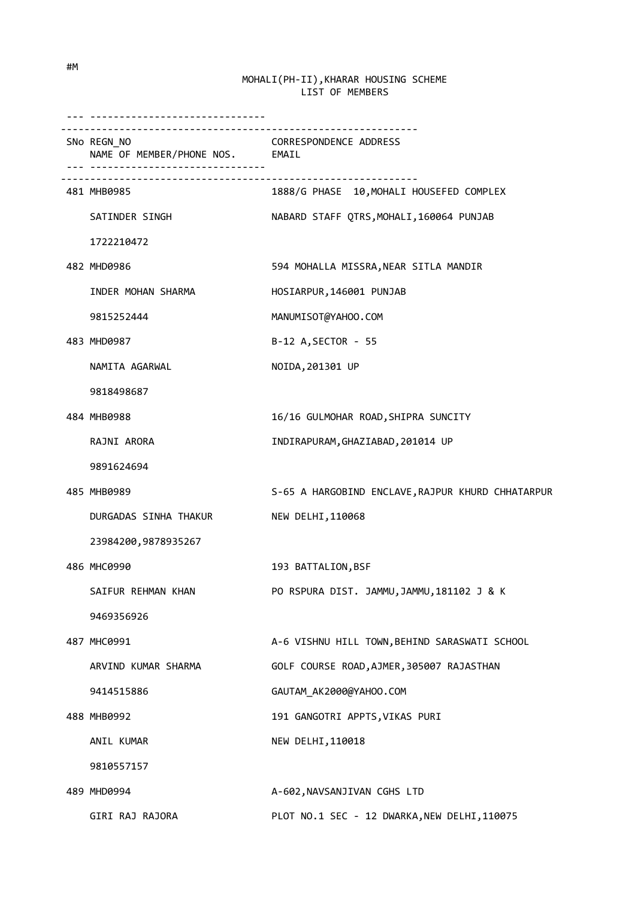#M

MOHALI(PH-II),KHARAR HOUSING SCHEME
LIST OF MEMBERS

| SNo | REGN_NO / NAME OF MEMBER/PHONE NOS. | CORRESPONDENCE ADDRESS / EMAIL |
|---|---|---|
| 481 | MHB0985<br>SATINDER SINGH<br>1722210472 | 1888/G PHASE 10,MOHALI HOUSEFED COMPLEX<br>NABARD STAFF QTRS,MOHALI,160064 PUNJAB |
| 482 | MHD0986<br>INDER MOHAN SHARMA<br>9815252444 | 594 MOHALLA MISSRA,NEAR SITLA MANDIR<br>HOSIARPUR,146001 PUNJAB<br>MANUMISOT@YAHOO.COM |
| 483 | MHD0987<br>NAMITA AGARWAL<br>9818498687 | B-12 A,SECTOR - 55<br>NOIDA,201301 UP |
| 484 | MHB0988<br>RAJNI ARORA<br>9891624694 | 16/16 GULMOHAR ROAD,SHIPRA SUNCITY<br>INDIRAPURAM,GHAZIABAD,201014 UP |
| 485 | MHB0989<br>DURGADAS SINHA THAKUR<br>23984200,9878935267 | S-65 A HARGOBIND ENCLAVE,RAJPUR KHURD CHHATARPUR<br>NEW DELHI,110068 |
| 486 | MHC0990<br>SAIFUR REHMAN KHAN<br>9469356926 | 193 BATTALION,BSF<br>PO RSPURA DIST. JAMMU,JAMMU,181102 J & K |
| 487 | MHC0991<br>ARVIND KUMAR SHARMA<br>9414515886 | A-6 VISHNU HILL TOWN,BEHIND SARASWATI SCHOOL<br>GOLF COURSE ROAD,AJMER,305007 RAJASTHAN<br>GAUTAM_AK2000@YAHOO.COM |
| 488 | MHB0992<br>ANIL KUMAR<br>9810557157 | 191 GANGOTRI APPTS,VIKAS PURI<br>NEW DELHI,110018 |
| 489 | MHD0994<br>GIRI RAJ RAJORA | A-602,NAVSANJIVAN CGHS LTD<br>PLOT NO.1 SEC - 12 DWARKA,NEW DELHI,110075 |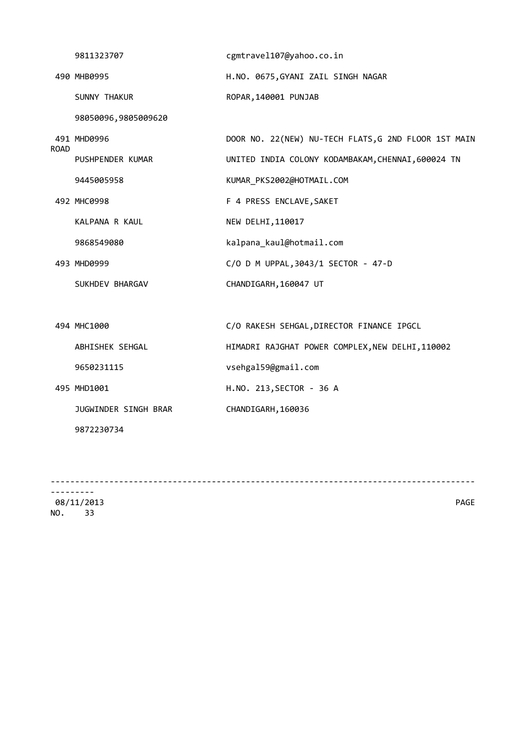| | |
|---|---|
| 9811323707 | cgmtravel107@yahoo.co.in |
| 490 MHB0995 | H.NO. 0675,GYANI ZAIL SINGH NAGAR |
| SUNNY THAKUR | ROPAR,140001 PUNJAB |
| 98050096,9805009620 | |
| 491 MHD0996 | DOOR NO. 22(NEW) NU-TECH FLATS,G 2ND FLOOR 1ST MAIN ROAD |
| PUSHPENDER KUMAR | UNITED INDIA COLONY KODAMBAKAM,CHENNAI,600024 TN |
| 9445005958 | KUMAR_PKS2002@HOTMAIL.COM |
| 492 MHC0998 | F 4 PRESS ENCLAVE,SAKET |
| KALPANA R KAUL | NEW DELHI,110017 |
| 9868549080 | kalpana_kaul@hotmail.com |
| 493 MHD0999 | C/O D M UPPAL,3043/1 SECTOR - 47-D |
| SUKHDEV BHARGAV | CHANDIGARH,160047 UT |
| 494 MHC1000 | C/O RAKESH SEHGAL,DIRECTOR FINANCE IPGCL |
| ABHISHEK SEHGAL | HIMADRI RAJGHAT POWER COMPLEX,NEW DELHI,110002 |
| 9650231115 | vsehgal59@gmail.com |
| 495 MHD1001 | H.NO. 213,SECTOR - 36 A |
| JUGWINDER SINGH BRAR | CHANDIGARH,160036 |
| 9872230734 | |

08/11/2013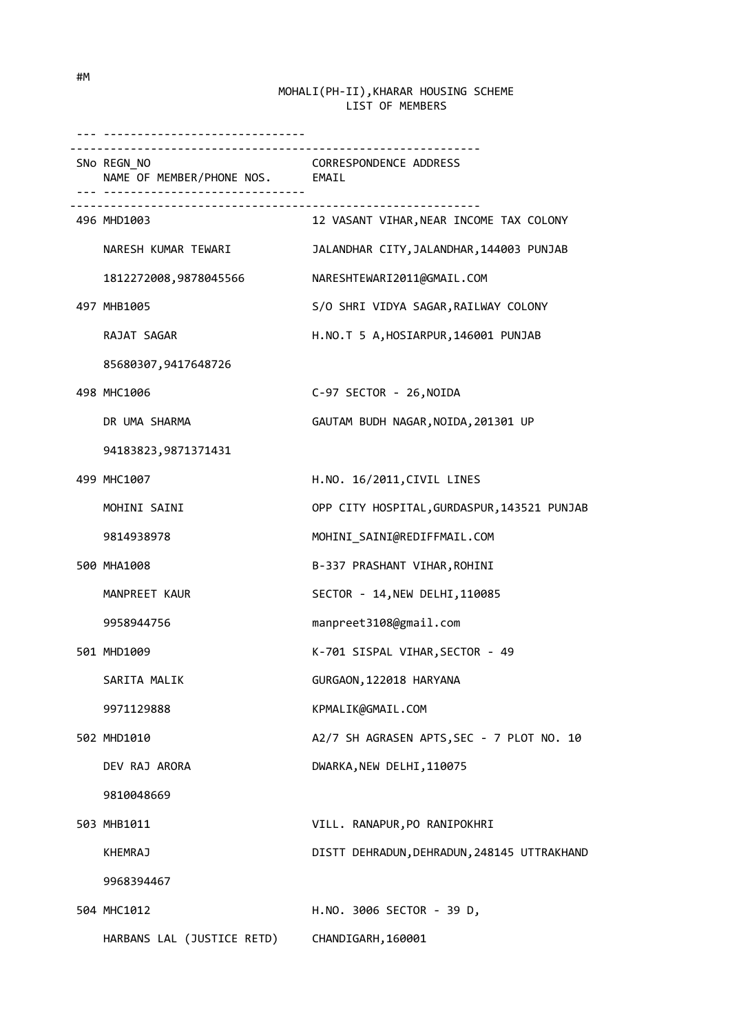#M

MOHALI(PH-II),KHARAR HOUSING SCHEME
LIST OF MEMBERS

| SNo | REGN_NO / NAME OF MEMBER/PHONE NOS. | CORRESPONDENCE ADDRESS / EMAIL |
|---|---|---|
| 496 | MHD1003 | 12 VASANT VIHAR,NEAR INCOME TAX COLONY |
| | NARESH KUMAR TEWARI | JALANDHAR CITY,JALANDHAR,144003 PUNJAB |
| | 1812272008,9878045566 | NARESHTEWARI2011@GMAIL.COM |
| 497 | MHB1005 | S/O SHRI VIDYA SAGAR,RAILWAY COLONY |
| | RAJAT SAGAR | H.NO.T 5 A,HOSIARPUR,146001 PUNJAB |
| | 85680307,9417648726 | |
| 498 | MHC1006 | C-97 SECTOR - 26,NOIDA |
| | DR UMA SHARMA | GAUTAM BUDH NAGAR,NOIDA,201301 UP |
| | 94183823,9871371431 | |
| 499 | MHC1007 | H.NO. 16/2011,CIVIL LINES |
| | MOHINI SAINI | OPP CITY HOSPITAL,GURDASPUR,143521 PUNJAB |
| | 9814938978 | MOHINI_SAINI@REDIFFMAIL.COM |
| 500 | MHA1008 | B-337 PRASHANT VIHAR,ROHINI |
| | MANPREET KAUR | SECTOR - 14,NEW DELHI,110085 |
| | 9958944756 | manpreet3108@gmail.com |
| 501 | MHD1009 | K-701 SISPAL VIHAR,SECTOR - 49 |
| | SARITA MALIK | GURGAON,122018 HARYANA |
| | 9971129888 | KPMALIK@GMAIL.COM |
| 502 | MHD1010 | A2/7 SH AGRASEN APTS,SEC - 7 PLOT NO. 10 |
| | DEV RAJ ARORA | DWARKA,NEW DELHI,110075 |
| | 9810048669 | |
| 503 | MHB1011 | VILL. RANAPUR,PO RANIPOKHRI |
| | KHEMRAJ | DISTT DEHRADUN,DEHRADUN,248145 UTTRAKHAND |
| | 9968394467 | |
| 504 | MHC1012 | H.NO. 3006 SECTOR - 39 D, |
| | HARBANS LAL (JUSTICE RETD) | CHANDIGARH,160001 |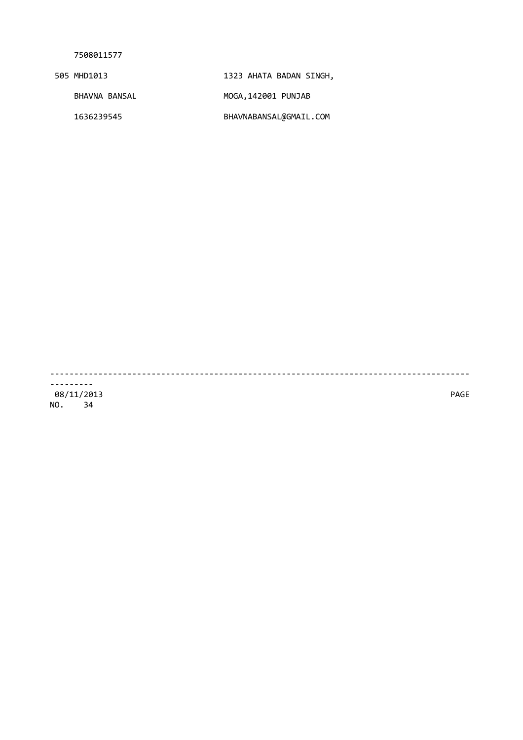7508011577

| | |
|---|---|
| 505 MHD1013 | 1323 AHATA BADAN SINGH, |
| BHAVNA BANSAL | MOGA,142001 PUNJAB |
| 1636239545 | BHAVNABANSAL@GMAIL.COM |

---

08/11/2013